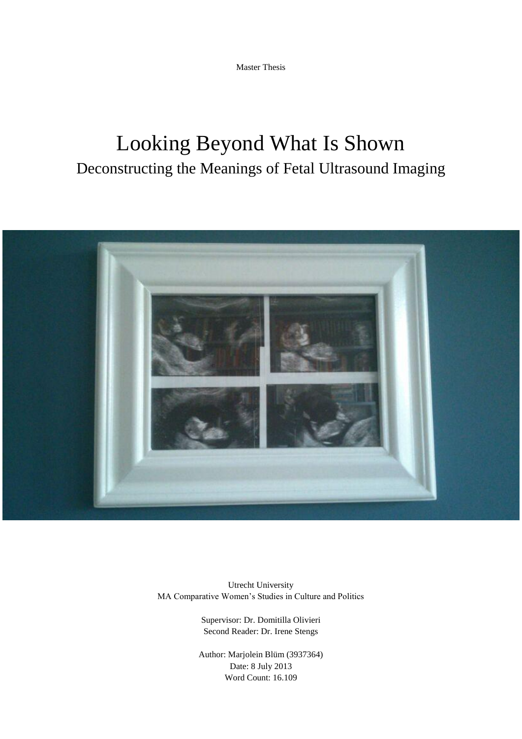Master Thesis

# Looking Beyond What Is Shown

## Deconstructing the Meanings of Fetal Ultrasound Imaging

Utrecht University
MA Comparative Women's Studies in Culture and Politics

Supervisor: Dr. Domitilla Olivieri
Second Reader: Dr. Irene Stengs

Author: Marjolein Blüm (3937364)
Date: 8 July 2013
Word Count: 16.109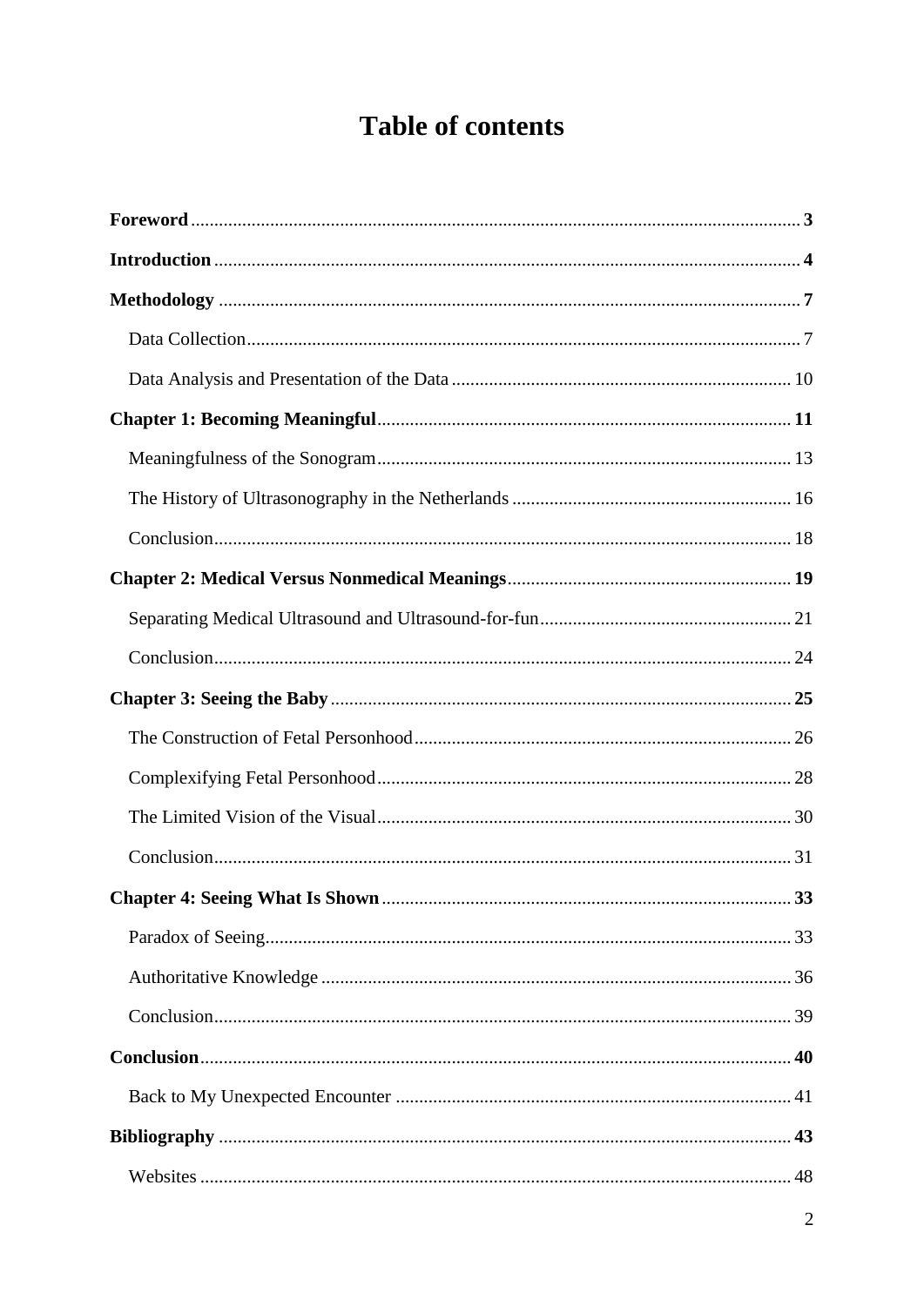# Table of contents

**Foreword** ..... **3**

**Introduction** ..... **4**

**Methodology** ..... **7**

- Data Collection ..... 7
- Data Analysis and Presentation of the Data ..... 10

**Chapter 1: Becoming Meaningful** ..... **11**

- Meaningfulness of the Sonogram ..... 13
- The History of Ultrasonography in the Netherlands ..... 16
- Conclusion ..... 18

**Chapter 2: Medical Versus Nonmedical Meanings** ..... **19**

- Separating Medical Ultrasound and Ultrasound-for-fun ..... 21
- Conclusion ..... 24

**Chapter 3: Seeing the Baby** ..... **25**

- The Construction of Fetal Personhood ..... 26
- Complexifying Fetal Personhood ..... 28
- The Limited Vision of the Visual ..... 30
- Conclusion ..... 31

**Chapter 4: Seeing What Is Shown** ..... **33**

- Paradox of Seeing ..... 33
- Authoritative Knowledge ..... 36
- Conclusion ..... 39

**Conclusion** ..... **40**

- Back to My Unexpected Encounter ..... 41

**Bibliography** ..... **43**

- Websites ..... 48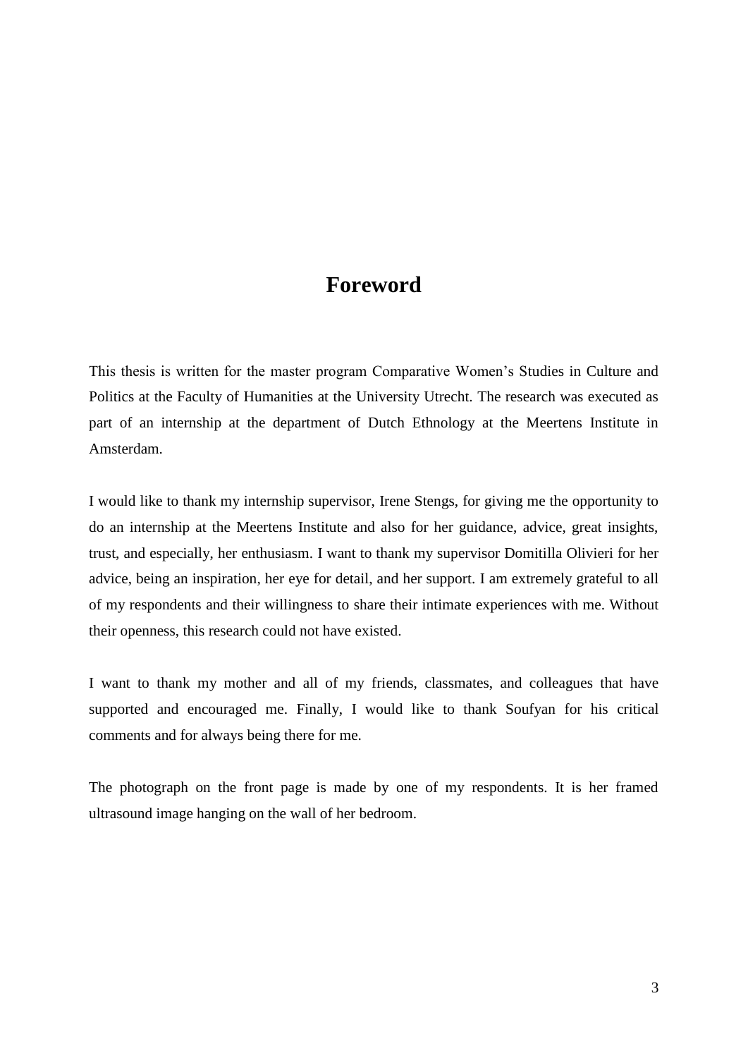# Foreword

This thesis is written for the master program Comparative Women's Studies in Culture and Politics at the Faculty of Humanities at the University Utrecht. The research was executed as part of an internship at the department of Dutch Ethnology at the Meertens Institute in Amsterdam.

I would like to thank my internship supervisor, Irene Stengs, for giving me the opportunity to do an internship at the Meertens Institute and also for her guidance, advice, great insights, trust, and especially, her enthusiasm. I want to thank my supervisor Domitilla Olivieri for her advice, being an inspiration, her eye for detail, and her support. I am extremely grateful to all of my respondents and their willingness to share their intimate experiences with me. Without their openness, this research could not have existed.

I want to thank my mother and all of my friends, classmates, and colleagues that have supported and encouraged me. Finally, I would like to thank Soufyan for his critical comments and for always being there for me.

The photograph on the front page is made by one of my respondents. It is her framed ultrasound image hanging on the wall of her bedroom.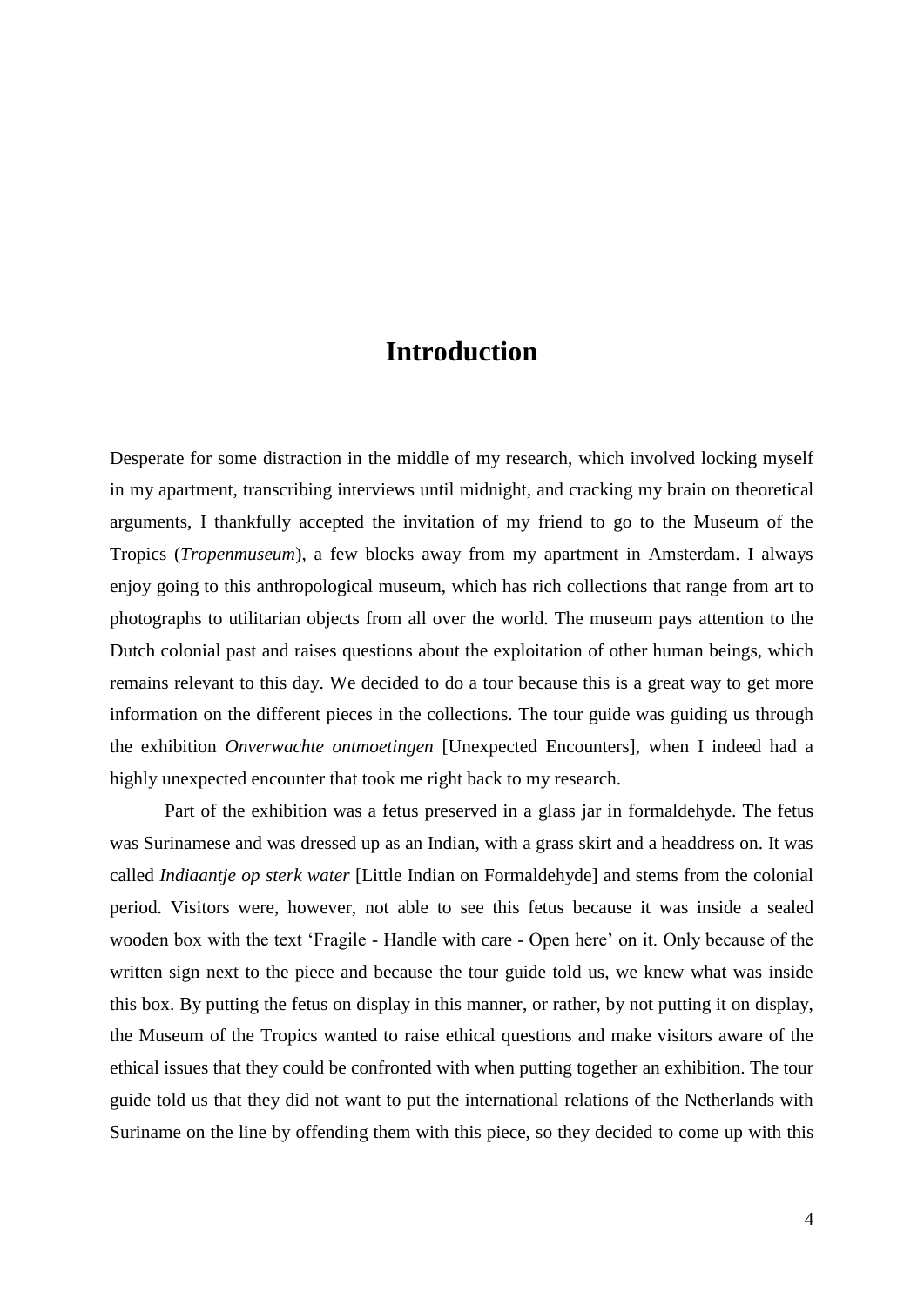# Introduction

Desperate for some distraction in the middle of my research, which involved locking myself in my apartment, transcribing interviews until midnight, and cracking my brain on theoretical arguments, I thankfully accepted the invitation of my friend to go to the Museum of the Tropics (*Tropenmuseum*), a few blocks away from my apartment in Amsterdam. I always enjoy going to this anthropological museum, which has rich collections that range from art to photographs to utilitarian objects from all over the world. The museum pays attention to the Dutch colonial past and raises questions about the exploitation of other human beings, which remains relevant to this day. We decided to do a tour because this is a great way to get more information on the different pieces in the collections. The tour guide was guiding us through the exhibition *Onverwachte ontmoetingen* [Unexpected Encounters], when I indeed had a highly unexpected encounter that took me right back to my research.

Part of the exhibition was a fetus preserved in a glass jar in formaldehyde. The fetus was Surinamese and was dressed up as an Indian, with a grass skirt and a headdress on. It was called *Indiaantje op sterk water* [Little Indian on Formaldehyde] and stems from the colonial period. Visitors were, however, not able to see this fetus because it was inside a sealed wooden box with the text 'Fragile - Handle with care - Open here' on it. Only because of the written sign next to the piece and because the tour guide told us, we knew what was inside this box. By putting the fetus on display in this manner, or rather, by not putting it on display, the Museum of the Tropics wanted to raise ethical questions and make visitors aware of the ethical issues that they could be confronted with when putting together an exhibition. The tour guide told us that they did not want to put the international relations of the Netherlands with Suriname on the line by offending them with this piece, so they decided to come up with this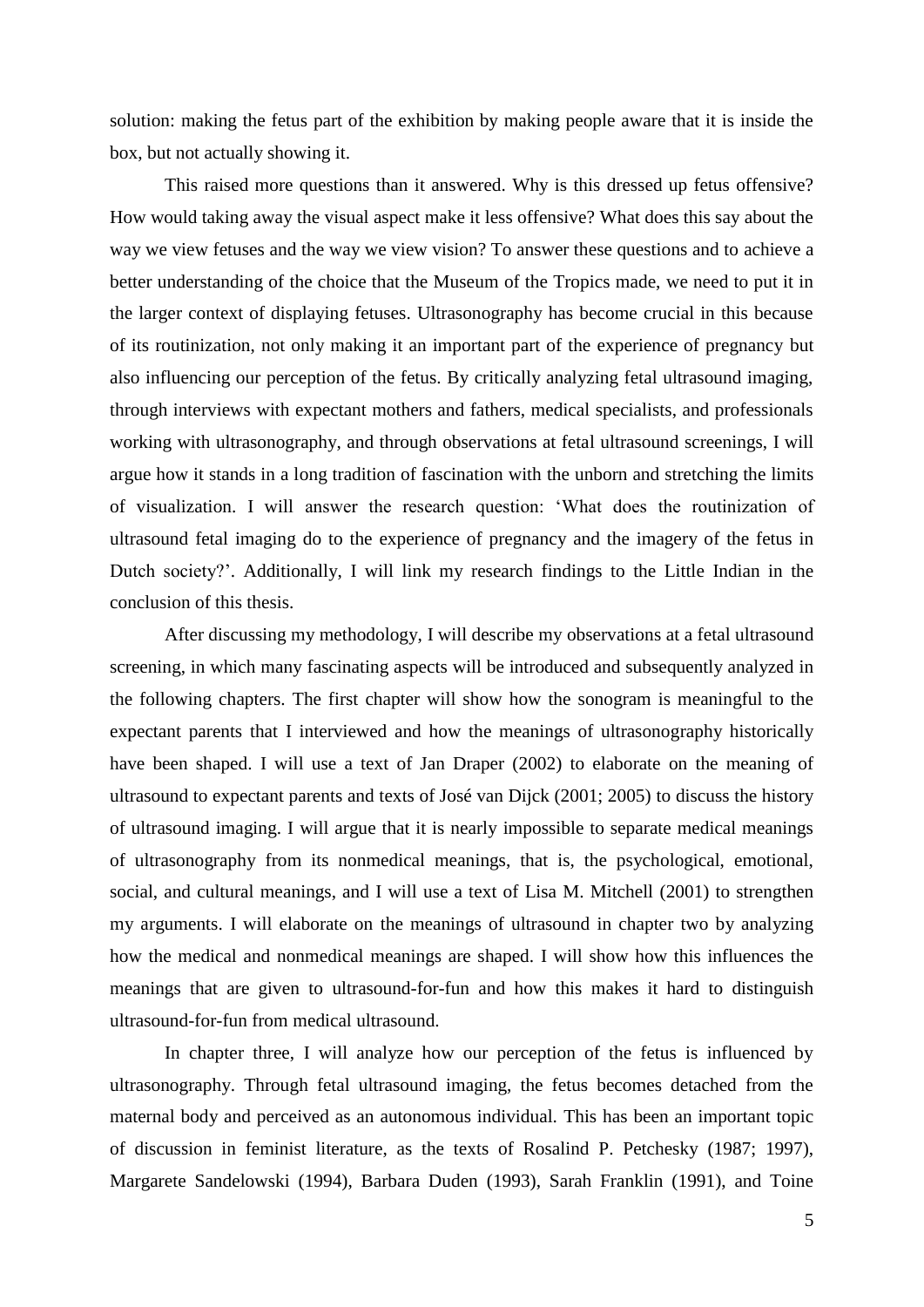solution: making the fetus part of the exhibition by making people aware that it is inside the box, but not actually showing it.

This raised more questions than it answered. Why is this dressed up fetus offensive? How would taking away the visual aspect make it less offensive? What does this say about the way we view fetuses and the way we view vision? To answer these questions and to achieve a better understanding of the choice that the Museum of the Tropics made, we need to put it in the larger context of displaying fetuses. Ultrasonography has become crucial in this because of its routinization, not only making it an important part of the experience of pregnancy but also influencing our perception of the fetus. By critically analyzing fetal ultrasound imaging, through interviews with expectant mothers and fathers, medical specialists, and professionals working with ultrasonography, and through observations at fetal ultrasound screenings, I will argue how it stands in a long tradition of fascination with the unborn and stretching the limits of visualization. I will answer the research question: 'What does the routinization of ultrasound fetal imaging do to the experience of pregnancy and the imagery of the fetus in Dutch society?'. Additionally, I will link my research findings to the Little Indian in the conclusion of this thesis.

After discussing my methodology, I will describe my observations at a fetal ultrasound screening, in which many fascinating aspects will be introduced and subsequently analyzed in the following chapters. The first chapter will show how the sonogram is meaningful to the expectant parents that I interviewed and how the meanings of ultrasonography historically have been shaped. I will use a text of Jan Draper (2002) to elaborate on the meaning of ultrasound to expectant parents and texts of José van Dijck (2001; 2005) to discuss the history of ultrasound imaging. I will argue that it is nearly impossible to separate medical meanings of ultrasonography from its nonmedical meanings, that is, the psychological, emotional, social, and cultural meanings, and I will use a text of Lisa M. Mitchell (2001) to strengthen my arguments. I will elaborate on the meanings of ultrasound in chapter two by analyzing how the medical and nonmedical meanings are shaped. I will show how this influences the meanings that are given to ultrasound-for-fun and how this makes it hard to distinguish ultrasound-for-fun from medical ultrasound.

In chapter three, I will analyze how our perception of the fetus is influenced by ultrasonography. Through fetal ultrasound imaging, the fetus becomes detached from the maternal body and perceived as an autonomous individual. This has been an important topic of discussion in feminist literature, as the texts of Rosalind P. Petchesky (1987; 1997), Margarete Sandelowski (1994), Barbara Duden (1993), Sarah Franklin (1991), and Toine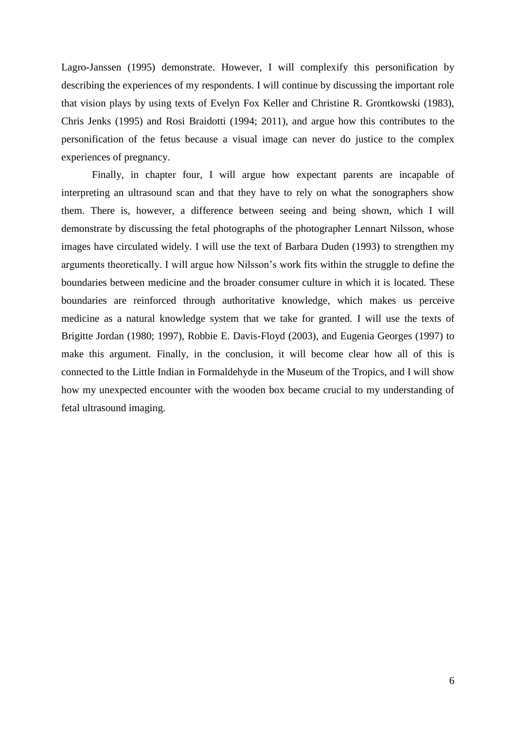Lagro-Janssen (1995) demonstrate. However, I will complexify this personification by describing the experiences of my respondents. I will continue by discussing the important role that vision plays by using texts of Evelyn Fox Keller and Christine R. Grontkowski (1983), Chris Jenks (1995) and Rosi Braidotti (1994; 2011), and argue how this contributes to the personification of the fetus because a visual image can never do justice to the complex experiences of pregnancy.

Finally, in chapter four, I will argue how expectant parents are incapable of interpreting an ultrasound scan and that they have to rely on what the sonographers show them. There is, however, a difference between seeing and being shown, which I will demonstrate by discussing the fetal photographs of the photographer Lennart Nilsson, whose images have circulated widely. I will use the text of Barbara Duden (1993) to strengthen my arguments theoretically. I will argue how Nilsson's work fits within the struggle to define the boundaries between medicine and the broader consumer culture in which it is located. These boundaries are reinforced through authoritative knowledge, which makes us perceive medicine as a natural knowledge system that we take for granted. I will use the texts of Brigitte Jordan (1980; 1997), Robbie E. Davis-Floyd (2003), and Eugenia Georges (1997) to make this argument. Finally, in the conclusion, it will become clear how all of this is connected to the Little Indian in Formaldehyde in the Museum of the Tropics, and I will show how my unexpected encounter with the wooden box became crucial to my understanding of fetal ultrasound imaging.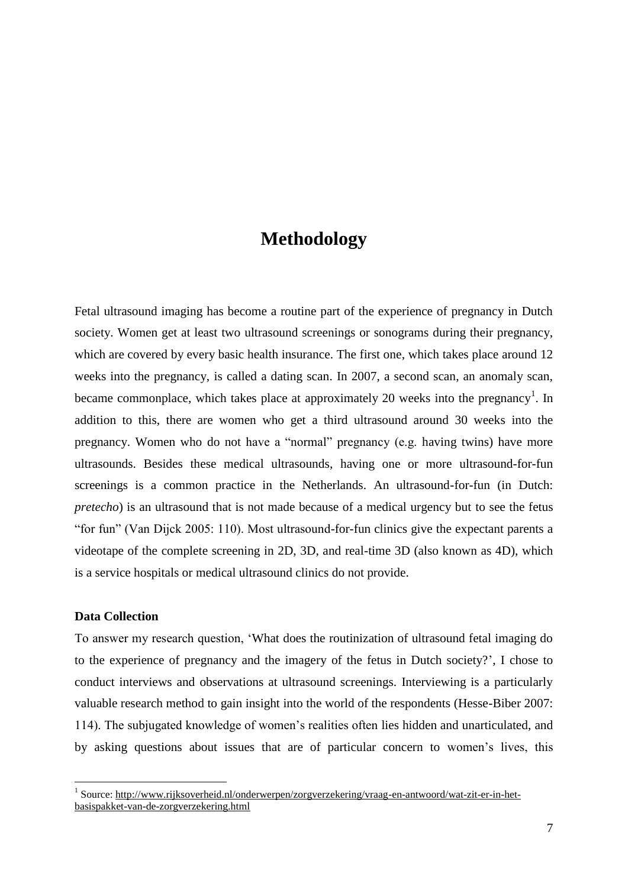# Methodology

Fetal ultrasound imaging has become a routine part of the experience of pregnancy in Dutch society. Women get at least two ultrasound screenings or sonograms during their pregnancy, which are covered by every basic health insurance. The first one, which takes place around 12 weeks into the pregnancy, is called a dating scan. In 2007, a second scan, an anomaly scan, became commonplace, which takes place at approximately 20 weeks into the pregnancy[1]. In addition to this, there are women who get a third ultrasound around 30 weeks into the pregnancy. Women who do not have a "normal" pregnancy (e.g. having twins) have more ultrasounds. Besides these medical ultrasounds, having one or more ultrasound-for-fun screenings is a common practice in the Netherlands. An ultrasound-for-fun (in Dutch: *pretecho*) is an ultrasound that is not made because of a medical urgency but to see the fetus "for fun" (Van Dijck 2005: 110). Most ultrasound-for-fun clinics give the expectant parents a videotape of the complete screening in 2D, 3D, and real-time 3D (also known as 4D), which is a service hospitals or medical ultrasound clinics do not provide.

**Data Collection**

To answer my research question, 'What does the routinization of ultrasound fetal imaging do to the experience of pregnancy and the imagery of the fetus in Dutch society?', I chose to conduct interviews and observations at ultrasound screenings. Interviewing is a particularly valuable research method to gain insight into the world of the respondents (Hesse-Biber 2007: 114). The subjugated knowledge of women's realities often lies hidden and unarticulated, and by asking questions about issues that are of particular concern to women's lives, this

---

[1] Source: http://www.rijksoverheid.nl/onderwerpen/zorgverzekering/vraag-en-antwoord/wat-zit-er-in-het-basispakket-van-de-zorgverzekering.html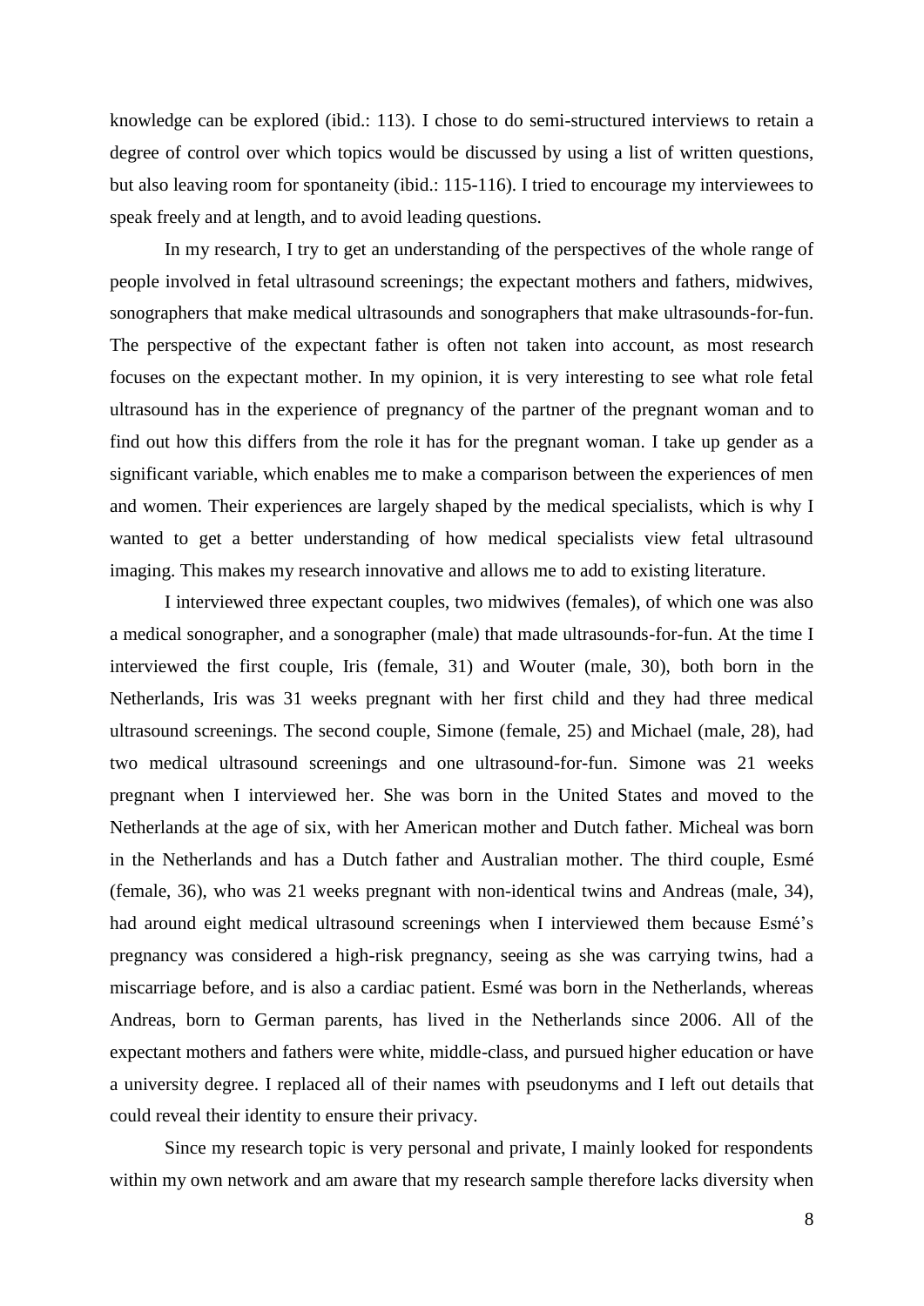knowledge can be explored (ibid.: 113). I chose to do semi-structured interviews to retain a degree of control over which topics would be discussed by using a list of written questions, but also leaving room for spontaneity (ibid.: 115-116). I tried to encourage my interviewees to speak freely and at length, and to avoid leading questions.

In my research, I try to get an understanding of the perspectives of the whole range of people involved in fetal ultrasound screenings; the expectant mothers and fathers, midwives, sonographers that make medical ultrasounds and sonographers that make ultrasounds-for-fun. The perspective of the expectant father is often not taken into account, as most research focuses on the expectant mother. In my opinion, it is very interesting to see what role fetal ultrasound has in the experience of pregnancy of the partner of the pregnant woman and to find out how this differs from the role it has for the pregnant woman. I take up gender as a significant variable, which enables me to make a comparison between the experiences of men and women. Their experiences are largely shaped by the medical specialists, which is why I wanted to get a better understanding of how medical specialists view fetal ultrasound imaging. This makes my research innovative and allows me to add to existing literature.

I interviewed three expectant couples, two midwives (females), of which one was also a medical sonographer, and a sonographer (male) that made ultrasounds-for-fun. At the time I interviewed the first couple, Iris (female, 31) and Wouter (male, 30), both born in the Netherlands, Iris was 31 weeks pregnant with her first child and they had three medical ultrasound screenings. The second couple, Simone (female, 25) and Michael (male, 28), had two medical ultrasound screenings and one ultrasound-for-fun. Simone was 21 weeks pregnant when I interviewed her. She was born in the United States and moved to the Netherlands at the age of six, with her American mother and Dutch father. Micheal was born in the Netherlands and has a Dutch father and Australian mother. The third couple, Esmé (female, 36), who was 21 weeks pregnant with non-identical twins and Andreas (male, 34), had around eight medical ultrasound screenings when I interviewed them because Esmé's pregnancy was considered a high-risk pregnancy, seeing as she was carrying twins, had a miscarriage before, and is also a cardiac patient. Esmé was born in the Netherlands, whereas Andreas, born to German parents, has lived in the Netherlands since 2006. All of the expectant mothers and fathers were white, middle-class, and pursued higher education or have a university degree. I replaced all of their names with pseudonyms and I left out details that could reveal their identity to ensure their privacy.

Since my research topic is very personal and private, I mainly looked for respondents within my own network and am aware that my research sample therefore lacks diversity when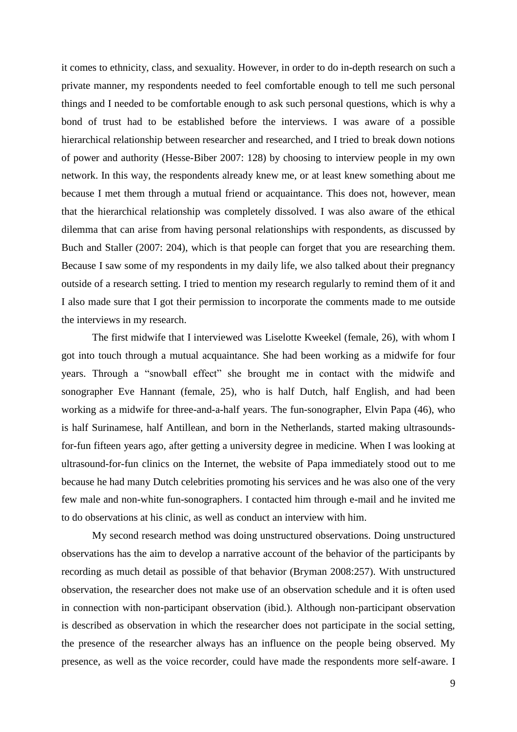it comes to ethnicity, class, and sexuality. However, in order to do in-depth research on such a private manner, my respondents needed to feel comfortable enough to tell me such personal things and I needed to be comfortable enough to ask such personal questions, which is why a bond of trust had to be established before the interviews. I was aware of a possible hierarchical relationship between researcher and researched, and I tried to break down notions of power and authority (Hesse-Biber 2007: 128) by choosing to interview people in my own network. In this way, the respondents already knew me, or at least knew something about me because I met them through a mutual friend or acquaintance. This does not, however, mean that the hierarchical relationship was completely dissolved. I was also aware of the ethical dilemma that can arise from having personal relationships with respondents, as discussed by Buch and Staller (2007: 204), which is that people can forget that you are researching them. Because I saw some of my respondents in my daily life, we also talked about their pregnancy outside of a research setting. I tried to mention my research regularly to remind them of it and I also made sure that I got their permission to incorporate the comments made to me outside the interviews in my research.

The first midwife that I interviewed was Liselotte Kweekel (female, 26), with whom I got into touch through a mutual acquaintance. She had been working as a midwife for four years. Through a "snowball effect" she brought me in contact with the midwife and sonographer Eve Hannant (female, 25), who is half Dutch, half English, and had been working as a midwife for three-and-a-half years. The fun-sonographer, Elvin Papa (46), who is half Surinamese, half Antillean, and born in the Netherlands, started making ultrasounds-for-fun fifteen years ago, after getting a university degree in medicine. When I was looking at ultrasound-for-fun clinics on the Internet, the website of Papa immediately stood out to me because he had many Dutch celebrities promoting his services and he was also one of the very few male and non-white fun-sonographers. I contacted him through e-mail and he invited me to do observations at his clinic, as well as conduct an interview with him.

My second research method was doing unstructured observations. Doing unstructured observations has the aim to develop a narrative account of the behavior of the participants by recording as much detail as possible of that behavior (Bryman 2008:257). With unstructured observation, the researcher does not make use of an observation schedule and it is often used in connection with non-participant observation (ibid.). Although non-participant observation is described as observation in which the researcher does not participate in the social setting, the presence of the researcher always has an influence on the people being observed. My presence, as well as the voice recorder, could have made the respondents more self-aware. I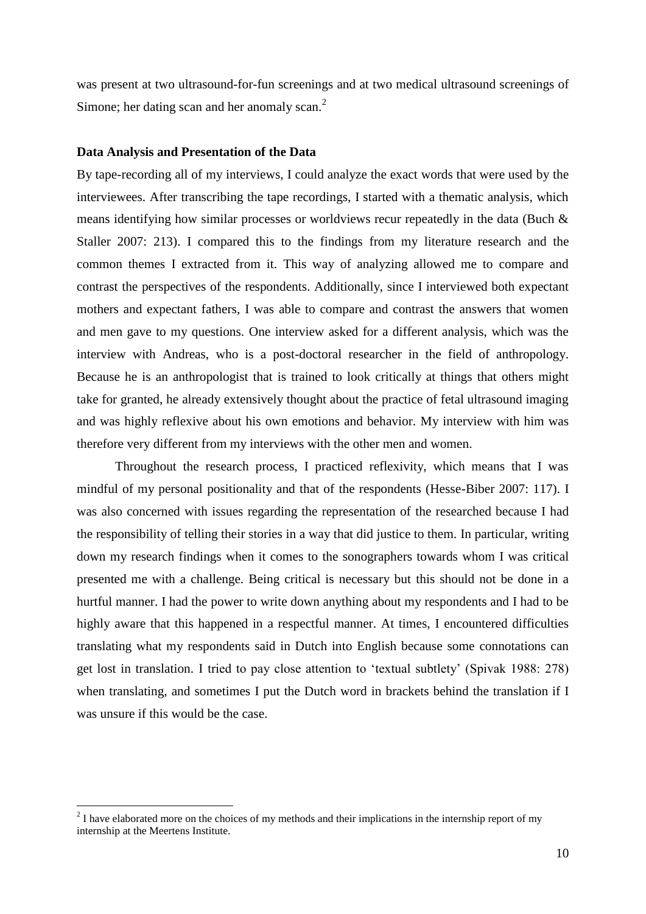was present at two ultrasound-for-fun screenings and at two medical ultrasound screenings of Simone; her dating scan and her anomaly scan.[2]

**Data Analysis and Presentation of the Data**

By tape-recording all of my interviews, I could analyze the exact words that were used by the interviewees. After transcribing the tape recordings, I started with a thematic analysis, which means identifying how similar processes or worldviews recur repeatedly in the data (Buch & Staller 2007: 213). I compared this to the findings from my literature research and the common themes I extracted from it. This way of analyzing allowed me to compare and contrast the perspectives of the respondents. Additionally, since I interviewed both expectant mothers and expectant fathers, I was able to compare and contrast the answers that women and men gave to my questions. One interview asked for a different analysis, which was the interview with Andreas, who is a post-doctoral researcher in the field of anthropology. Because he is an anthropologist that is trained to look critically at things that others might take for granted, he already extensively thought about the practice of fetal ultrasound imaging and was highly reflexive about his own emotions and behavior. My interview with him was therefore very different from my interviews with the other men and women.

Throughout the research process, I practiced reflexivity, which means that I was mindful of my personal positionality and that of the respondents (Hesse-Biber 2007: 117). I was also concerned with issues regarding the representation of the researched because I had the responsibility of telling their stories in a way that did justice to them. In particular, writing down my research findings when it comes to the sonographers towards whom I was critical presented me with a challenge. Being critical is necessary but this should not be done in a hurtful manner. I had the power to write down anything about my respondents and I had to be highly aware that this happened in a respectful manner. At times, I encountered difficulties translating what my respondents said in Dutch into English because some connotations can get lost in translation. I tried to pay close attention to 'textual subtlety' (Spivak 1988: 278) when translating, and sometimes I put the Dutch word in brackets behind the translation if I was unsure if this would be the case.

[2] I have elaborated more on the choices of my methods and their implications in the internship report of my internship at the Meertens Institute.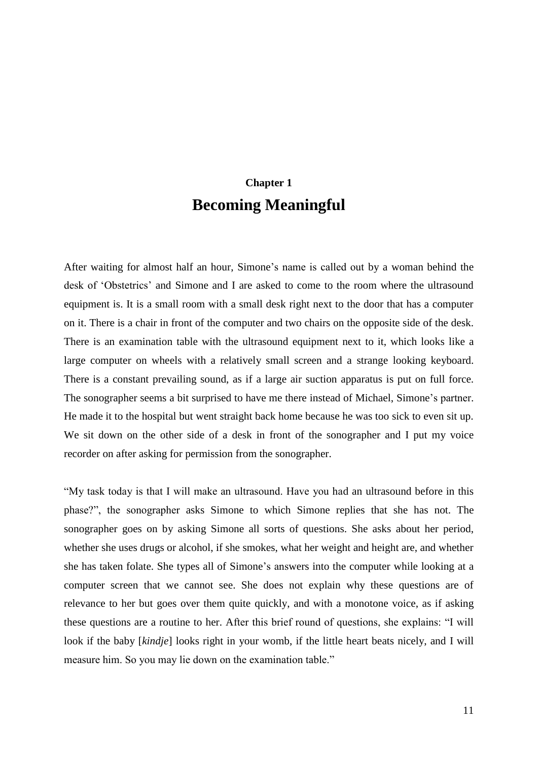**Chapter 1**

# Becoming Meaningful

After waiting for almost half an hour, Simone's name is called out by a woman behind the desk of 'Obstetrics' and Simone and I are asked to come to the room where the ultrasound equipment is. It is a small room with a small desk right next to the door that has a computer on it. There is a chair in front of the computer and two chairs on the opposite side of the desk. There is an examination table with the ultrasound equipment next to it, which looks like a large computer on wheels with a relatively small screen and a strange looking keyboard. There is a constant prevailing sound, as if a large air suction apparatus is put on full force. The sonographer seems a bit surprised to have me there instead of Michael, Simone's partner. He made it to the hospital but went straight back home because he was too sick to even sit up. We sit down on the other side of a desk in front of the sonographer and I put my voice recorder on after asking for permission from the sonographer.

"My task today is that I will make an ultrasound. Have you had an ultrasound before in this phase?", the sonographer asks Simone to which Simone replies that she has not. The sonographer goes on by asking Simone all sorts of questions. She asks about her period, whether she uses drugs or alcohol, if she smokes, what her weight and height are, and whether she has taken folate. She types all of Simone's answers into the computer while looking at a computer screen that we cannot see. She does not explain why these questions are of relevance to her but goes over them quite quickly, and with a monotone voice, as if asking these questions are a routine to her. After this brief round of questions, she explains: "I will look if the baby [*kindje*] looks right in your womb, if the little heart beats nicely, and I will measure him. So you may lie down on the examination table."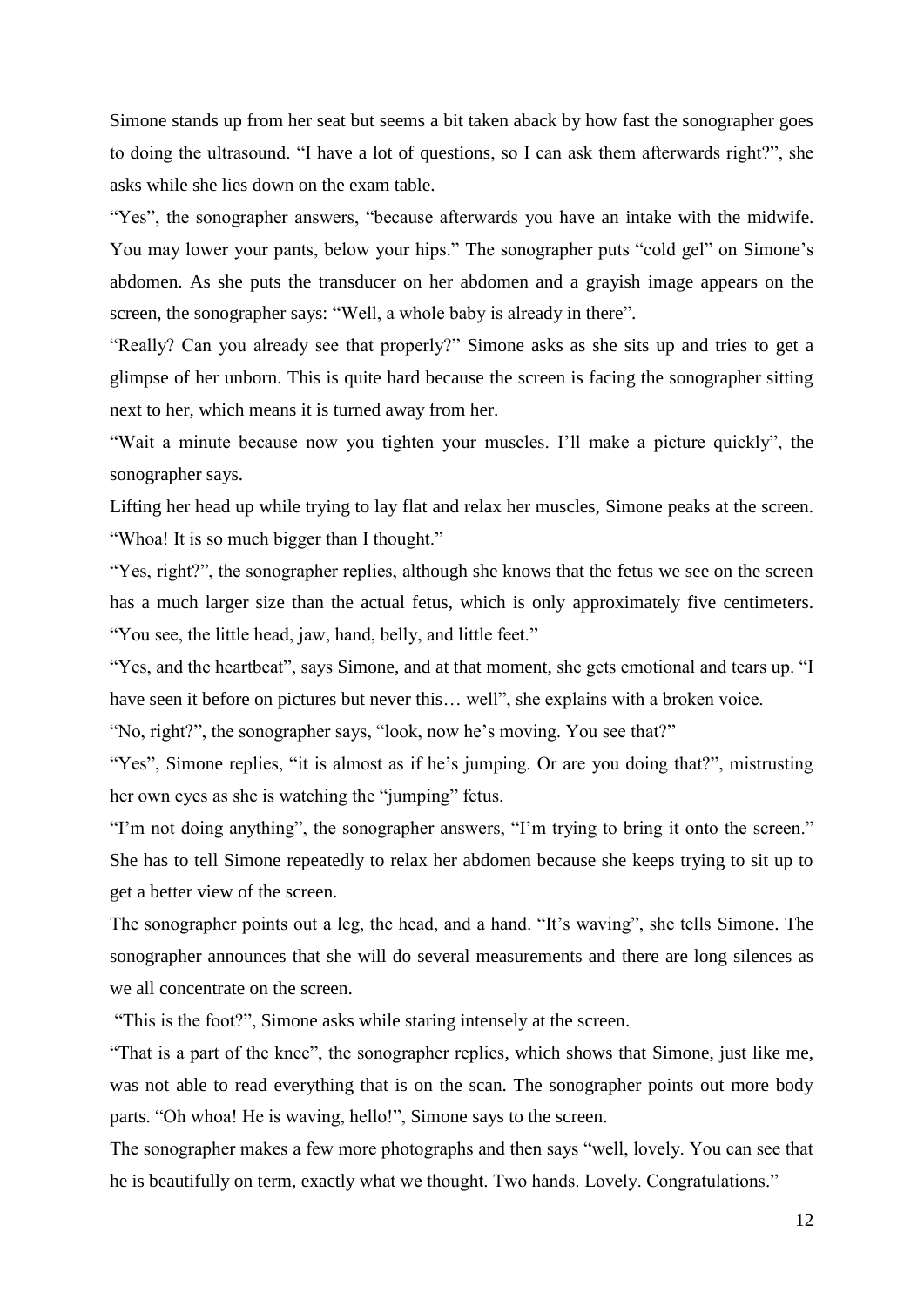Simone stands up from her seat but seems a bit taken aback by how fast the sonographer goes to doing the ultrasound. “I have a lot of questions, so I can ask them afterwards right?”, she asks while she lies down on the exam table.

“Yes”, the sonographer answers, “because afterwards you have an intake with the midwife. You may lower your pants, below your hips.” The sonographer puts “cold gel” on Simone’s abdomen. As she puts the transducer on her abdomen and a grayish image appears on the screen, the sonographer says: “Well, a whole baby is already in there”.

“Really? Can you already see that properly?” Simone asks as she sits up and tries to get a glimpse of her unborn. This is quite hard because the screen is facing the sonographer sitting next to her, which means it is turned away from her.

“Wait a minute because now you tighten your muscles. I’ll make a picture quickly”, the sonographer says.

Lifting her head up while trying to lay flat and relax her muscles, Simone peaks at the screen. “Whoa! It is so much bigger than I thought.”

“Yes, right?”, the sonographer replies, although she knows that the fetus we see on the screen has a much larger size than the actual fetus, which is only approximately five centimeters. “You see, the little head, jaw, hand, belly, and little feet.”

“Yes, and the heartbeat”, says Simone, and at that moment, she gets emotional and tears up. “I have seen it before on pictures but never this… well”, she explains with a broken voice.

“No, right?”, the sonographer says, “look, now he’s moving. You see that?”

“Yes”, Simone replies, “it is almost as if he’s jumping. Or are you doing that?”, mistrusting her own eyes as she is watching the “jumping” fetus.

“I’m not doing anything”, the sonographer answers, “I’m trying to bring it onto the screen.” She has to tell Simone repeatedly to relax her abdomen because she keeps trying to sit up to get a better view of the screen.

The sonographer points out a leg, the head, and a hand. “It’s waving”, she tells Simone. The sonographer announces that she will do several measurements and there are long silences as we all concentrate on the screen.

“This is the foot?”, Simone asks while staring intensely at the screen.

“That is a part of the knee”, the sonographer replies, which shows that Simone, just like me, was not able to read everything that is on the scan. The sonographer points out more body parts. “Oh whoa! He is waving, hello!”, Simone says to the screen.

The sonographer makes a few more photographs and then says “well, lovely. You can see that he is beautifully on term, exactly what we thought. Two hands. Lovely. Congratulations.”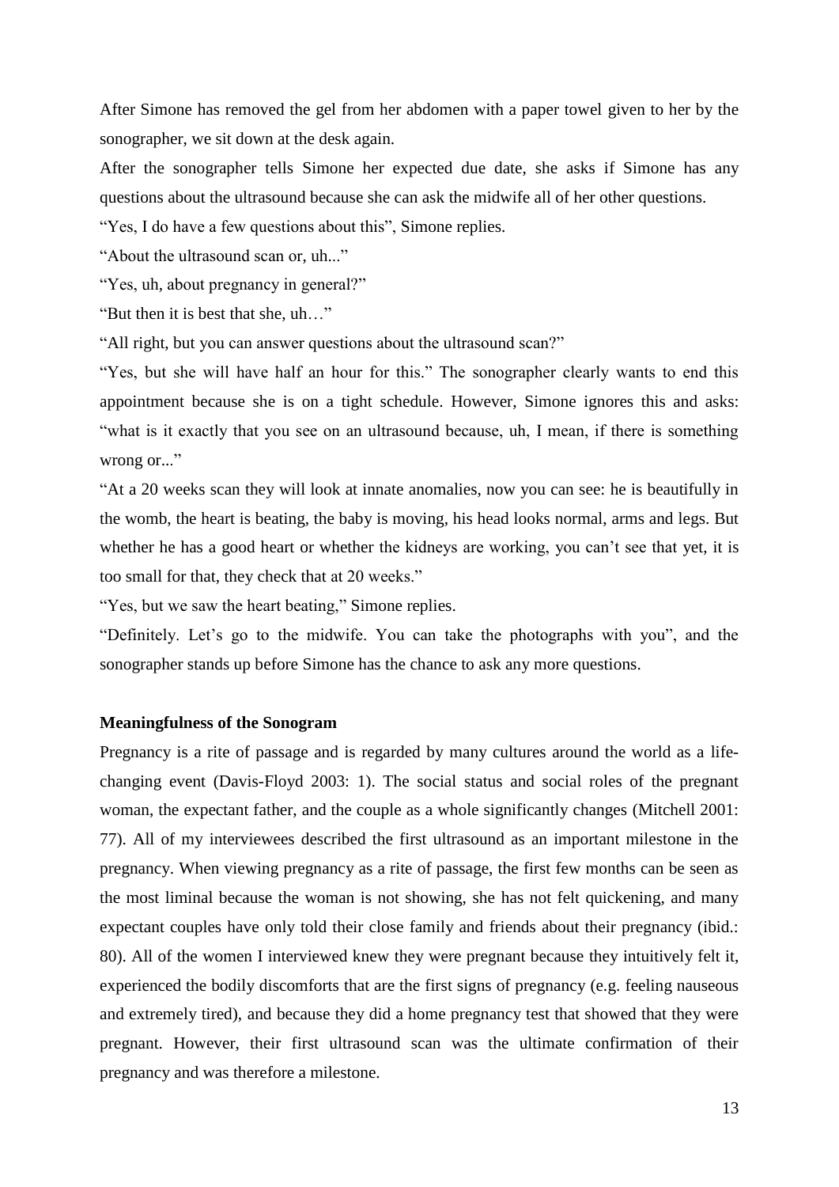After Simone has removed the gel from her abdomen with a paper towel given to her by the sonographer, we sit down at the desk again.

After the sonographer tells Simone her expected due date, she asks if Simone has any questions about the ultrasound because she can ask the midwife all of her other questions.

"Yes, I do have a few questions about this", Simone replies.

"About the ultrasound scan or, uh..."

"Yes, uh, about pregnancy in general?"

"But then it is best that she, uh…"

"All right, but you can answer questions about the ultrasound scan?"

"Yes, but she will have half an hour for this." The sonographer clearly wants to end this appointment because she is on a tight schedule. However, Simone ignores this and asks: "what is it exactly that you see on an ultrasound because, uh, I mean, if there is something wrong or..."

"At a 20 weeks scan they will look at innate anomalies, now you can see: he is beautifully in the womb, the heart is beating, the baby is moving, his head looks normal, arms and legs. But whether he has a good heart or whether the kidneys are working, you can't see that yet, it is too small for that, they check that at 20 weeks."

"Yes, but we saw the heart beating," Simone replies.

"Definitely. Let's go to the midwife. You can take the photographs with you", and the sonographer stands up before Simone has the chance to ask any more questions.

**Meaningfulness of the Sonogram**

Pregnancy is a rite of passage and is regarded by many cultures around the world as a life-changing event (Davis-Floyd 2003: 1). The social status and social roles of the pregnant woman, the expectant father, and the couple as a whole significantly changes (Mitchell 2001: 77). All of my interviewees described the first ultrasound as an important milestone in the pregnancy. When viewing pregnancy as a rite of passage, the first few months can be seen as the most liminal because the woman is not showing, she has not felt quickening, and many expectant couples have only told their close family and friends about their pregnancy (ibid.: 80). All of the women I interviewed knew they were pregnant because they intuitively felt it, experienced the bodily discomforts that are the first signs of pregnancy (e.g. feeling nauseous and extremely tired), and because they did a home pregnancy test that showed that they were pregnant. However, their first ultrasound scan was the ultimate confirmation of their pregnancy and was therefore a milestone.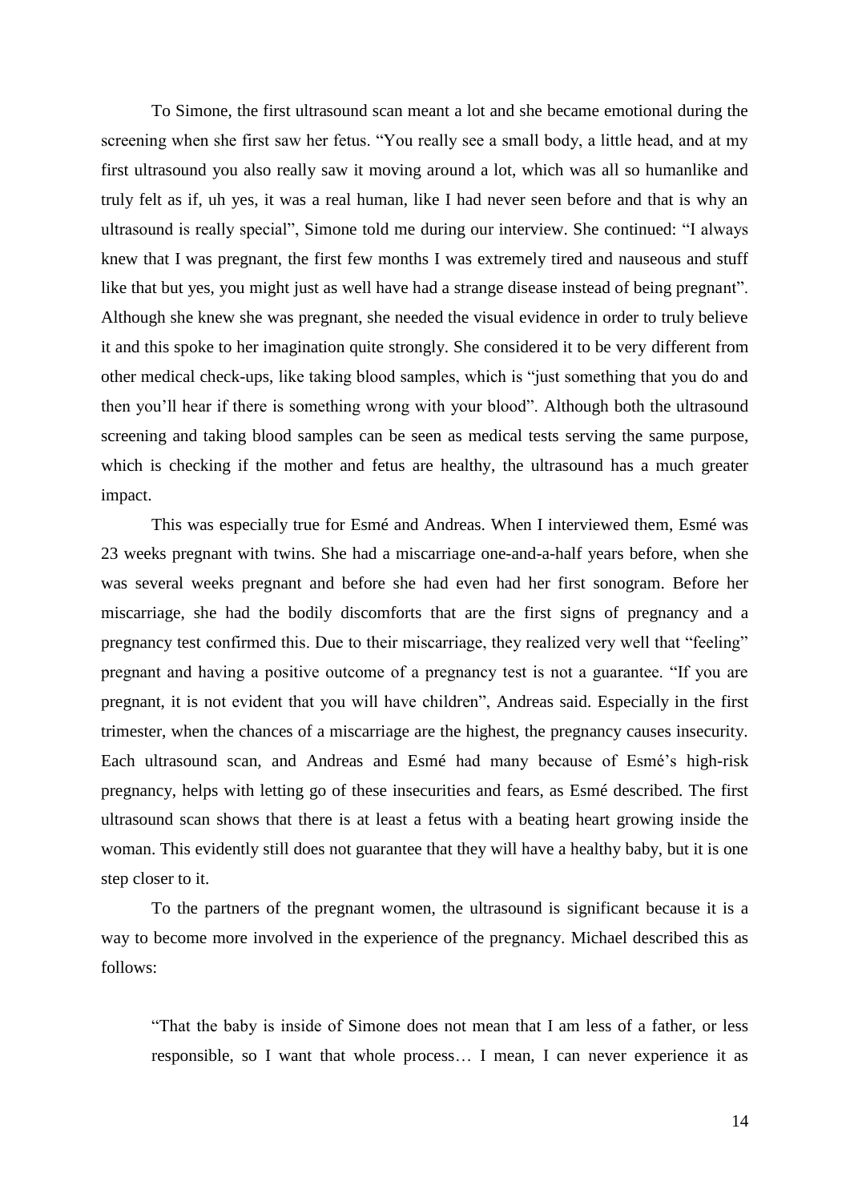To Simone, the first ultrasound scan meant a lot and she became emotional during the screening when she first saw her fetus. "You really see a small body, a little head, and at my first ultrasound you also really saw it moving around a lot, which was all so humanlike and truly felt as if, uh yes, it was a real human, like I had never seen before and that is why an ultrasound is really special", Simone told me during our interview. She continued: "I always knew that I was pregnant, the first few months I was extremely tired and nauseous and stuff like that but yes, you might just as well have had a strange disease instead of being pregnant". Although she knew she was pregnant, she needed the visual evidence in order to truly believe it and this spoke to her imagination quite strongly. She considered it to be very different from other medical check-ups, like taking blood samples, which is "just something that you do and then you'll hear if there is something wrong with your blood". Although both the ultrasound screening and taking blood samples can be seen as medical tests serving the same purpose, which is checking if the mother and fetus are healthy, the ultrasound has a much greater impact.

This was especially true for Esmé and Andreas. When I interviewed them, Esmé was 23 weeks pregnant with twins. She had a miscarriage one-and-a-half years before, when she was several weeks pregnant and before she had even had her first sonogram. Before her miscarriage, she had the bodily discomforts that are the first signs of pregnancy and a pregnancy test confirmed this. Due to their miscarriage, they realized very well that "feeling" pregnant and having a positive outcome of a pregnancy test is not a guarantee. "If you are pregnant, it is not evident that you will have children", Andreas said. Especially in the first trimester, when the chances of a miscarriage are the highest, the pregnancy causes insecurity. Each ultrasound scan, and Andreas and Esmé had many because of Esmé's high-risk pregnancy, helps with letting go of these insecurities and fears, as Esmé described. The first ultrasound scan shows that there is at least a fetus with a beating heart growing inside the woman. This evidently still does not guarantee that they will have a healthy baby, but it is one step closer to it.

To the partners of the pregnant women, the ultrasound is significant because it is a way to become more involved in the experience of the pregnancy. Michael described this as follows:

> "That the baby is inside of Simone does not mean that I am less of a father, or less responsible, so I want that whole process… I mean, I can never experience it as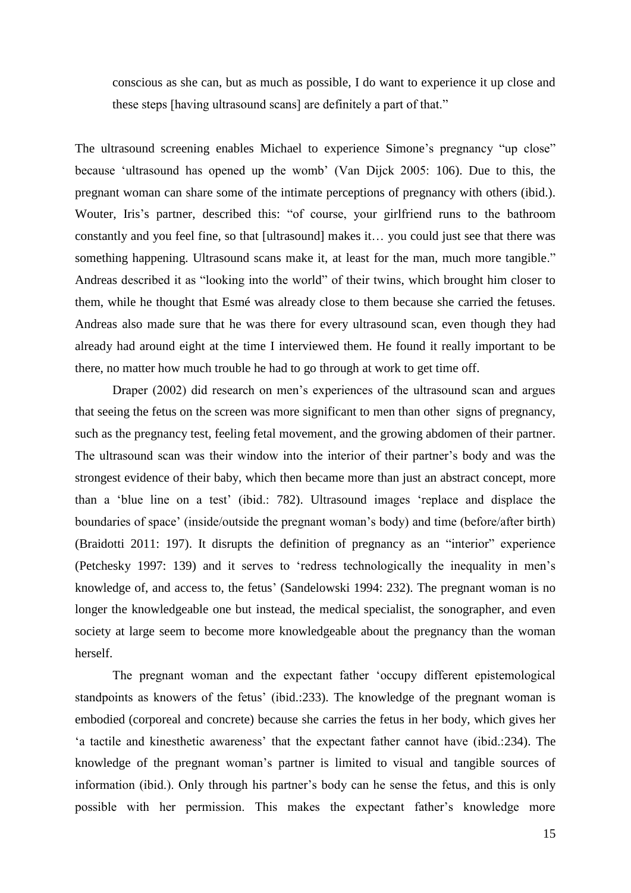> conscious as she can, but as much as possible, I do want to experience it up close and these steps [having ultrasound scans] are definitely a part of that."

The ultrasound screening enables Michael to experience Simone's pregnancy "up close" because 'ultrasound has opened up the womb' (Van Dijck 2005: 106). Due to this, the pregnant woman can share some of the intimate perceptions of pregnancy with others (ibid.). Wouter, Iris's partner, described this: "of course, your girlfriend runs to the bathroom constantly and you feel fine, so that [ultrasound] makes it… you could just see that there was something happening. Ultrasound scans make it, at least for the man, much more tangible." Andreas described it as "looking into the world" of their twins, which brought him closer to them, while he thought that Esmé was already close to them because she carried the fetuses. Andreas also made sure that he was there for every ultrasound scan, even though they had already had around eight at the time I interviewed them. He found it really important to be there, no matter how much trouble he had to go through at work to get time off.

Draper (2002) did research on men's experiences of the ultrasound scan and argues that seeing the fetus on the screen was more significant to men than other signs of pregnancy, such as the pregnancy test, feeling fetal movement, and the growing abdomen of their partner. The ultrasound scan was their window into the interior of their partner's body and was the strongest evidence of their baby, which then became more than just an abstract concept, more than a 'blue line on a test' (ibid.: 782). Ultrasound images 'replace and displace the boundaries of space' (inside/outside the pregnant woman's body) and time (before/after birth) (Braidotti 2011: 197). It disrupts the definition of pregnancy as an "interior" experience (Petchesky 1997: 139) and it serves to 'redress technologically the inequality in men's knowledge of, and access to, the fetus' (Sandelowski 1994: 232). The pregnant woman is no longer the knowledgeable one but instead, the medical specialist, the sonographer, and even society at large seem to become more knowledgeable about the pregnancy than the woman herself.

The pregnant woman and the expectant father 'occupy different epistemological standpoints as knowers of the fetus' (ibid.:233). The knowledge of the pregnant woman is embodied (corporeal and concrete) because she carries the fetus in her body, which gives her 'a tactile and kinesthetic awareness' that the expectant father cannot have (ibid.:234). The knowledge of the pregnant woman's partner is limited to visual and tangible sources of information (ibid.). Only through his partner's body can he sense the fetus, and this is only possible with her permission. This makes the expectant father's knowledge more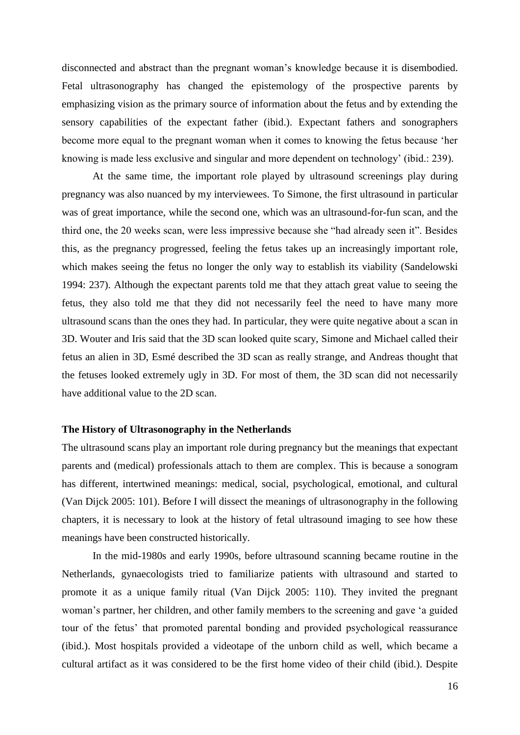disconnected and abstract than the pregnant woman's knowledge because it is disembodied. Fetal ultrasonography has changed the epistemology of the prospective parents by emphasizing vision as the primary source of information about the fetus and by extending the sensory capabilities of the expectant father (ibid.). Expectant fathers and sonographers become more equal to the pregnant woman when it comes to knowing the fetus because 'her knowing is made less exclusive and singular and more dependent on technology' (ibid.: 239).

At the same time, the important role played by ultrasound screenings play during pregnancy was also nuanced by my interviewees. To Simone, the first ultrasound in particular was of great importance, while the second one, which was an ultrasound-for-fun scan, and the third one, the 20 weeks scan, were less impressive because she "had already seen it". Besides this, as the pregnancy progressed, feeling the fetus takes up an increasingly important role, which makes seeing the fetus no longer the only way to establish its viability (Sandelowski 1994: 237). Although the expectant parents told me that they attach great value to seeing the fetus, they also told me that they did not necessarily feel the need to have many more ultrasound scans than the ones they had. In particular, they were quite negative about a scan in 3D. Wouter and Iris said that the 3D scan looked quite scary, Simone and Michael called their fetus an alien in 3D, Esmé described the 3D scan as really strange, and Andreas thought that the fetuses looked extremely ugly in 3D. For most of them, the 3D scan did not necessarily have additional value to the 2D scan.

## The History of Ultrasonography in the Netherlands

The ultrasound scans play an important role during pregnancy but the meanings that expectant parents and (medical) professionals attach to them are complex. This is because a sonogram has different, intertwined meanings: medical, social, psychological, emotional, and cultural (Van Dijck 2005: 101). Before I will dissect the meanings of ultrasonography in the following chapters, it is necessary to look at the history of fetal ultrasound imaging to see how these meanings have been constructed historically.

In the mid-1980s and early 1990s, before ultrasound scanning became routine in the Netherlands, gynaecologists tried to familiarize patients with ultrasound and started to promote it as a unique family ritual (Van Dijck 2005: 110). They invited the pregnant woman's partner, her children, and other family members to the screening and gave 'a guided tour of the fetus' that promoted parental bonding and provided psychological reassurance (ibid.). Most hospitals provided a videotape of the unborn child as well, which became a cultural artifact as it was considered to be the first home video of their child (ibid.). Despite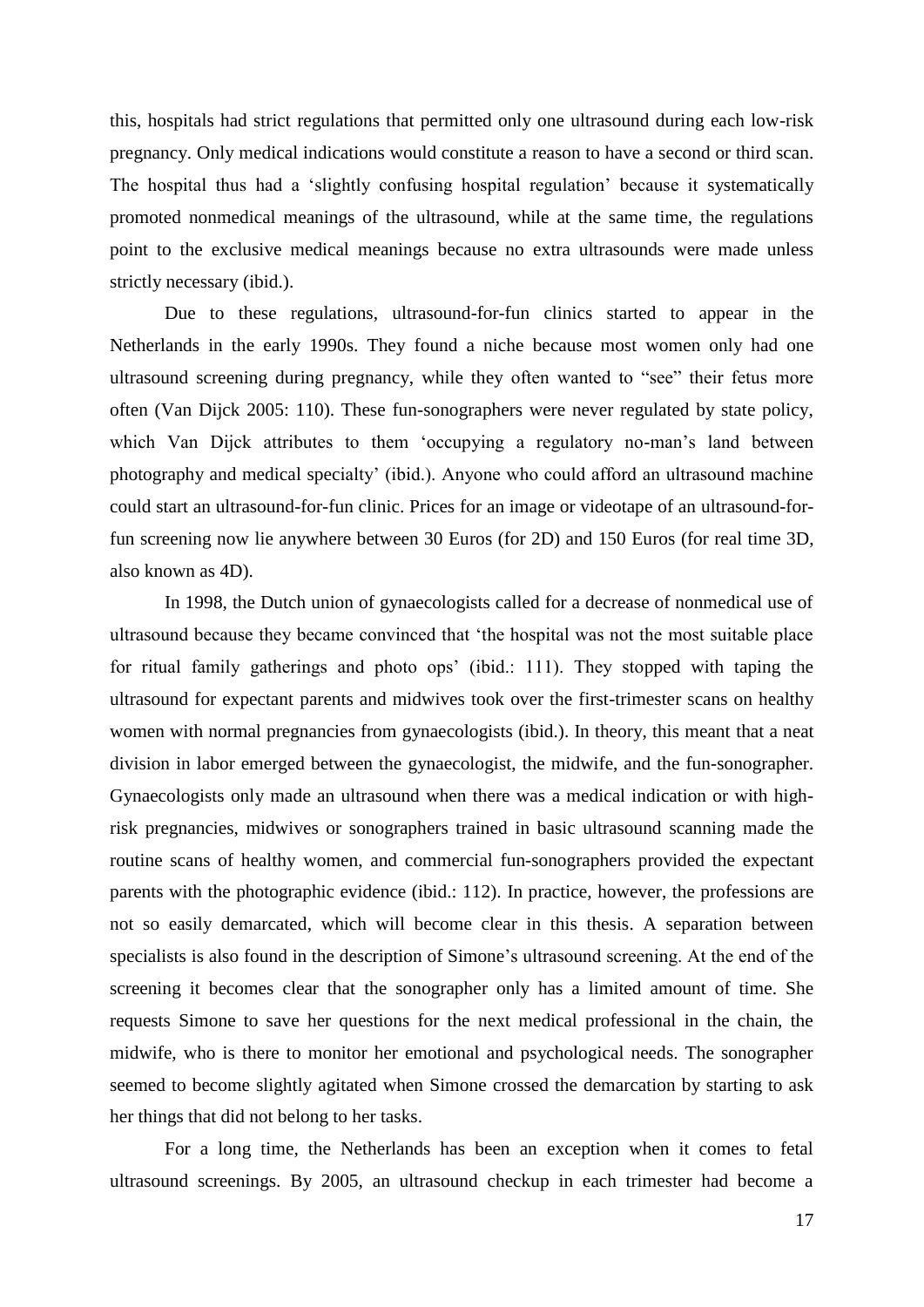this, hospitals had strict regulations that permitted only one ultrasound during each low-risk pregnancy. Only medical indications would constitute a reason to have a second or third scan. The hospital thus had a 'slightly confusing hospital regulation' because it systematically promoted nonmedical meanings of the ultrasound, while at the same time, the regulations point to the exclusive medical meanings because no extra ultrasounds were made unless strictly necessary (ibid.).

Due to these regulations, ultrasound-for-fun clinics started to appear in the Netherlands in the early 1990s. They found a niche because most women only had one ultrasound screening during pregnancy, while they often wanted to "see" their fetus more often (Van Dijck 2005: 110). These fun-sonographers were never regulated by state policy, which Van Dijck attributes to them 'occupying a regulatory no-man's land between photography and medical specialty' (ibid.). Anyone who could afford an ultrasound machine could start an ultrasound-for-fun clinic. Prices for an image or videotape of an ultrasound-for-fun screening now lie anywhere between 30 Euros (for 2D) and 150 Euros (for real time 3D, also known as 4D).

In 1998, the Dutch union of gynaecologists called for a decrease of nonmedical use of ultrasound because they became convinced that 'the hospital was not the most suitable place for ritual family gatherings and photo ops' (ibid.: 111). They stopped with taping the ultrasound for expectant parents and midwives took over the first-trimester scans on healthy women with normal pregnancies from gynaecologists (ibid.). In theory, this meant that a neat division in labor emerged between the gynaecologist, the midwife, and the fun-sonographer. Gynaecologists only made an ultrasound when there was a medical indication or with high-risk pregnancies, midwives or sonographers trained in basic ultrasound scanning made the routine scans of healthy women, and commercial fun-sonographers provided the expectant parents with the photographic evidence (ibid.: 112). In practice, however, the professions are not so easily demarcated, which will become clear in this thesis. A separation between specialists is also found in the description of Simone's ultrasound screening. At the end of the screening it becomes clear that the sonographer only has a limited amount of time. She requests Simone to save her questions for the next medical professional in the chain, the midwife, who is there to monitor her emotional and psychological needs. The sonographer seemed to become slightly agitated when Simone crossed the demarcation by starting to ask her things that did not belong to her tasks.

For a long time, the Netherlands has been an exception when it comes to fetal ultrasound screenings. By 2005, an ultrasound checkup in each trimester had become a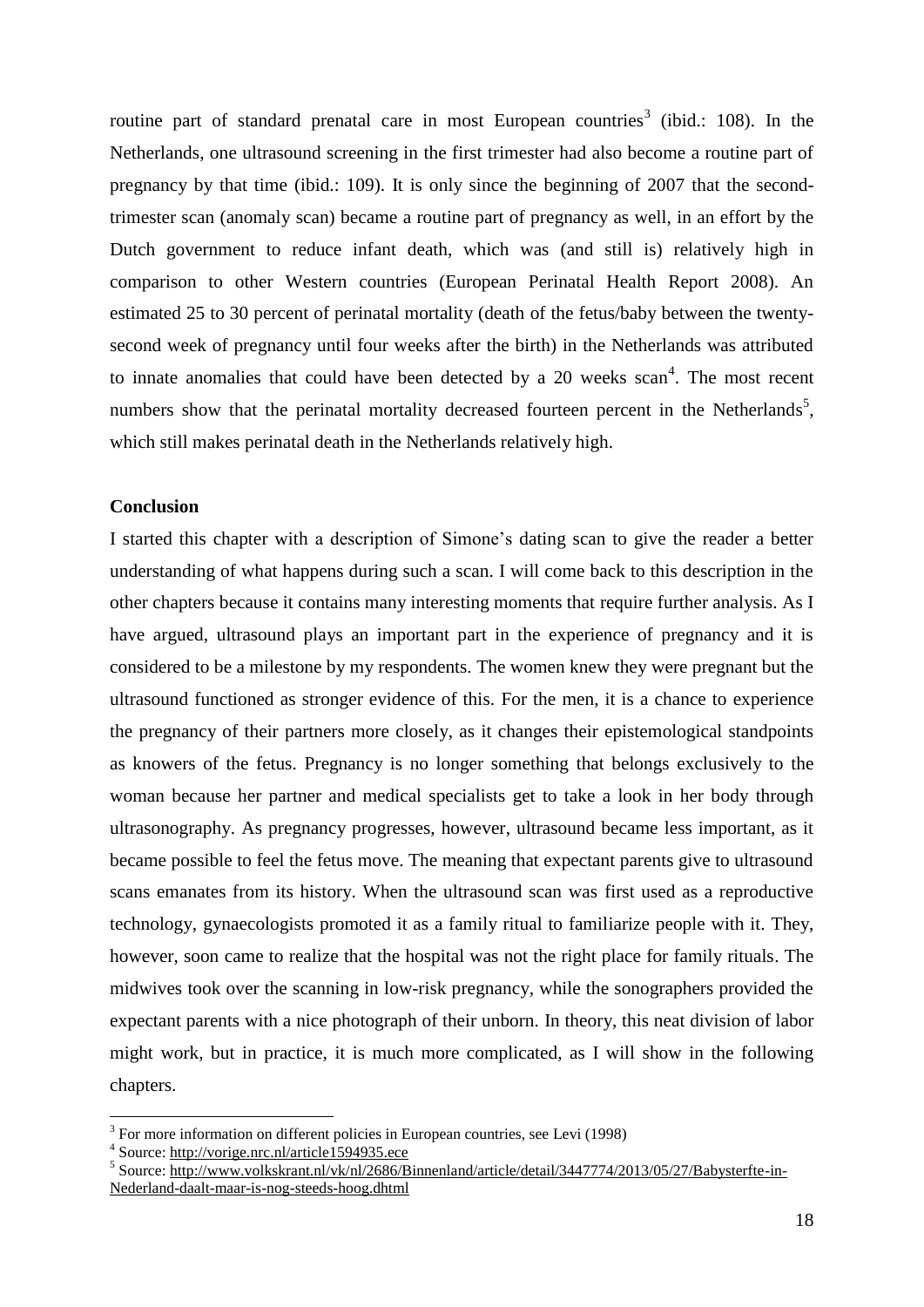routine part of standard prenatal care in most European countries[3] (ibid.: 108). In the Netherlands, one ultrasound screening in the first trimester had also become a routine part of pregnancy by that time (ibid.: 109). It is only since the beginning of 2007 that the second-trimester scan (anomaly scan) became a routine part of pregnancy as well, in an effort by the Dutch government to reduce infant death, which was (and still is) relatively high in comparison to other Western countries (European Perinatal Health Report 2008). An estimated 25 to 30 percent of perinatal mortality (death of the fetus/baby between the twenty-second week of pregnancy until four weeks after the birth) in the Netherlands was attributed to innate anomalies that could have been detected by a 20 weeks scan[4]. The most recent numbers show that the perinatal mortality decreased fourteen percent in the Netherlands[5], which still makes perinatal death in the Netherlands relatively high.

**Conclusion**

I started this chapter with a description of Simone's dating scan to give the reader a better understanding of what happens during such a scan. I will come back to this description in the other chapters because it contains many interesting moments that require further analysis. As I have argued, ultrasound plays an important part in the experience of pregnancy and it is considered to be a milestone by my respondents. The women knew they were pregnant but the ultrasound functioned as stronger evidence of this. For the men, it is a chance to experience the pregnancy of their partners more closely, as it changes their epistemological standpoints as knowers of the fetus. Pregnancy is no longer something that belongs exclusively to the woman because her partner and medical specialists get to take a look in her body through ultrasonography. As pregnancy progresses, however, ultrasound became less important, as it became possible to feel the fetus move. The meaning that expectant parents give to ultrasound scans emanates from its history. When the ultrasound scan was first used as a reproductive technology, gynaecologists promoted it as a family ritual to familiarize people with it. They, however, soon came to realize that the hospital was not the right place for family rituals. The midwives took over the scanning in low-risk pregnancy, while the sonographers provided the expectant parents with a nice photograph of their unborn. In theory, this neat division of labor might work, but in practice, it is much more complicated, as I will show in the following chapters.

[3] For more information on different policies in European countries, see Levi (1998)

[4] Source: http://vorige.nrc.nl/article1594935.ece

[5] Source: http://www.volkskrant.nl/vk/nl/2686/Binnenland/article/detail/3447774/2013/05/27/Babysterfte-in-Nederland-daalt-maar-is-nog-steeds-hoog.dhtml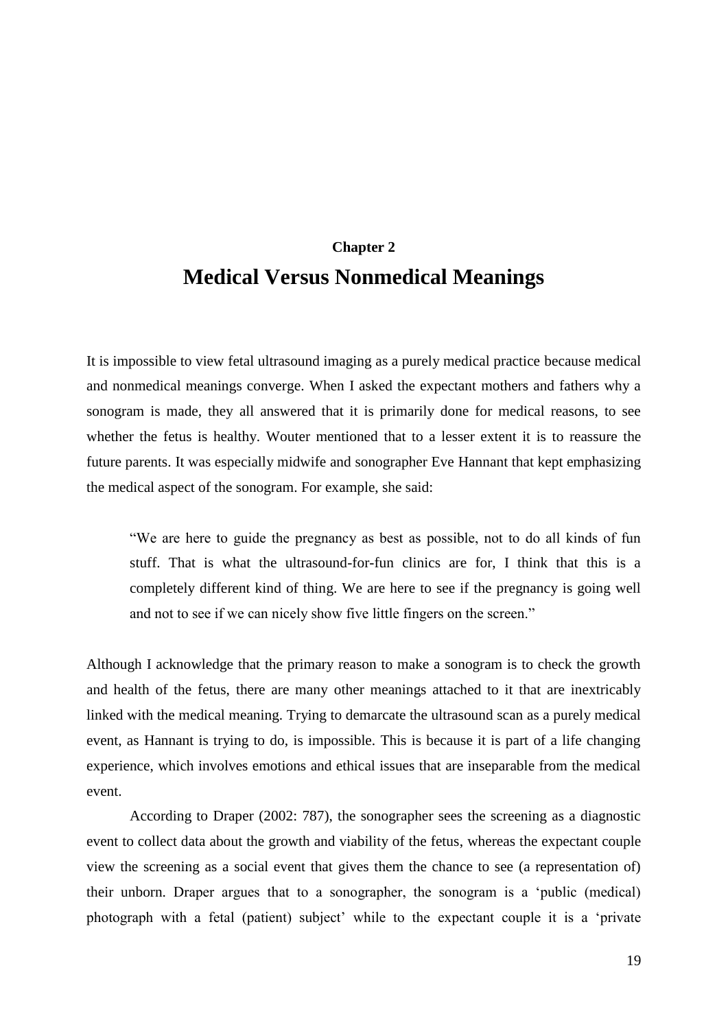## Chapter 2

# Medical Versus Nonmedical Meanings

It is impossible to view fetal ultrasound imaging as a purely medical practice because medical and nonmedical meanings converge. When I asked the expectant mothers and fathers why a sonogram is made, they all answered that it is primarily done for medical reasons, to see whether the fetus is healthy. Wouter mentioned that to a lesser extent it is to reassure the future parents. It was especially midwife and sonographer Eve Hannant that kept emphasizing the medical aspect of the sonogram. For example, she said:

> "We are here to guide the pregnancy as best as possible, not to do all kinds of fun stuff. That is what the ultrasound-for-fun clinics are for, I think that this is a completely different kind of thing. We are here to see if the pregnancy is going well and not to see if we can nicely show five little fingers on the screen."

Although I acknowledge that the primary reason to make a sonogram is to check the growth and health of the fetus, there are many other meanings attached to it that are inextricably linked with the medical meaning. Trying to demarcate the ultrasound scan as a purely medical event, as Hannant is trying to do, is impossible. This is because it is part of a life changing experience, which involves emotions and ethical issues that are inseparable from the medical event.

According to Draper (2002: 787), the sonographer sees the screening as a diagnostic event to collect data about the growth and viability of the fetus, whereas the expectant couple view the screening as a social event that gives them the chance to see (a representation of) their unborn. Draper argues that to a sonographer, the sonogram is a 'public (medical) photograph with a fetal (patient) subject' while to the expectant couple it is a 'private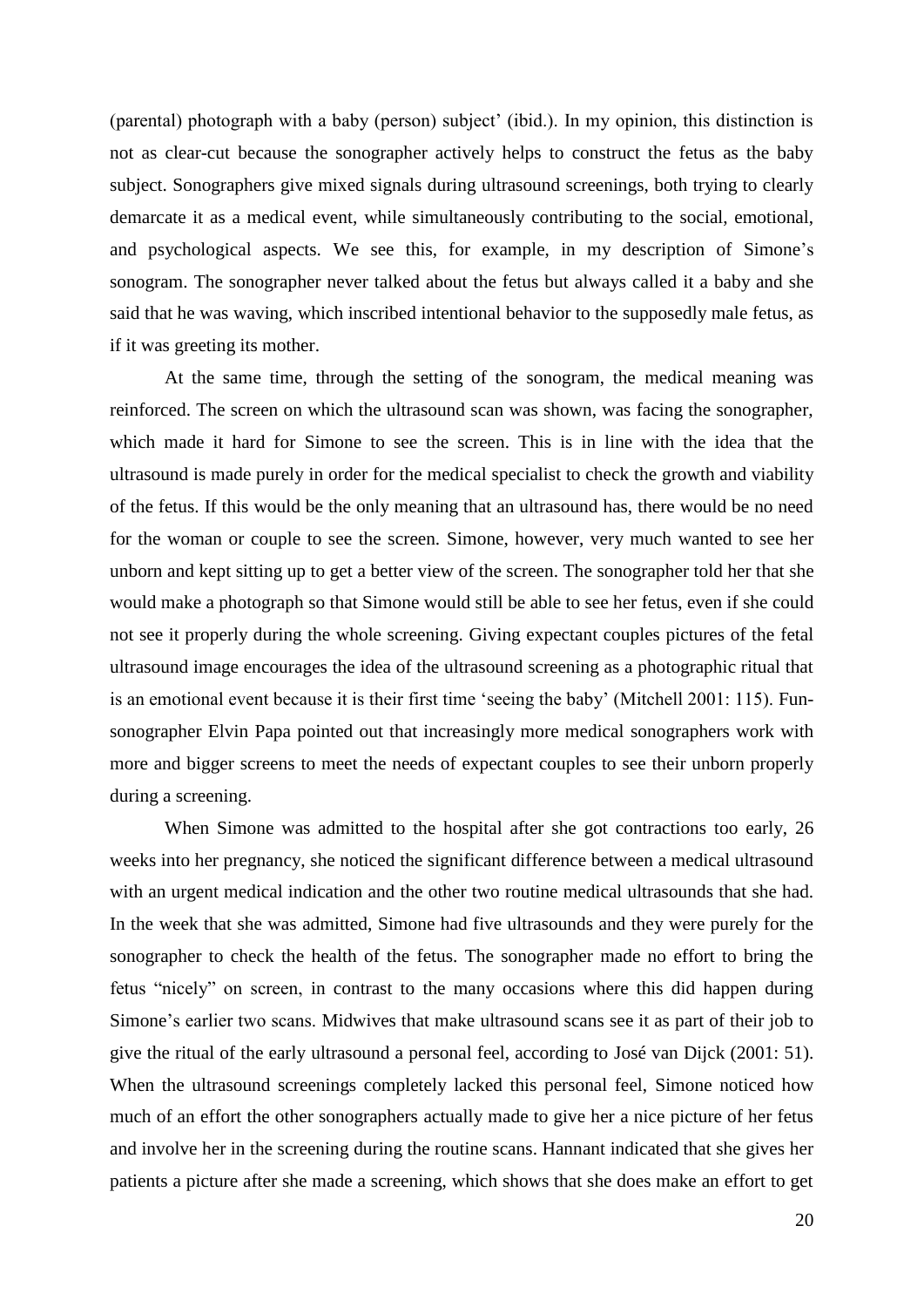(parental) photograph with a baby (person) subject' (ibid.). In my opinion, this distinction is not as clear-cut because the sonographer actively helps to construct the fetus as the baby subject. Sonographers give mixed signals during ultrasound screenings, both trying to clearly demarcate it as a medical event, while simultaneously contributing to the social, emotional, and psychological aspects. We see this, for example, in my description of Simone's sonogram. The sonographer never talked about the fetus but always called it a baby and she said that he was waving, which inscribed intentional behavior to the supposedly male fetus, as if it was greeting its mother.

At the same time, through the setting of the sonogram, the medical meaning was reinforced. The screen on which the ultrasound scan was shown, was facing the sonographer, which made it hard for Simone to see the screen. This is in line with the idea that the ultrasound is made purely in order for the medical specialist to check the growth and viability of the fetus. If this would be the only meaning that an ultrasound has, there would be no need for the woman or couple to see the screen. Simone, however, very much wanted to see her unborn and kept sitting up to get a better view of the screen. The sonographer told her that she would make a photograph so that Simone would still be able to see her fetus, even if she could not see it properly during the whole screening. Giving expectant couples pictures of the fetal ultrasound image encourages the idea of the ultrasound screening as a photographic ritual that is an emotional event because it is their first time 'seeing the baby' (Mitchell 2001: 115). Fun-sonographer Elvin Papa pointed out that increasingly more medical sonographers work with more and bigger screens to meet the needs of expectant couples to see their unborn properly during a screening.

When Simone was admitted to the hospital after she got contractions too early, 26 weeks into her pregnancy, she noticed the significant difference between a medical ultrasound with an urgent medical indication and the other two routine medical ultrasounds that she had. In the week that she was admitted, Simone had five ultrasounds and they were purely for the sonographer to check the health of the fetus. The sonographer made no effort to bring the fetus "nicely" on screen, in contrast to the many occasions where this did happen during Simone's earlier two scans. Midwives that make ultrasound scans see it as part of their job to give the ritual of the early ultrasound a personal feel, according to José van Dijck (2001: 51). When the ultrasound screenings completely lacked this personal feel, Simone noticed how much of an effort the other sonographers actually made to give her a nice picture of her fetus and involve her in the screening during the routine scans. Hannant indicated that she gives her patients a picture after she made a screening, which shows that she does make an effort to get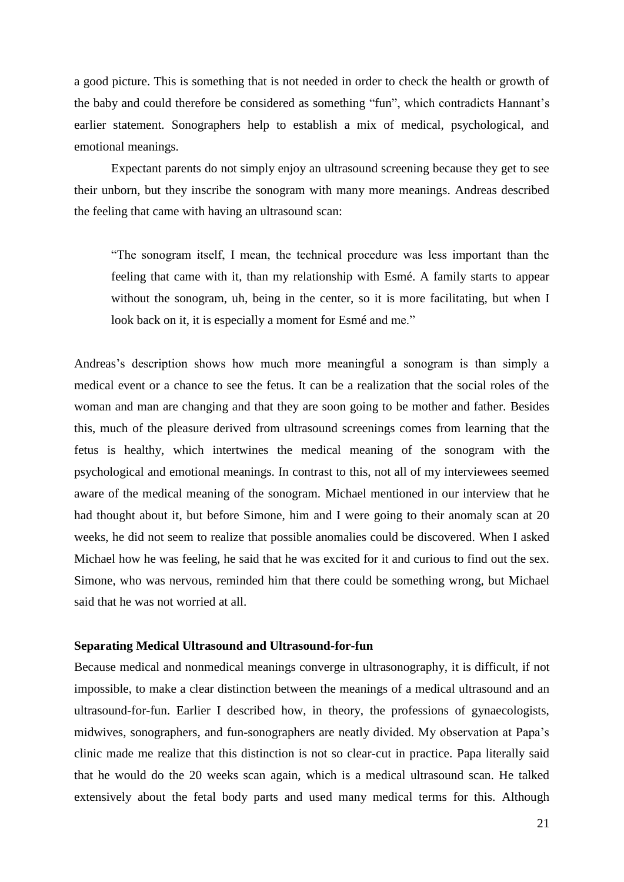a good picture. This is something that is not needed in order to check the health or growth of the baby and could therefore be considered as something "fun", which contradicts Hannant's earlier statement. Sonographers help to establish a mix of medical, psychological, and emotional meanings.

Expectant parents do not simply enjoy an ultrasound screening because they get to see their unborn, but they inscribe the sonogram with many more meanings. Andreas described the feeling that came with having an ultrasound scan:

> "The sonogram itself, I mean, the technical procedure was less important than the feeling that came with it, than my relationship with Esmé. A family starts to appear without the sonogram, uh, being in the center, so it is more facilitating, but when I look back on it, it is especially a moment for Esmé and me."

Andreas's description shows how much more meaningful a sonogram is than simply a medical event or a chance to see the fetus. It can be a realization that the social roles of the woman and man are changing and that they are soon going to be mother and father. Besides this, much of the pleasure derived from ultrasound screenings comes from learning that the fetus is healthy, which intertwines the medical meaning of the sonogram with the psychological and emotional meanings. In contrast to this, not all of my interviewees seemed aware of the medical meaning of the sonogram. Michael mentioned in our interview that he had thought about it, but before Simone, him and I were going to their anomaly scan at 20 weeks, he did not seem to realize that possible anomalies could be discovered. When I asked Michael how he was feeling, he said that he was excited for it and curious to find out the sex. Simone, who was nervous, reminded him that there could be something wrong, but Michael said that he was not worried at all.

**Separating Medical Ultrasound and Ultrasound-for-fun**

Because medical and nonmedical meanings converge in ultrasonography, it is difficult, if not impossible, to make a clear distinction between the meanings of a medical ultrasound and an ultrasound-for-fun. Earlier I described how, in theory, the professions of gynaecologists, midwives, sonographers, and fun-sonographers are neatly divided. My observation at Papa's clinic made me realize that this distinction is not so clear-cut in practice. Papa literally said that he would do the 20 weeks scan again, which is a medical ultrasound scan. He talked extensively about the fetal body parts and used many medical terms for this. Although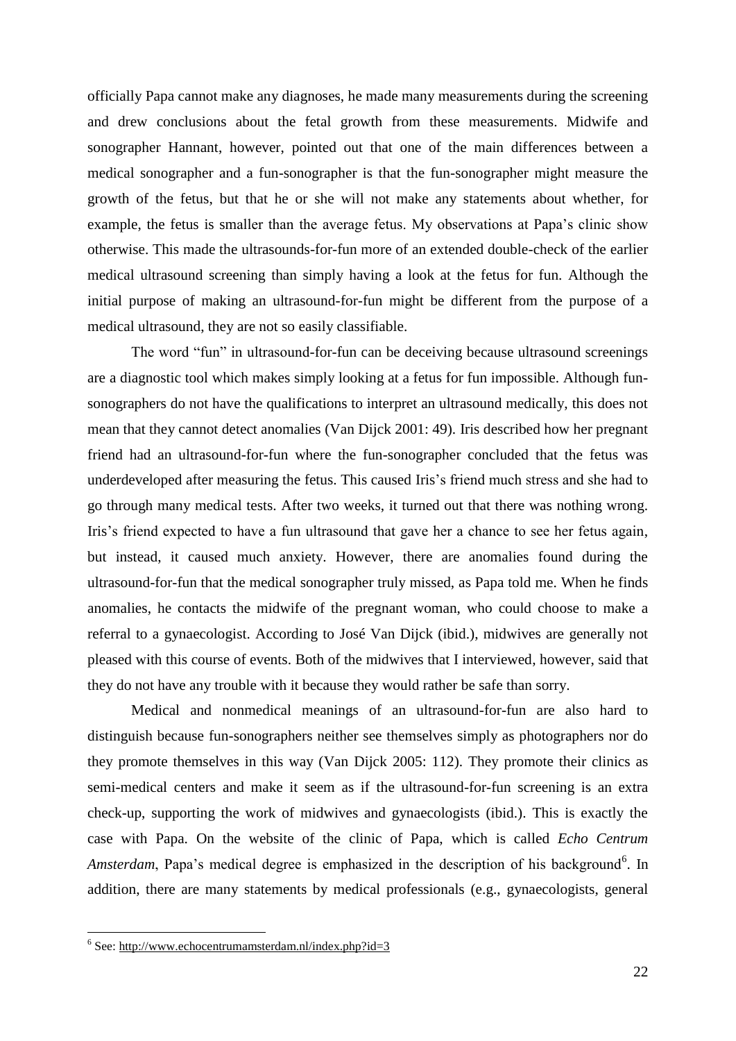officially Papa cannot make any diagnoses, he made many measurements during the screening and drew conclusions about the fetal growth from these measurements. Midwife and sonographer Hannant, however, pointed out that one of the main differences between a medical sonographer and a fun-sonographer is that the fun-sonographer might measure the growth of the fetus, but that he or she will not make any statements about whether, for example, the fetus is smaller than the average fetus. My observations at Papa's clinic show otherwise. This made the ultrasounds-for-fun more of an extended double-check of the earlier medical ultrasound screening than simply having a look at the fetus for fun. Although the initial purpose of making an ultrasound-for-fun might be different from the purpose of a medical ultrasound, they are not so easily classifiable.

The word "fun" in ultrasound-for-fun can be deceiving because ultrasound screenings are a diagnostic tool which makes simply looking at a fetus for fun impossible. Although fun-sonographers do not have the qualifications to interpret an ultrasound medically, this does not mean that they cannot detect anomalies (Van Dijck 2001: 49). Iris described how her pregnant friend had an ultrasound-for-fun where the fun-sonographer concluded that the fetus was underdeveloped after measuring the fetus. This caused Iris's friend much stress and she had to go through many medical tests. After two weeks, it turned out that there was nothing wrong. Iris's friend expected to have a fun ultrasound that gave her a chance to see her fetus again, but instead, it caused much anxiety. However, there are anomalies found during the ultrasound-for-fun that the medical sonographer truly missed, as Papa told me. When he finds anomalies, he contacts the midwife of the pregnant woman, who could choose to make a referral to a gynaecologist. According to José Van Dijck (ibid.), midwives are generally not pleased with this course of events. Both of the midwives that I interviewed, however, said that they do not have any trouble with it because they would rather be safe than sorry.

Medical and nonmedical meanings of an ultrasound-for-fun are also hard to distinguish because fun-sonographers neither see themselves simply as photographers nor do they promote themselves in this way (Van Dijck 2005: 112). They promote their clinics as semi-medical centers and make it seem as if the ultrasound-for-fun screening is an extra check-up, supporting the work of midwives and gynaecologists (ibid.). This is exactly the case with Papa. On the website of the clinic of Papa, which is called *Echo Centrum Amsterdam*, Papa's medical degree is emphasized in the description of his background[6]. In addition, there are many statements by medical professionals (e.g., gynaecologists, general

[6] See: http://www.echocentrumamsterdam.nl/index.php?id=3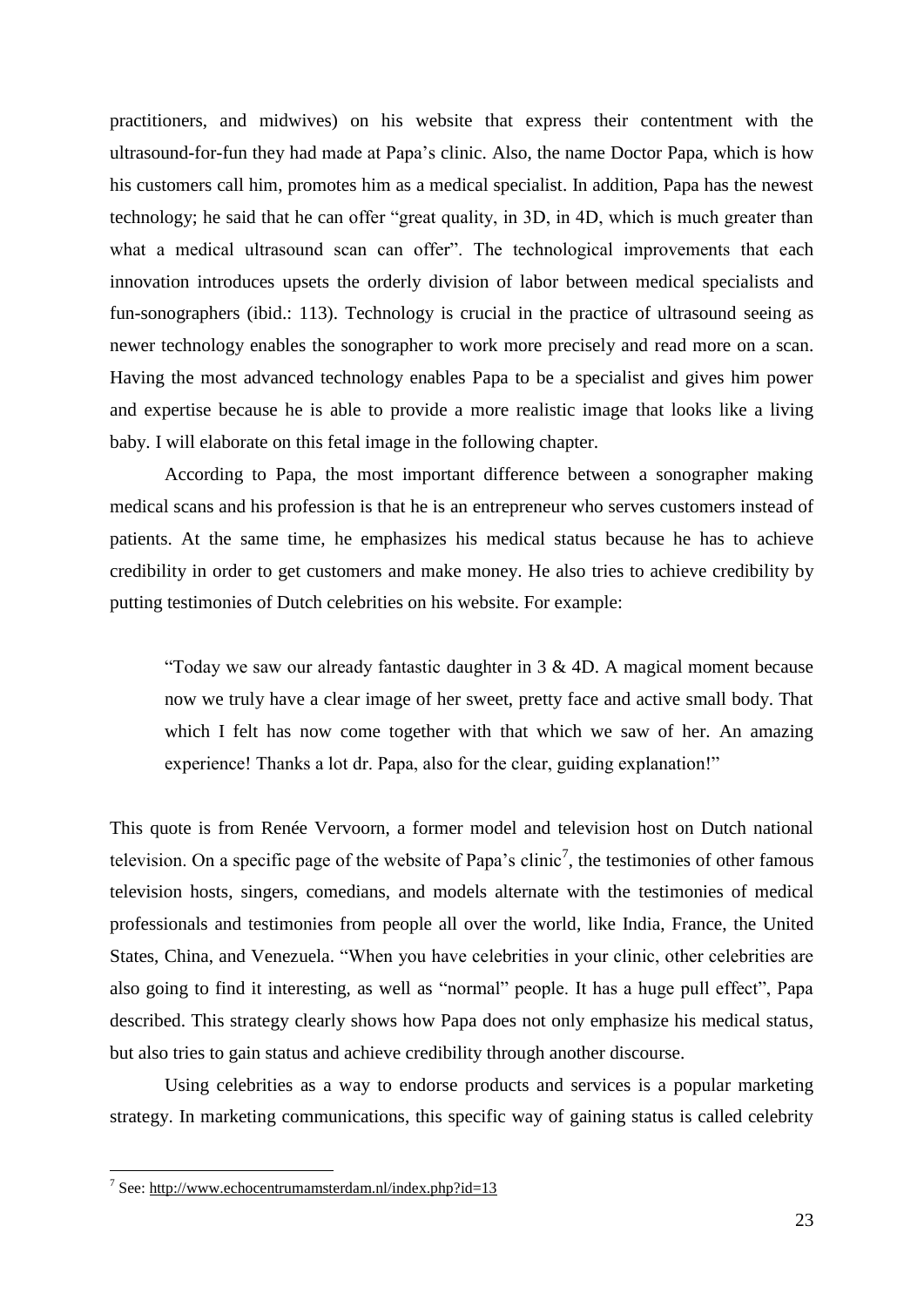practitioners, and midwives) on his website that express their contentment with the ultrasound-for-fun they had made at Papa's clinic. Also, the name Doctor Papa, which is how his customers call him, promotes him as a medical specialist. In addition, Papa has the newest technology; he said that he can offer "great quality, in 3D, in 4D, which is much greater than what a medical ultrasound scan can offer". The technological improvements that each innovation introduces upsets the orderly division of labor between medical specialists and fun-sonographers (ibid.: 113). Technology is crucial in the practice of ultrasound seeing as newer technology enables the sonographer to work more precisely and read more on a scan. Having the most advanced technology enables Papa to be a specialist and gives him power and expertise because he is able to provide a more realistic image that looks like a living baby. I will elaborate on this fetal image in the following chapter.

According to Papa, the most important difference between a sonographer making medical scans and his profession is that he is an entrepreneur who serves customers instead of patients. At the same time, he emphasizes his medical status because he has to achieve credibility in order to get customers and make money. He also tries to achieve credibility by putting testimonies of Dutch celebrities on his website. For example:

> "Today we saw our already fantastic daughter in 3 & 4D. A magical moment because now we truly have a clear image of her sweet, pretty face and active small body. That which I felt has now come together with that which we saw of her. An amazing experience! Thanks a lot dr. Papa, also for the clear, guiding explanation!"

This quote is from Renée Vervoorn, a former model and television host on Dutch national television. On a specific page of the website of Papa's clinic[7], the testimonies of other famous television hosts, singers, comedians, and models alternate with the testimonies of medical professionals and testimonies from people all over the world, like India, France, the United States, China, and Venezuela. "When you have celebrities in your clinic, other celebrities are also going to find it interesting, as well as "normal" people. It has a huge pull effect", Papa described. This strategy clearly shows how Papa does not only emphasize his medical status, but also tries to gain status and achieve credibility through another discourse.

Using celebrities as a way to endorse products and services is a popular marketing strategy. In marketing communications, this specific way of gaining status is called celebrity

---

[7] See: http://www.echocentrumamsterdam.nl/index.php?id=13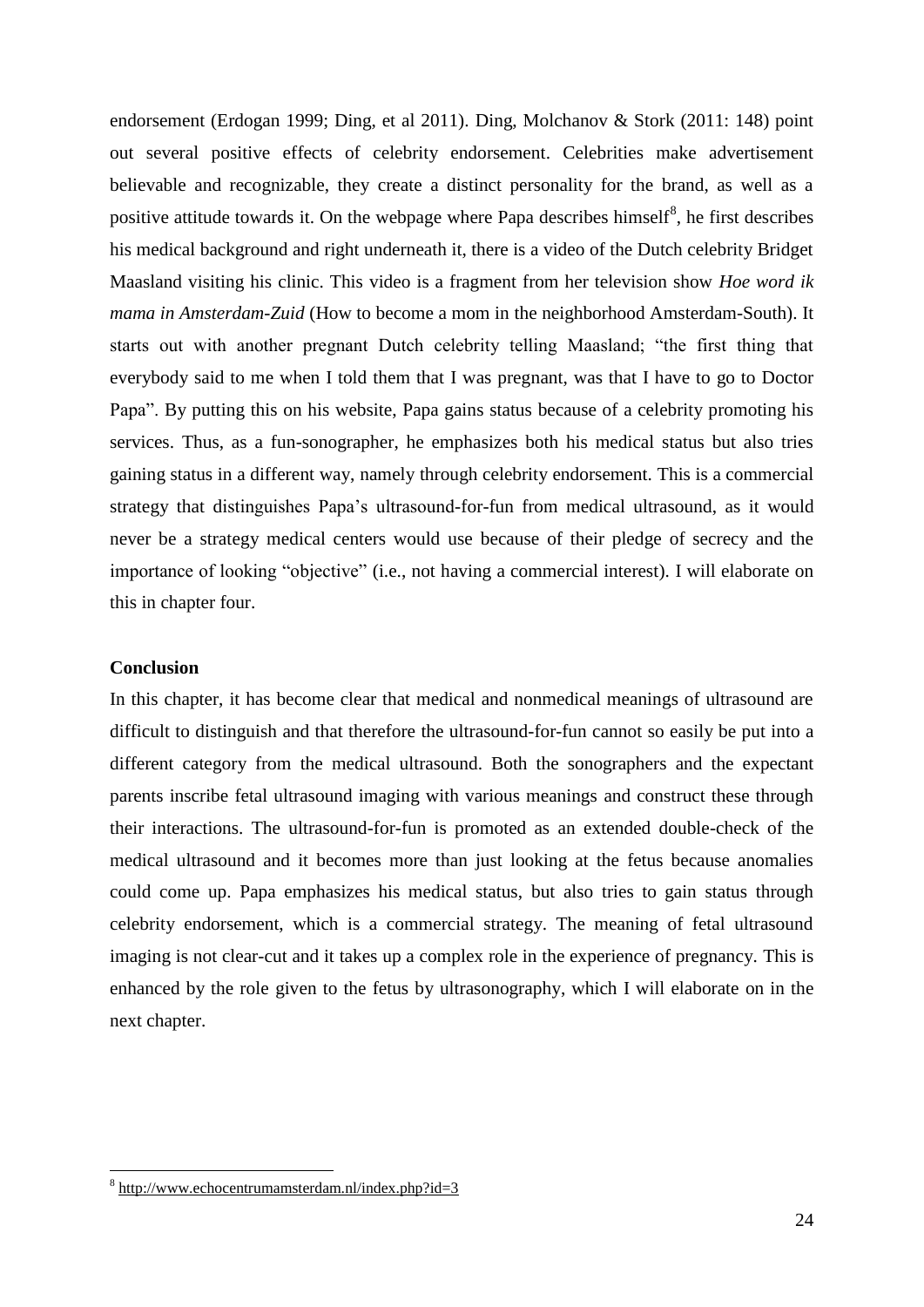endorsement (Erdogan 1999; Ding, et al 2011). Ding, Molchanov & Stork (2011: 148) point out several positive effects of celebrity endorsement. Celebrities make advertisement believable and recognizable, they create a distinct personality for the brand, as well as a positive attitude towards it. On the webpage where Papa describes himself[8], he first describes his medical background and right underneath it, there is a video of the Dutch celebrity Bridget Maasland visiting his clinic. This video is a fragment from her television show *Hoe word ik mama in Amsterdam-Zuid* (How to become a mom in the neighborhood Amsterdam-South). It starts out with another pregnant Dutch celebrity telling Maasland; "the first thing that everybody said to me when I told them that I was pregnant, was that I have to go to Doctor Papa". By putting this on his website, Papa gains status because of a celebrity promoting his services. Thus, as a fun-sonographer, he emphasizes both his medical status but also tries gaining status in a different way, namely through celebrity endorsement. This is a commercial strategy that distinguishes Papa's ultrasound-for-fun from medical ultrasound, as it would never be a strategy medical centers would use because of their pledge of secrecy and the importance of looking "objective" (i.e., not having a commercial interest). I will elaborate on this in chapter four.

### Conclusion

In this chapter, it has become clear that medical and nonmedical meanings of ultrasound are difficult to distinguish and that therefore the ultrasound-for-fun cannot so easily be put into a different category from the medical ultrasound. Both the sonographers and the expectant parents inscribe fetal ultrasound imaging with various meanings and construct these through their interactions. The ultrasound-for-fun is promoted as an extended double-check of the medical ultrasound and it becomes more than just looking at the fetus because anomalies could come up. Papa emphasizes his medical status, but also tries to gain status through celebrity endorsement, which is a commercial strategy. The meaning of fetal ultrasound imaging is not clear-cut and it takes up a complex role in the experience of pregnancy. This is enhanced by the role given to the fetus by ultrasonography, which I will elaborate on in the next chapter.

---

[8] http://www.echocentrumamsterdam.nl/index.php?id=3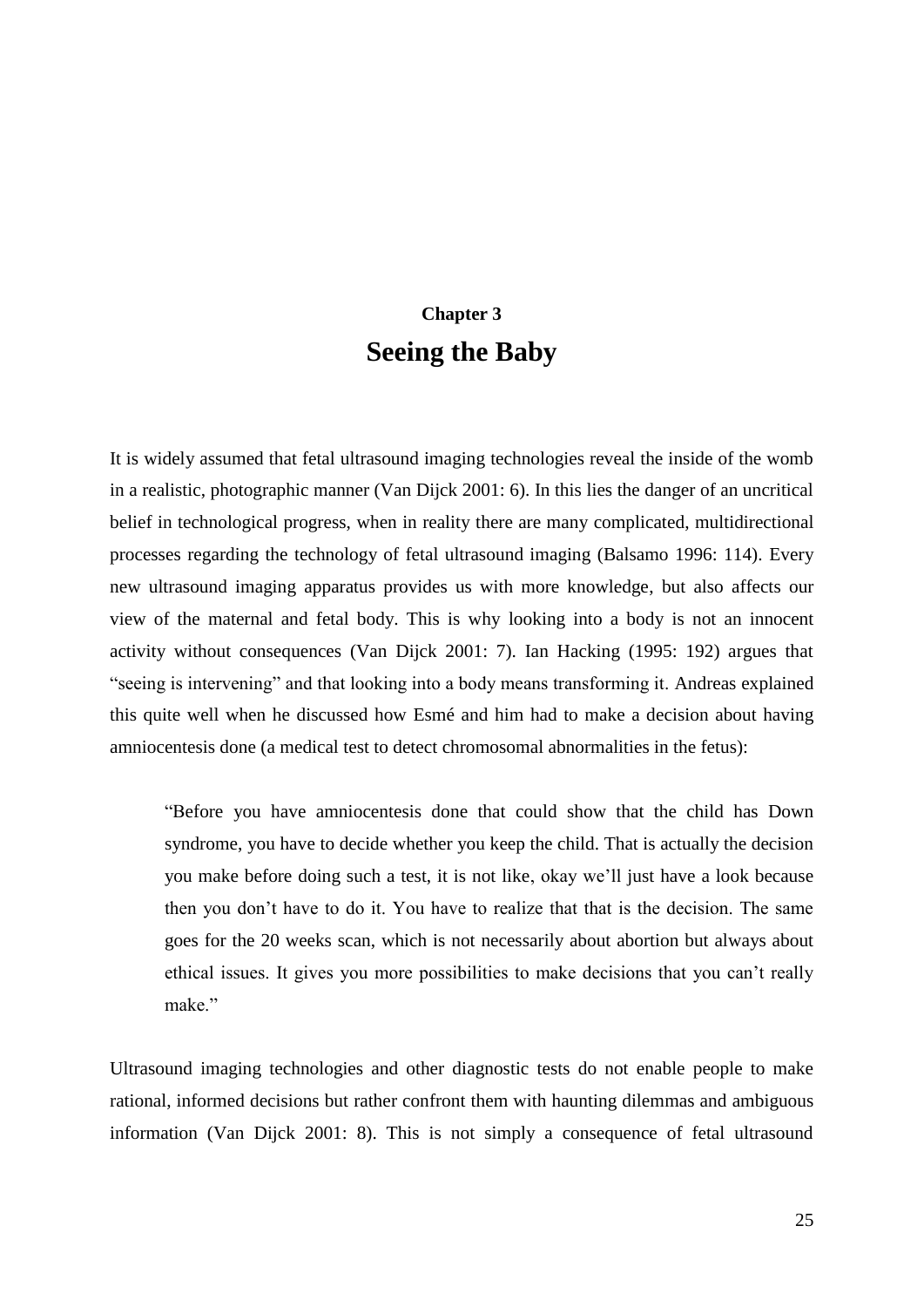# Chapter 3
# Seeing the Baby

It is widely assumed that fetal ultrasound imaging technologies reveal the inside of the womb in a realistic, photographic manner (Van Dijck 2001: 6). In this lies the danger of an uncritical belief in technological progress, when in reality there are many complicated, multidirectional processes regarding the technology of fetal ultrasound imaging (Balsamo 1996: 114). Every new ultrasound imaging apparatus provides us with more knowledge, but also affects our view of the maternal and fetal body. This is why looking into a body is not an innocent activity without consequences (Van Dijck 2001: 7). Ian Hacking (1995: 192) argues that "seeing is intervening" and that looking into a body means transforming it. Andreas explained this quite well when he discussed how Esmé and him had to make a decision about having amniocentesis done (a medical test to detect chromosomal abnormalities in the fetus):

> "Before you have amniocentesis done that could show that the child has Down syndrome, you have to decide whether you keep the child. That is actually the decision you make before doing such a test, it is not like, okay we'll just have a look because then you don't have to do it. You have to realize that that is the decision. The same goes for the 20 weeks scan, which is not necessarily about abortion but always about ethical issues. It gives you more possibilities to make decisions that you can't really make."

Ultrasound imaging technologies and other diagnostic tests do not enable people to make rational, informed decisions but rather confront them with haunting dilemmas and ambiguous information (Van Dijck 2001: 8). This is not simply a consequence of fetal ultrasound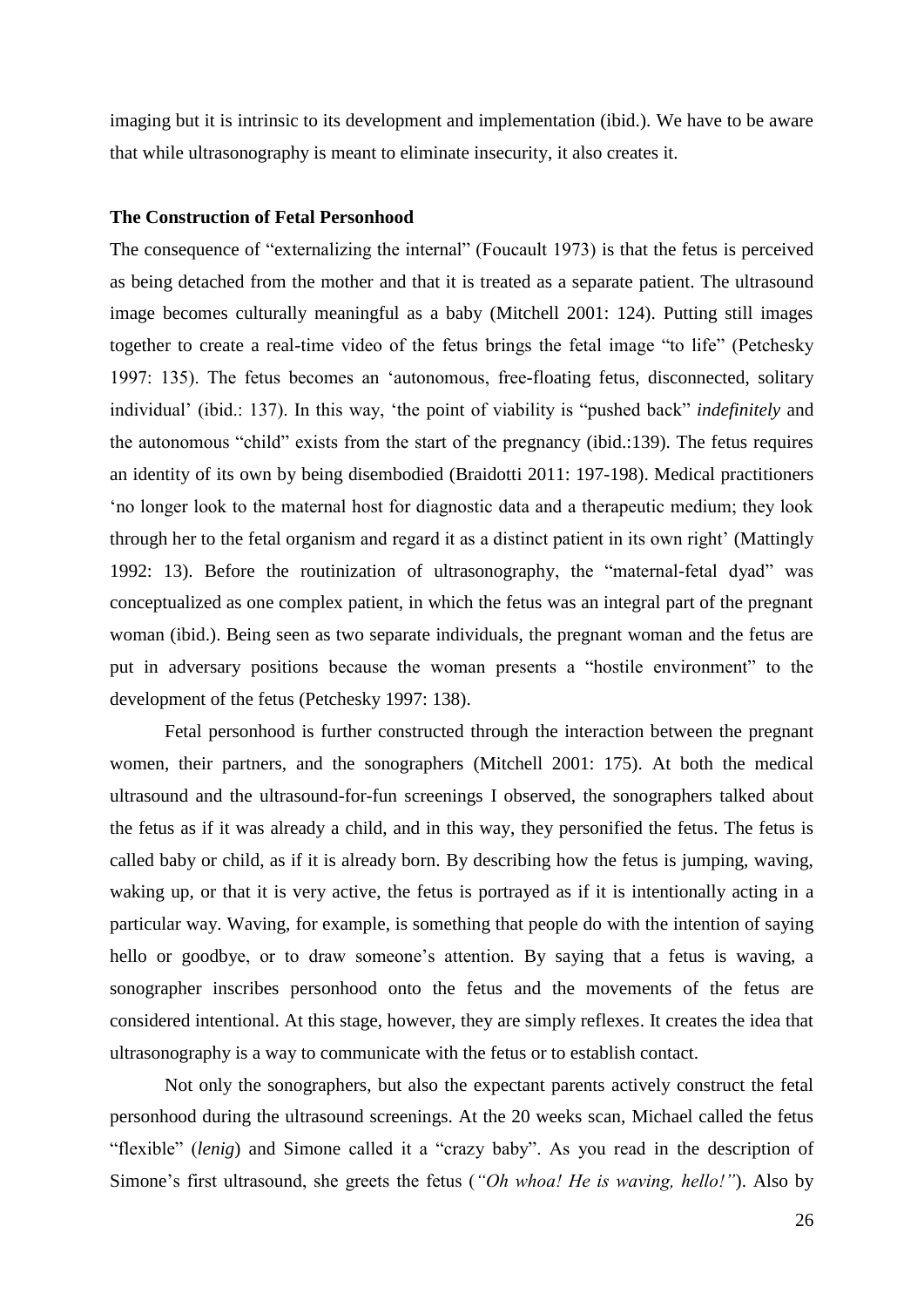imaging but it is intrinsic to its development and implementation (ibid.). We have to be aware that while ultrasonography is meant to eliminate insecurity, it also creates it.

## The Construction of Fetal Personhood

The consequence of "externalizing the internal" (Foucault 1973) is that the fetus is perceived as being detached from the mother and that it is treated as a separate patient. The ultrasound image becomes culturally meaningful as a baby (Mitchell 2001: 124). Putting still images together to create a real-time video of the fetus brings the fetal image "to life" (Petchesky 1997: 135). The fetus becomes an 'autonomous, free-floating fetus, disconnected, solitary individual' (ibid.: 137). In this way, 'the point of viability is "pushed back" *indefinitely* and the autonomous "child" exists from the start of the pregnancy (ibid.:139). The fetus requires an identity of its own by being disembodied (Braidotti 2011: 197-198). Medical practitioners 'no longer look to the maternal host for diagnostic data and a therapeutic medium; they look through her to the fetal organism and regard it as a distinct patient in its own right' (Mattingly 1992: 13). Before the routinization of ultrasonography, the "maternal-fetal dyad" was conceptualized as one complex patient, in which the fetus was an integral part of the pregnant woman (ibid.). Being seen as two separate individuals, the pregnant woman and the fetus are put in adversary positions because the woman presents a "hostile environment" to the development of the fetus (Petchesky 1997: 138).

Fetal personhood is further constructed through the interaction between the pregnant women, their partners, and the sonographers (Mitchell 2001: 175). At both the medical ultrasound and the ultrasound-for-fun screenings I observed, the sonographers talked about the fetus as if it was already a child, and in this way, they personified the fetus. The fetus is called baby or child, as if it is already born. By describing how the fetus is jumping, waving, waking up, or that it is very active, the fetus is portrayed as if it is intentionally acting in a particular way. Waving, for example, is something that people do with the intention of saying hello or goodbye, or to draw someone's attention. By saying that a fetus is waving, a sonographer inscribes personhood onto the fetus and the movements of the fetus are considered intentional. At this stage, however, they are simply reflexes. It creates the idea that ultrasonography is a way to communicate with the fetus or to establish contact.

Not only the sonographers, but also the expectant parents actively construct the fetal personhood during the ultrasound screenings. At the 20 weeks scan, Michael called the fetus "flexible" (*lenig*) and Simone called it a "crazy baby". As you read in the description of Simone's first ultrasound, she greets the fetus (*"Oh whoa! He is waving, hello!"*). Also by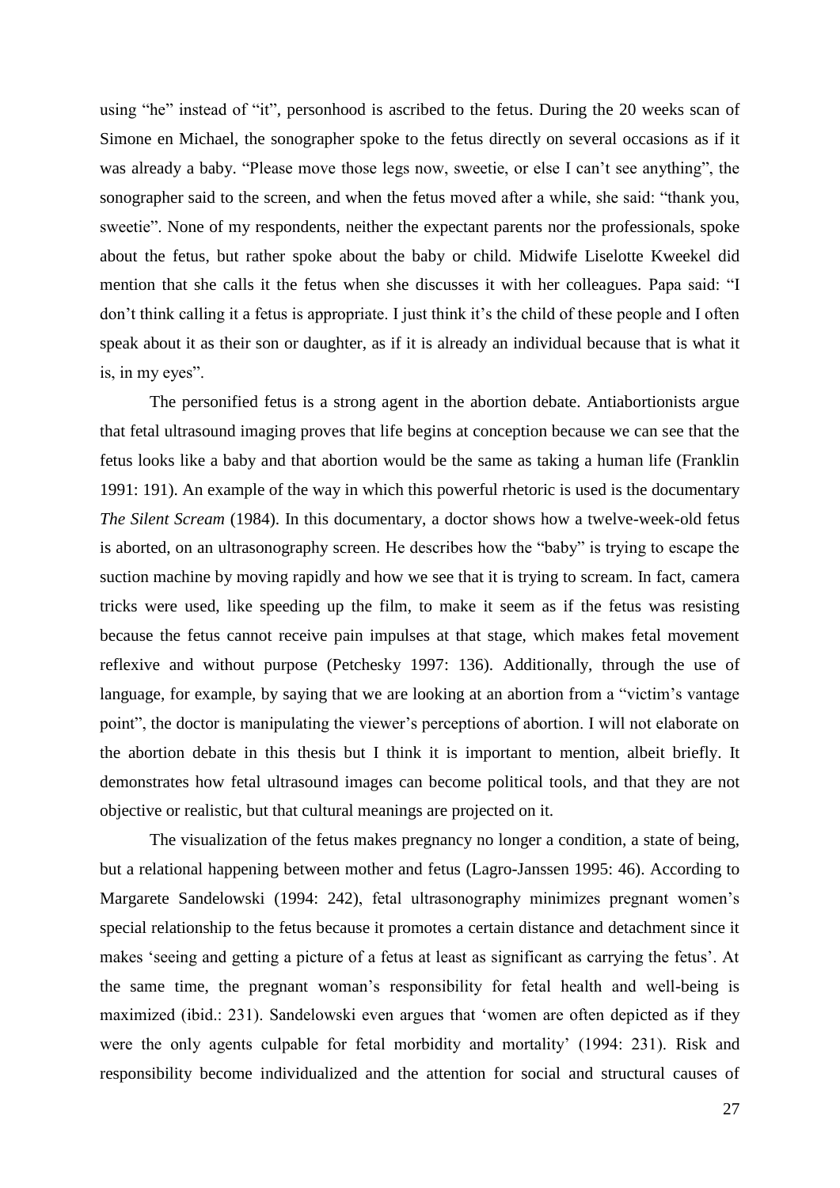using "he" instead of "it", personhood is ascribed to the fetus. During the 20 weeks scan of Simone en Michael, the sonographer spoke to the fetus directly on several occasions as if it was already a baby. "Please move those legs now, sweetie, or else I can't see anything", the sonographer said to the screen, and when the fetus moved after a while, she said: "thank you, sweetie". None of my respondents, neither the expectant parents nor the professionals, spoke about the fetus, but rather spoke about the baby or child. Midwife Liselotte Kweekel did mention that she calls it the fetus when she discusses it with her colleagues. Papa said: "I don't think calling it a fetus is appropriate. I just think it's the child of these people and I often speak about it as their son or daughter, as if it is already an individual because that is what it is, in my eyes".

The personified fetus is a strong agent in the abortion debate. Antiabortionists argue that fetal ultrasound imaging proves that life begins at conception because we can see that the fetus looks like a baby and that abortion would be the same as taking a human life (Franklin 1991: 191). An example of the way in which this powerful rhetoric is used is the documentary *The Silent Scream* (1984). In this documentary, a doctor shows how a twelve-week-old fetus is aborted, on an ultrasonography screen. He describes how the "baby" is trying to escape the suction machine by moving rapidly and how we see that it is trying to scream. In fact, camera tricks were used, like speeding up the film, to make it seem as if the fetus was resisting because the fetus cannot receive pain impulses at that stage, which makes fetal movement reflexive and without purpose (Petchesky 1997: 136). Additionally, through the use of language, for example, by saying that we are looking at an abortion from a "victim's vantage point", the doctor is manipulating the viewer's perceptions of abortion. I will not elaborate on the abortion debate in this thesis but I think it is important to mention, albeit briefly. It demonstrates how fetal ultrasound images can become political tools, and that they are not objective or realistic, but that cultural meanings are projected on it.

The visualization of the fetus makes pregnancy no longer a condition, a state of being, but a relational happening between mother and fetus (Lagro-Janssen 1995: 46). According to Margarete Sandelowski (1994: 242), fetal ultrasonography minimizes pregnant women's special relationship to the fetus because it promotes a certain distance and detachment since it makes 'seeing and getting a picture of a fetus at least as significant as carrying the fetus'. At the same time, the pregnant woman's responsibility for fetal health and well-being is maximized (ibid.: 231). Sandelowski even argues that 'women are often depicted as if they were the only agents culpable for fetal morbidity and mortality' (1994: 231). Risk and responsibility become individualized and the attention for social and structural causes of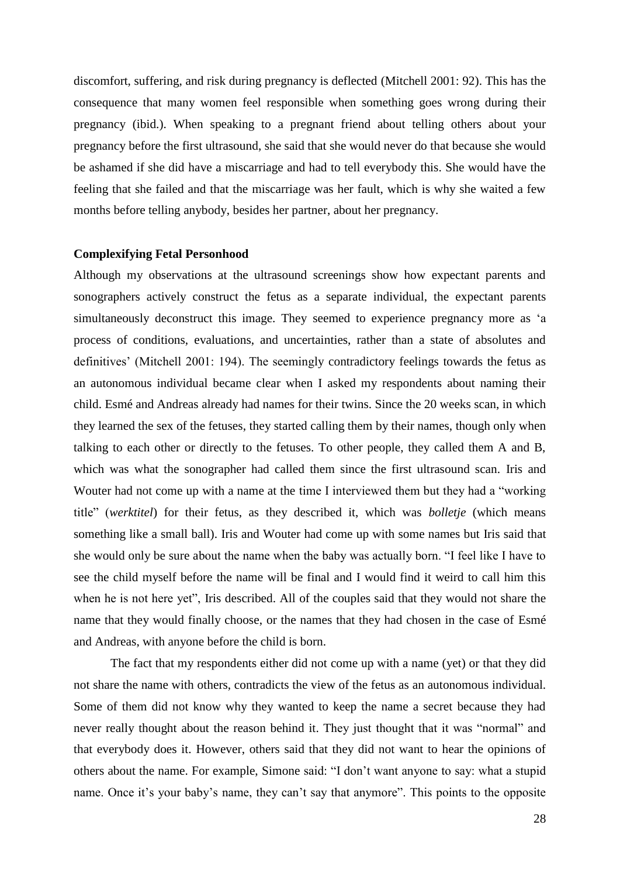discomfort, suffering, and risk during pregnancy is deflected (Mitchell 2001: 92). This has the consequence that many women feel responsible when something goes wrong during their pregnancy (ibid.). When speaking to a pregnant friend about telling others about your pregnancy before the first ultrasound, she said that she would never do that because she would be ashamed if she did have a miscarriage and had to tell everybody this. She would have the feeling that she failed and that the miscarriage was her fault, which is why she waited a few months before telling anybody, besides her partner, about her pregnancy.

### Complexifying Fetal Personhood

Although my observations at the ultrasound screenings show how expectant parents and sonographers actively construct the fetus as a separate individual, the expectant parents simultaneously deconstruct this image. They seemed to experience pregnancy more as 'a process of conditions, evaluations, and uncertainties, rather than a state of absolutes and definitives' (Mitchell 2001: 194). The seemingly contradictory feelings towards the fetus as an autonomous individual became clear when I asked my respondents about naming their child. Esmé and Andreas already had names for their twins. Since the 20 weeks scan, in which they learned the sex of the fetuses, they started calling them by their names, though only when talking to each other or directly to the fetuses. To other people, they called them A and B, which was what the sonographer had called them since the first ultrasound scan. Iris and Wouter had not come up with a name at the time I interviewed them but they had a "working title" (*werktitel*) for their fetus, as they described it, which was *bolletje* (which means something like a small ball). Iris and Wouter had come up with some names but Iris said that she would only be sure about the name when the baby was actually born. "I feel like I have to see the child myself before the name will be final and I would find it weird to call him this when he is not here yet", Iris described. All of the couples said that they would not share the name that they would finally choose, or the names that they had chosen in the case of Esmé and Andreas, with anyone before the child is born.

The fact that my respondents either did not come up with a name (yet) or that they did not share the name with others, contradicts the view of the fetus as an autonomous individual. Some of them did not know why they wanted to keep the name a secret because they had never really thought about the reason behind it. They just thought that it was "normal" and that everybody does it. However, others said that they did not want to hear the opinions of others about the name. For example, Simone said: "I don't want anyone to say: what a stupid name. Once it's your baby's name, they can't say that anymore". This points to the opposite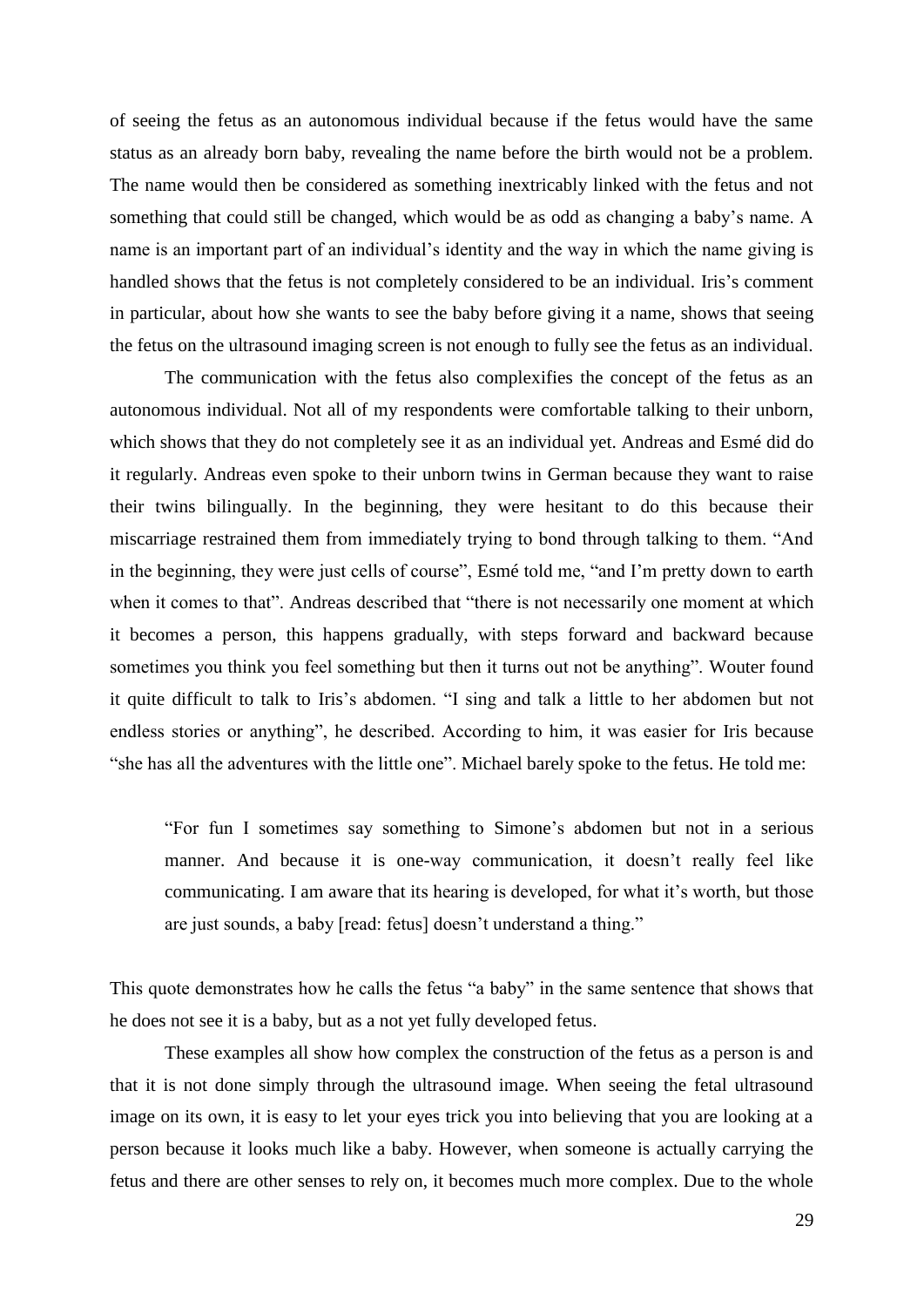of seeing the fetus as an autonomous individual because if the fetus would have the same status as an already born baby, revealing the name before the birth would not be a problem. The name would then be considered as something inextricably linked with the fetus and not something that could still be changed, which would be as odd as changing a baby's name. A name is an important part of an individual's identity and the way in which the name giving is handled shows that the fetus is not completely considered to be an individual. Iris's comment in particular, about how she wants to see the baby before giving it a name, shows that seeing the fetus on the ultrasound imaging screen is not enough to fully see the fetus as an individual.

The communication with the fetus also complexifies the concept of the fetus as an autonomous individual. Not all of my respondents were comfortable talking to their unborn, which shows that they do not completely see it as an individual yet. Andreas and Esmé did do it regularly. Andreas even spoke to their unborn twins in German because they want to raise their twins bilingually. In the beginning, they were hesitant to do this because their miscarriage restrained them from immediately trying to bond through talking to them. "And in the beginning, they were just cells of course", Esmé told me, "and I'm pretty down to earth when it comes to that". Andreas described that "there is not necessarily one moment at which it becomes a person, this happens gradually, with steps forward and backward because sometimes you think you feel something but then it turns out not be anything". Wouter found it quite difficult to talk to Iris's abdomen. "I sing and talk a little to her abdomen but not endless stories or anything", he described. According to him, it was easier for Iris because "she has all the adventures with the little one". Michael barely spoke to the fetus. He told me:

> "For fun I sometimes say something to Simone's abdomen but not in a serious manner. And because it is one-way communication, it doesn't really feel like communicating. I am aware that its hearing is developed, for what it's worth, but those are just sounds, a baby [read: fetus] doesn't understand a thing."

This quote demonstrates how he calls the fetus "a baby" in the same sentence that shows that he does not see it is a baby, but as a not yet fully developed fetus.

These examples all show how complex the construction of the fetus as a person is and that it is not done simply through the ultrasound image. When seeing the fetal ultrasound image on its own, it is easy to let your eyes trick you into believing that you are looking at a person because it looks much like a baby. However, when someone is actually carrying the fetus and there are other senses to rely on, it becomes much more complex. Due to the whole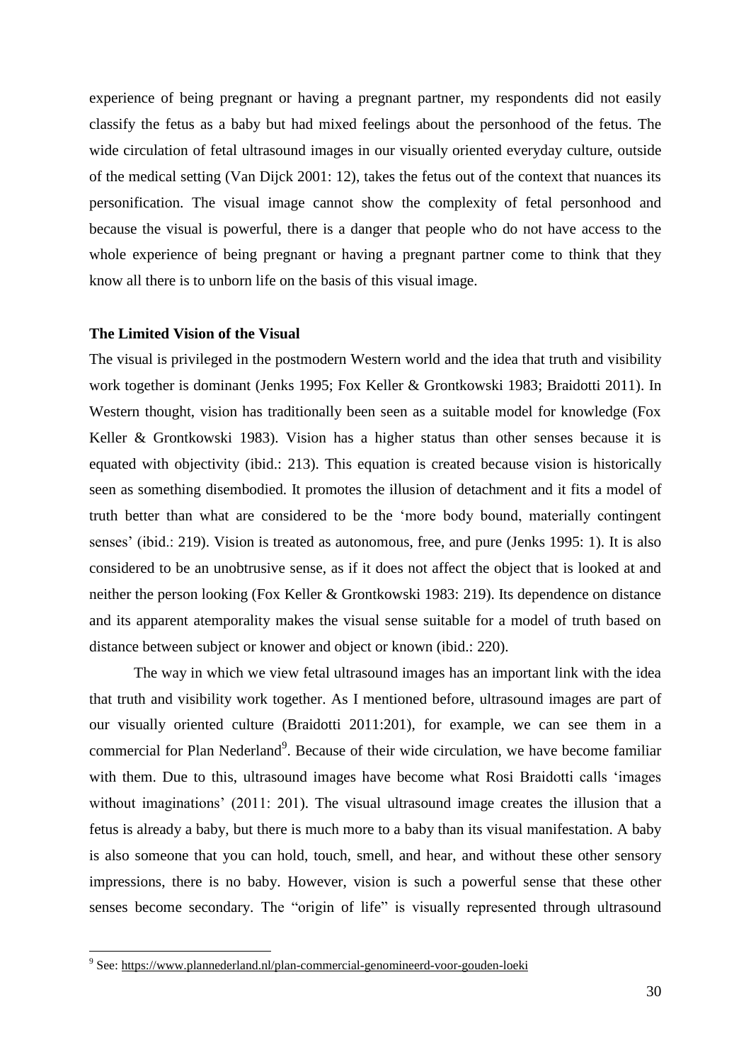experience of being pregnant or having a pregnant partner, my respondents did not easily classify the fetus as a baby but had mixed feelings about the personhood of the fetus. The wide circulation of fetal ultrasound images in our visually oriented everyday culture, outside of the medical setting (Van Dijck 2001: 12), takes the fetus out of the context that nuances its personification. The visual image cannot show the complexity of fetal personhood and because the visual is powerful, there is a danger that people who do not have access to the whole experience of being pregnant or having a pregnant partner come to think that they know all there is to unborn life on the basis of this visual image.

**The Limited Vision of the Visual**

The visual is privileged in the postmodern Western world and the idea that truth and visibility work together is dominant (Jenks 1995; Fox Keller & Grontkowski 1983; Braidotti 2011). In Western thought, vision has traditionally been seen as a suitable model for knowledge (Fox Keller & Grontkowski 1983). Vision has a higher status than other senses because it is equated with objectivity (ibid.: 213). This equation is created because vision is historically seen as something disembodied. It promotes the illusion of detachment and it fits a model of truth better than what are considered to be the 'more body bound, materially contingent senses' (ibid.: 219). Vision is treated as autonomous, free, and pure (Jenks 1995: 1). It is also considered to be an unobtrusive sense, as if it does not affect the object that is looked at and neither the person looking (Fox Keller & Grontkowski 1983: 219). Its dependence on distance and its apparent atemporality makes the visual sense suitable for a model of truth based on distance between subject or knower and object or known (ibid.: 220).

The way in which we view fetal ultrasound images has an important link with the idea that truth and visibility work together. As I mentioned before, ultrasound images are part of our visually oriented culture (Braidotti 2011:201), for example, we can see them in a commercial for Plan Nederland[9]. Because of their wide circulation, we have become familiar with them. Due to this, ultrasound images have become what Rosi Braidotti calls 'images without imaginations' (2011: 201). The visual ultrasound image creates the illusion that a fetus is already a baby, but there is much more to a baby than its visual manifestation. A baby is also someone that you can hold, touch, smell, and hear, and without these other sensory impressions, there is no baby. However, vision is such a powerful sense that these other senses become secondary. The "origin of life" is visually represented through ultrasound

[9] See: https://www.plannederland.nl/plan-commercial-genomineerd-voor-gouden-loeki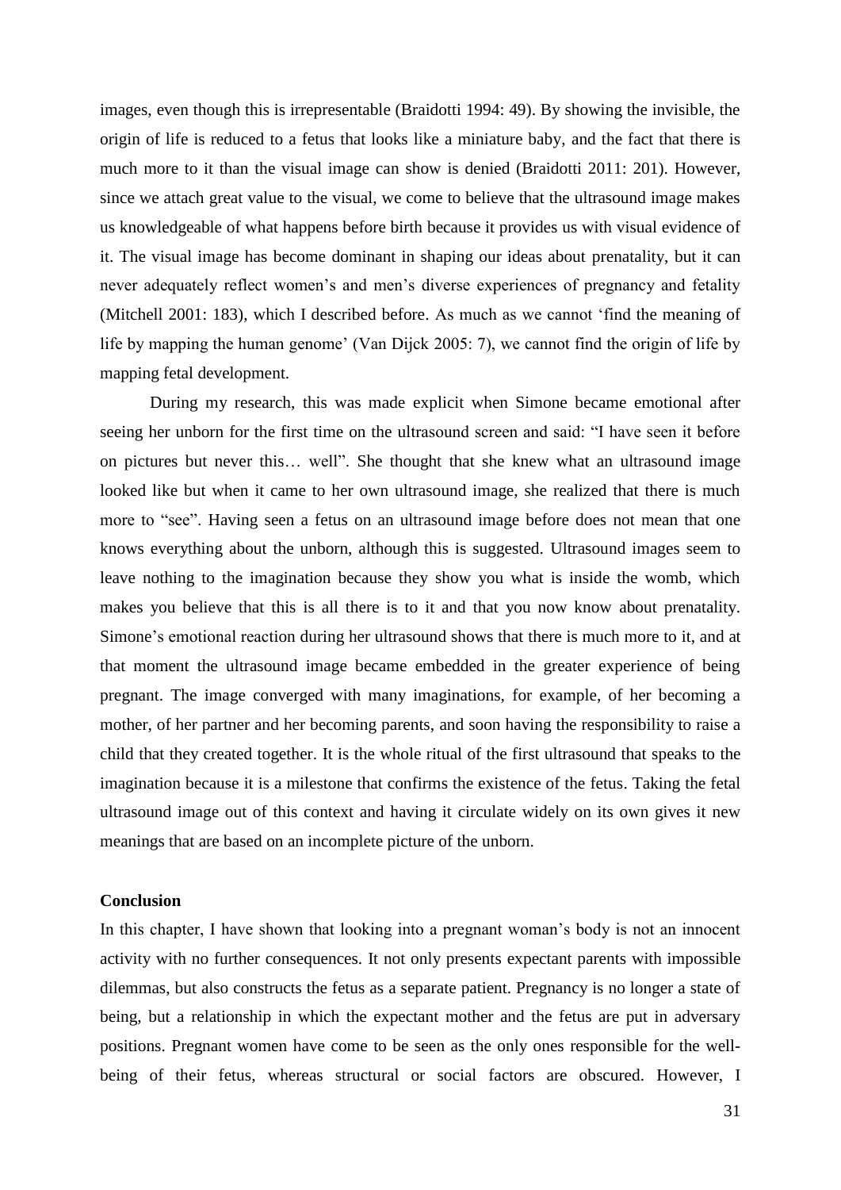images, even though this is irrepresentable (Braidotti 1994: 49). By showing the invisible, the origin of life is reduced to a fetus that looks like a miniature baby, and the fact that there is much more to it than the visual image can show is denied (Braidotti 2011: 201). However, since we attach great value to the visual, we come to believe that the ultrasound image makes us knowledgeable of what happens before birth because it provides us with visual evidence of it. The visual image has become dominant in shaping our ideas about prenatality, but it can never adequately reflect women's and men's diverse experiences of pregnancy and fetality (Mitchell 2001: 183), which I described before. As much as we cannot 'find the meaning of life by mapping the human genome' (Van Dijck 2005: 7), we cannot find the origin of life by mapping fetal development.

During my research, this was made explicit when Simone became emotional after seeing her unborn for the first time on the ultrasound screen and said: "I have seen it before on pictures but never this… well". She thought that she knew what an ultrasound image looked like but when it came to her own ultrasound image, she realized that there is much more to "see". Having seen a fetus on an ultrasound image before does not mean that one knows everything about the unborn, although this is suggested. Ultrasound images seem to leave nothing to the imagination because they show you what is inside the womb, which makes you believe that this is all there is to it and that you now know about prenatality. Simone's emotional reaction during her ultrasound shows that there is much more to it, and at that moment the ultrasound image became embedded in the greater experience of being pregnant. The image converged with many imaginations, for example, of her becoming a mother, of her partner and her becoming parents, and soon having the responsibility to raise a child that they created together. It is the whole ritual of the first ultrasound that speaks to the imagination because it is a milestone that confirms the existence of the fetus. Taking the fetal ultrasound image out of this context and having it circulate widely on its own gives it new meanings that are based on an incomplete picture of the unborn.

### Conclusion

In this chapter, I have shown that looking into a pregnant woman's body is not an innocent activity with no further consequences. It not only presents expectant parents with impossible dilemmas, but also constructs the fetus as a separate patient. Pregnancy is no longer a state of being, but a relationship in which the expectant mother and the fetus are put in adversary positions. Pregnant women have come to be seen as the only ones responsible for the well-being of their fetus, whereas structural or social factors are obscured. However, I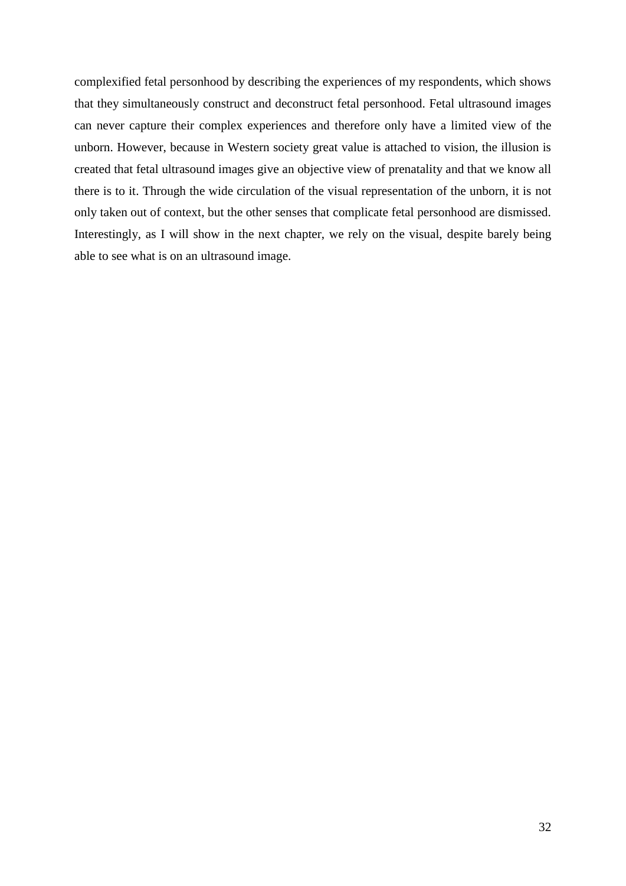complexified fetal personhood by describing the experiences of my respondents, which shows that they simultaneously construct and deconstruct fetal personhood. Fetal ultrasound images can never capture their complex experiences and therefore only have a limited view of the unborn. However, because in Western society great value is attached to vision, the illusion is created that fetal ultrasound images give an objective view of prenatality and that we know all there is to it. Through the wide circulation of the visual representation of the unborn, it is not only taken out of context, but the other senses that complicate fetal personhood are dismissed. Interestingly, as I will show in the next chapter, we rely on the visual, despite barely being able to see what is on an ultrasound image.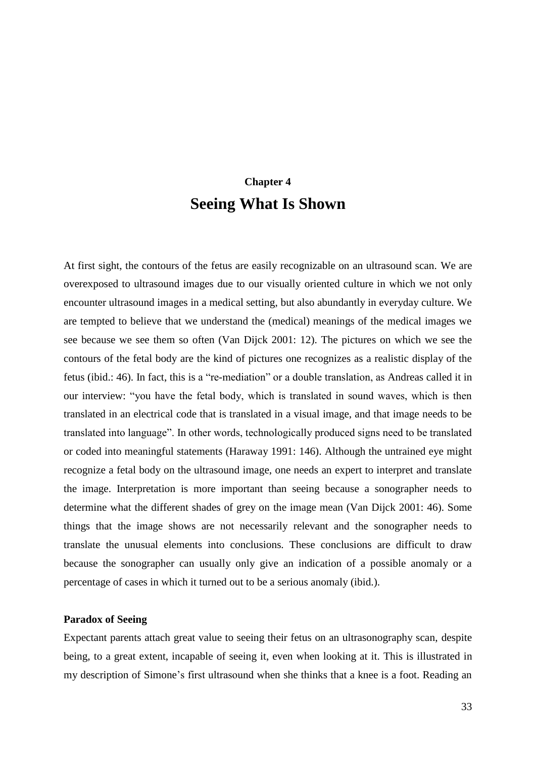## Chapter 4

# Seeing What Is Shown

At first sight, the contours of the fetus are easily recognizable on an ultrasound scan. We are overexposed to ultrasound images due to our visually oriented culture in which we not only encounter ultrasound images in a medical setting, but also abundantly in everyday culture. We are tempted to believe that we understand the (medical) meanings of the medical images we see because we see them so often (Van Dijck 2001: 12). The pictures on which we see the contours of the fetal body are the kind of pictures one recognizes as a realistic display of the fetus (ibid.: 46). In fact, this is a "re-mediation" or a double translation, as Andreas called it in our interview: "you have the fetal body, which is translated in sound waves, which is then translated in an electrical code that is translated in a visual image, and that image needs to be translated into language". In other words, technologically produced signs need to be translated or coded into meaningful statements (Haraway 1991: 146). Although the untrained eye might recognize a fetal body on the ultrasound image, one needs an expert to interpret and translate the image. Interpretation is more important than seeing because a sonographer needs to determine what the different shades of grey on the image mean (Van Dijck 2001: 46). Some things that the image shows are not necessarily relevant and the sonographer needs to translate the unusual elements into conclusions. These conclusions are difficult to draw because the sonographer can usually only give an indication of a possible anomaly or a percentage of cases in which it turned out to be a serious anomaly (ibid.).

**Paradox of Seeing**

Expectant parents attach great value to seeing their fetus on an ultrasonography scan, despite being, to a great extent, incapable of seeing it, even when looking at it. This is illustrated in my description of Simone's first ultrasound when she thinks that a knee is a foot. Reading an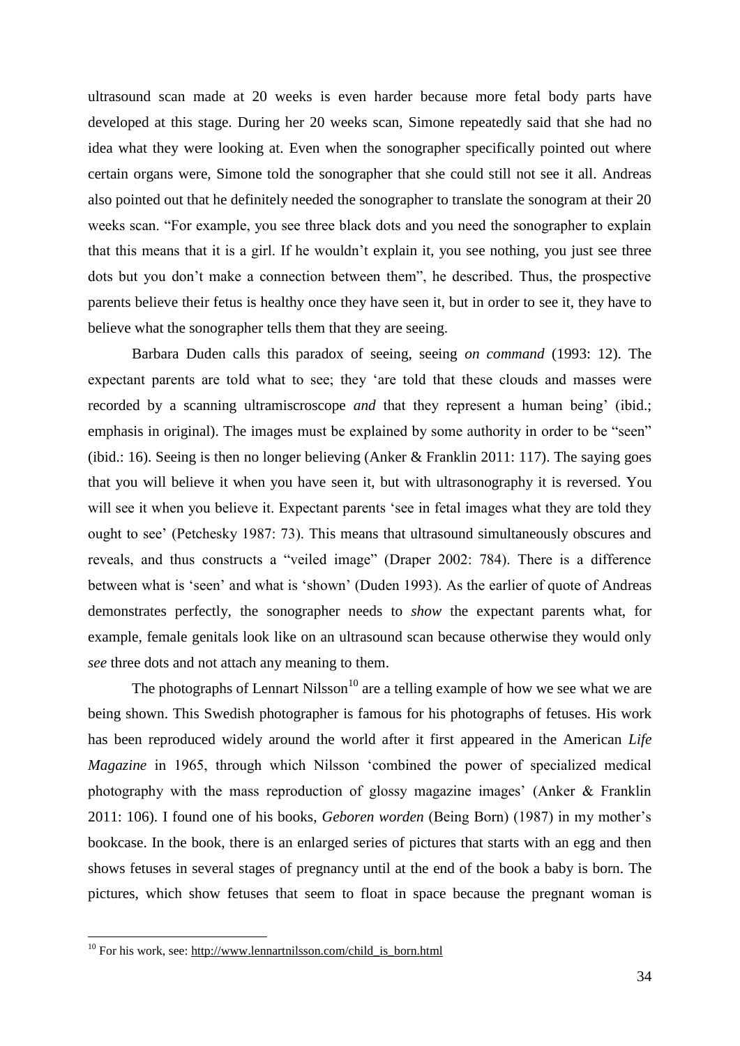ultrasound scan made at 20 weeks is even harder because more fetal body parts have developed at this stage. During her 20 weeks scan, Simone repeatedly said that she had no idea what they were looking at. Even when the sonographer specifically pointed out where certain organs were, Simone told the sonographer that she could still not see it all. Andreas also pointed out that he definitely needed the sonographer to translate the sonogram at their 20 weeks scan. "For example, you see three black dots and you need the sonographer to explain that this means that it is a girl. If he wouldn't explain it, you see nothing, you just see three dots but you don't make a connection between them", he described. Thus, the prospective parents believe their fetus is healthy once they have seen it, but in order to see it, they have to believe what the sonographer tells them that they are seeing.

Barbara Duden calls this paradox of seeing, seeing *on command* (1993: 12). The expectant parents are told what to see; they 'are told that these clouds and masses were recorded by a scanning ultramiscroscope *and* that they represent a human being' (ibid.; emphasis in original). The images must be explained by some authority in order to be "seen" (ibid.: 16). Seeing is then no longer believing (Anker & Franklin 2011: 117). The saying goes that you will believe it when you have seen it, but with ultrasonography it is reversed. You will see it when you believe it. Expectant parents 'see in fetal images what they are told they ought to see' (Petchesky 1987: 73). This means that ultrasound simultaneously obscures and reveals, and thus constructs a "veiled image" (Draper 2002: 784). There is a difference between what is 'seen' and what is 'shown' (Duden 1993). As the earlier of quote of Andreas demonstrates perfectly, the sonographer needs to *show* the expectant parents what, for example, female genitals look like on an ultrasound scan because otherwise they would only *see* three dots and not attach any meaning to them.

The photographs of Lennart Nilsson[10] are a telling example of how we see what we are being shown. This Swedish photographer is famous for his photographs of fetuses. His work has been reproduced widely around the world after it first appeared in the American *Life Magazine* in 1965, through which Nilsson 'combined the power of specialized medical photography with the mass reproduction of glossy magazine images' (Anker & Franklin 2011: 106). I found one of his books, *Geboren worden* (Being Born) (1987) in my mother's bookcase. In the book, there is an enlarged series of pictures that starts with an egg and then shows fetuses in several stages of pregnancy until at the end of the book a baby is born. The pictures, which show fetuses that seem to float in space because the pregnant woman is

[10] For his work, see: http://www.lennartnilsson.com/child_is_born.html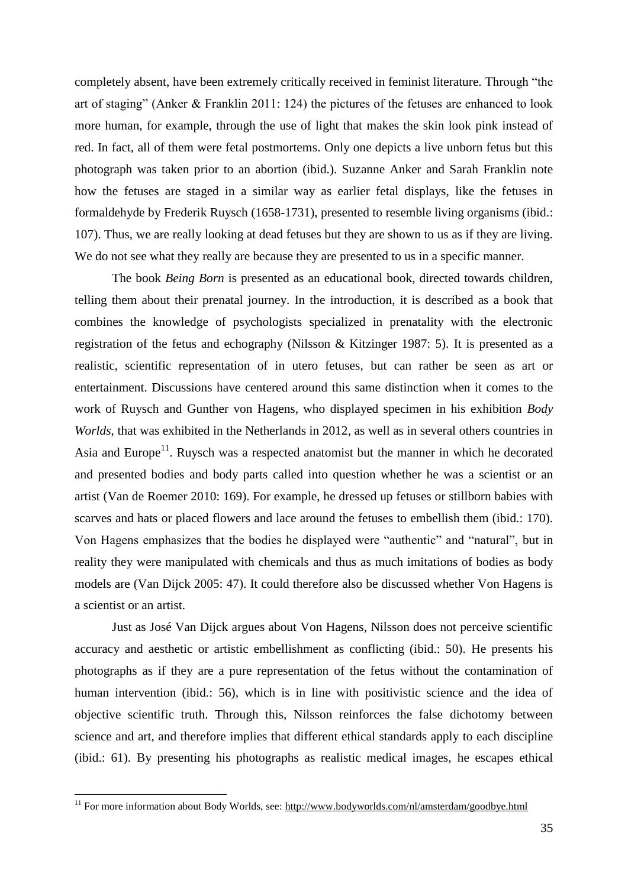completely absent, have been extremely critically received in feminist literature. Through "the art of staging" (Anker & Franklin 2011: 124) the pictures of the fetuses are enhanced to look more human, for example, through the use of light that makes the skin look pink instead of red. In fact, all of them were fetal postmortems. Only one depicts a live unborn fetus but this photograph was taken prior to an abortion (ibid.). Suzanne Anker and Sarah Franklin note how the fetuses are staged in a similar way as earlier fetal displays, like the fetuses in formaldehyde by Frederik Ruysch (1658-1731), presented to resemble living organisms (ibid.: 107). Thus, we are really looking at dead fetuses but they are shown to us as if they are living. We do not see what they really are because they are presented to us in a specific manner.

The book *Being Born* is presented as an educational book, directed towards children, telling them about their prenatal journey. In the introduction, it is described as a book that combines the knowledge of psychologists specialized in prenatality with the electronic registration of the fetus and echography (Nilsson & Kitzinger 1987: 5). It is presented as a realistic, scientific representation of in utero fetuses, but can rather be seen as art or entertainment. Discussions have centered around this same distinction when it comes to the work of Ruysch and Gunther von Hagens, who displayed specimen in his exhibition *Body Worlds*, that was exhibited in the Netherlands in 2012, as well as in several others countries in Asia and Europe[11]. Ruysch was a respected anatomist but the manner in which he decorated and presented bodies and body parts called into question whether he was a scientist or an artist (Van de Roemer 2010: 169). For example, he dressed up fetuses or stillborn babies with scarves and hats or placed flowers and lace around the fetuses to embellish them (ibid.: 170). Von Hagens emphasizes that the bodies he displayed were "authentic" and "natural", but in reality they were manipulated with chemicals and thus as much imitations of bodies as body models are (Van Dijck 2005: 47). It could therefore also be discussed whether Von Hagens is a scientist or an artist.

Just as José Van Dijck argues about Von Hagens, Nilsson does not perceive scientific accuracy and aesthetic or artistic embellishment as conflicting (ibid.: 50). He presents his photographs as if they are a pure representation of the fetus without the contamination of human intervention (ibid.: 56), which is in line with positivistic science and the idea of objective scientific truth. Through this, Nilsson reinforces the false dichotomy between science and art, and therefore implies that different ethical standards apply to each discipline (ibid.: 61). By presenting his photographs as realistic medical images, he escapes ethical

[11] For more information about Body Worlds, see: http://www.bodyworlds.com/nl/amsterdam/goodbye.html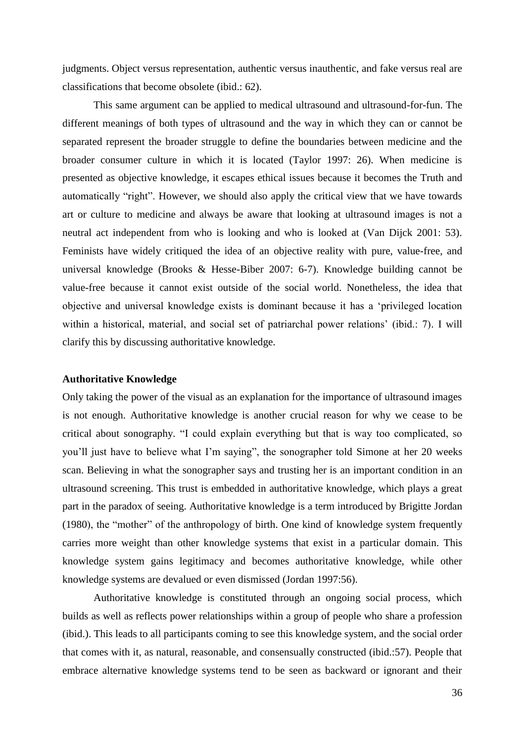judgments. Object versus representation, authentic versus inauthentic, and fake versus real are classifications that become obsolete (ibid.: 62).

This same argument can be applied to medical ultrasound and ultrasound-for-fun. The different meanings of both types of ultrasound and the way in which they can or cannot be separated represent the broader struggle to define the boundaries between medicine and the broader consumer culture in which it is located (Taylor 1997: 26). When medicine is presented as objective knowledge, it escapes ethical issues because it becomes the Truth and automatically "right". However, we should also apply the critical view that we have towards art or culture to medicine and always be aware that looking at ultrasound images is not a neutral act independent from who is looking and who is looked at (Van Dijck 2001: 53). Feminists have widely critiqued the idea of an objective reality with pure, value-free, and universal knowledge (Brooks & Hesse-Biber 2007: 6-7). Knowledge building cannot be value-free because it cannot exist outside of the social world. Nonetheless, the idea that objective and universal knowledge exists is dominant because it has a 'privileged location within a historical, material, and social set of patriarchal power relations' (ibid.: 7). I will clarify this by discussing authoritative knowledge.

### Authoritative Knowledge

Only taking the power of the visual as an explanation for the importance of ultrasound images is not enough. Authoritative knowledge is another crucial reason for why we cease to be critical about sonography. "I could explain everything but that is way too complicated, so you'll just have to believe what I'm saying", the sonographer told Simone at her 20 weeks scan. Believing in what the sonographer says and trusting her is an important condition in an ultrasound screening. This trust is embedded in authoritative knowledge, which plays a great part in the paradox of seeing. Authoritative knowledge is a term introduced by Brigitte Jordan (1980), the "mother" of the anthropology of birth. One kind of knowledge system frequently carries more weight than other knowledge systems that exist in a particular domain. This knowledge system gains legitimacy and becomes authoritative knowledge, while other knowledge systems are devalued or even dismissed (Jordan 1997:56).

Authoritative knowledge is constituted through an ongoing social process, which builds as well as reflects power relationships within a group of people who share a profession (ibid.). This leads to all participants coming to see this knowledge system, and the social order that comes with it, as natural, reasonable, and consensually constructed (ibid.:57). People that embrace alternative knowledge systems tend to be seen as backward or ignorant and their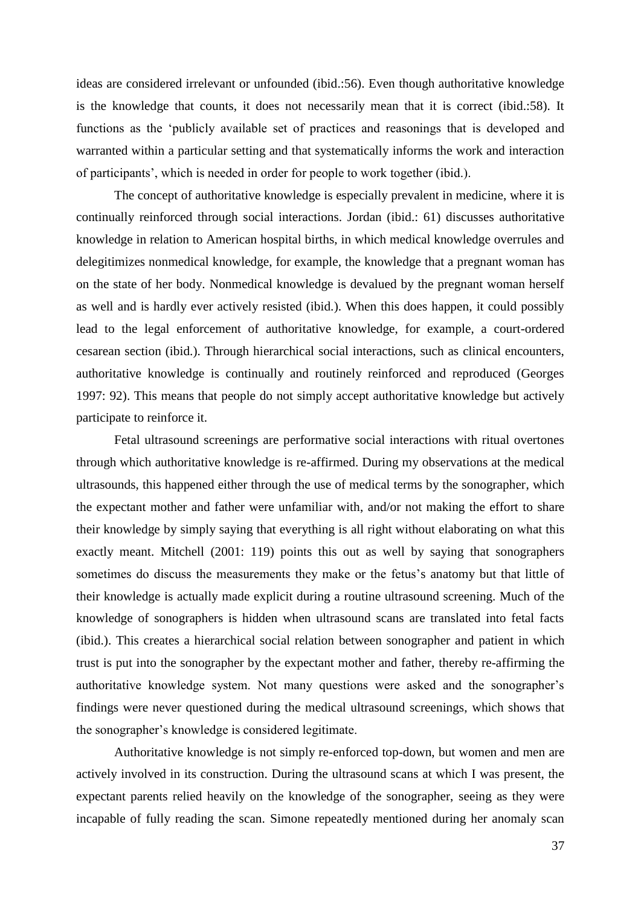ideas are considered irrelevant or unfounded (ibid.:56). Even though authoritative knowledge is the knowledge that counts, it does not necessarily mean that it is correct (ibid.:58). It functions as the 'publicly available set of practices and reasonings that is developed and warranted within a particular setting and that systematically informs the work and interaction of participants', which is needed in order for people to work together (ibid.).

The concept of authoritative knowledge is especially prevalent in medicine, where it is continually reinforced through social interactions. Jordan (ibid.: 61) discusses authoritative knowledge in relation to American hospital births, in which medical knowledge overrules and delegitimizes nonmedical knowledge, for example, the knowledge that a pregnant woman has on the state of her body. Nonmedical knowledge is devalued by the pregnant woman herself as well and is hardly ever actively resisted (ibid.). When this does happen, it could possibly lead to the legal enforcement of authoritative knowledge, for example, a court-ordered cesarean section (ibid.). Through hierarchical social interactions, such as clinical encounters, authoritative knowledge is continually and routinely reinforced and reproduced (Georges 1997: 92). This means that people do not simply accept authoritative knowledge but actively participate to reinforce it.

Fetal ultrasound screenings are performative social interactions with ritual overtones through which authoritative knowledge is re-affirmed. During my observations at the medical ultrasounds, this happened either through the use of medical terms by the sonographer, which the expectant mother and father were unfamiliar with, and/or not making the effort to share their knowledge by simply saying that everything is all right without elaborating on what this exactly meant. Mitchell (2001: 119) points this out as well by saying that sonographers sometimes do discuss the measurements they make or the fetus's anatomy but that little of their knowledge is actually made explicit during a routine ultrasound screening. Much of the knowledge of sonographers is hidden when ultrasound scans are translated into fetal facts (ibid.). This creates a hierarchical social relation between sonographer and patient in which trust is put into the sonographer by the expectant mother and father, thereby re-affirming the authoritative knowledge system. Not many questions were asked and the sonographer's findings were never questioned during the medical ultrasound screenings, which shows that the sonographer's knowledge is considered legitimate.

Authoritative knowledge is not simply re-enforced top-down, but women and men are actively involved in its construction. During the ultrasound scans at which I was present, the expectant parents relied heavily on the knowledge of the sonographer, seeing as they were incapable of fully reading the scan. Simone repeatedly mentioned during her anomaly scan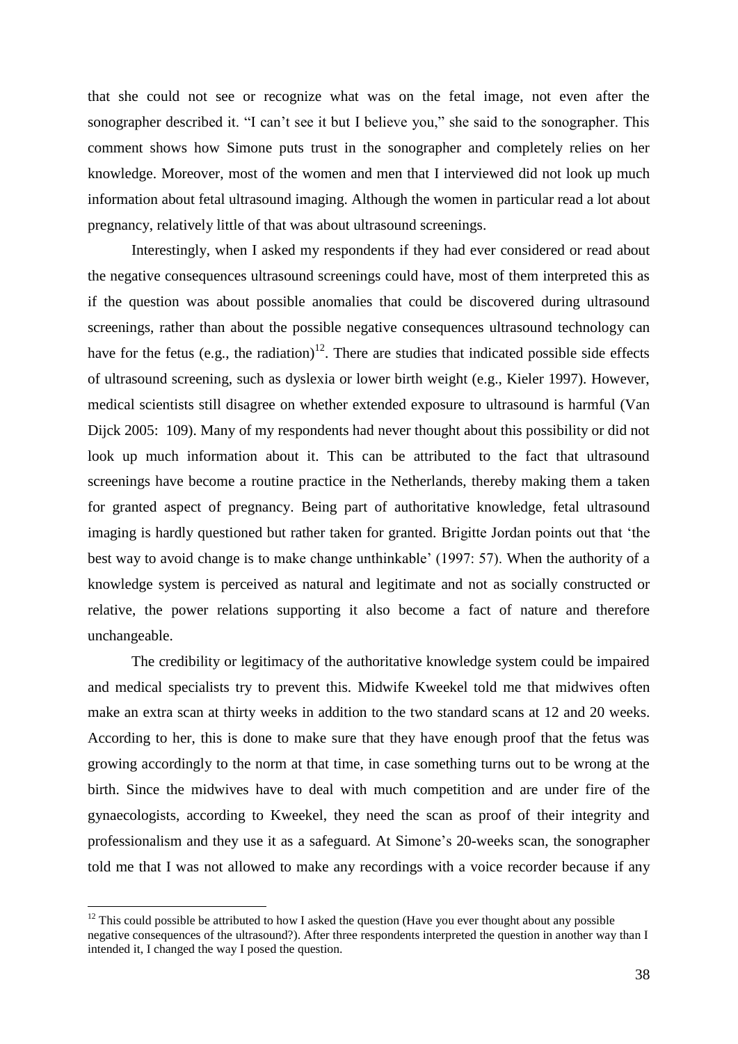that she could not see or recognize what was on the fetal image, not even after the sonographer described it. “I can’t see it but I believe you,” she said to the sonographer. This comment shows how Simone puts trust in the sonographer and completely relies on her knowledge. Moreover, most of the women and men that I interviewed did not look up much information about fetal ultrasound imaging. Although the women in particular read a lot about pregnancy, relatively little of that was about ultrasound screenings.

Interestingly, when I asked my respondents if they had ever considered or read about the negative consequences ultrasound screenings could have, most of them interpreted this as if the question was about possible anomalies that could be discovered during ultrasound screenings, rather than about the possible negative consequences ultrasound technology can have for the fetus (e.g., the radiation)[12]. There are studies that indicated possible side effects of ultrasound screening, such as dyslexia or lower birth weight (e.g., Kieler 1997). However, medical scientists still disagree on whether extended exposure to ultrasound is harmful (Van Dijck 2005: 109). Many of my respondents had never thought about this possibility or did not look up much information about it. This can be attributed to the fact that ultrasound screenings have become a routine practice in the Netherlands, thereby making them a taken for granted aspect of pregnancy. Being part of authoritative knowledge, fetal ultrasound imaging is hardly questioned but rather taken for granted. Brigitte Jordan points out that ‘the best way to avoid change is to make change unthinkable’ (1997: 57). When the authority of a knowledge system is perceived as natural and legitimate and not as socially constructed or relative, the power relations supporting it also become a fact of nature and therefore unchangeable.

The credibility or legitimacy of the authoritative knowledge system could be impaired and medical specialists try to prevent this. Midwife Kweekel told me that midwives often make an extra scan at thirty weeks in addition to the two standard scans at 12 and 20 weeks. According to her, this is done to make sure that they have enough proof that the fetus was growing accordingly to the norm at that time, in case something turns out to be wrong at the birth. Since the midwives have to deal with much competition and are under fire of the gynaecologists, according to Kweekel, they need the scan as proof of their integrity and professionalism and they use it as a safeguard. At Simone’s 20-weeks scan, the sonographer told me that I was not allowed to make any recordings with a voice recorder because if any

[12] This could possible be attributed to how I asked the question (Have you ever thought about any possible negative consequences of the ultrasound?). After three respondents interpreted the question in another way than I intended it, I changed the way I posed the question.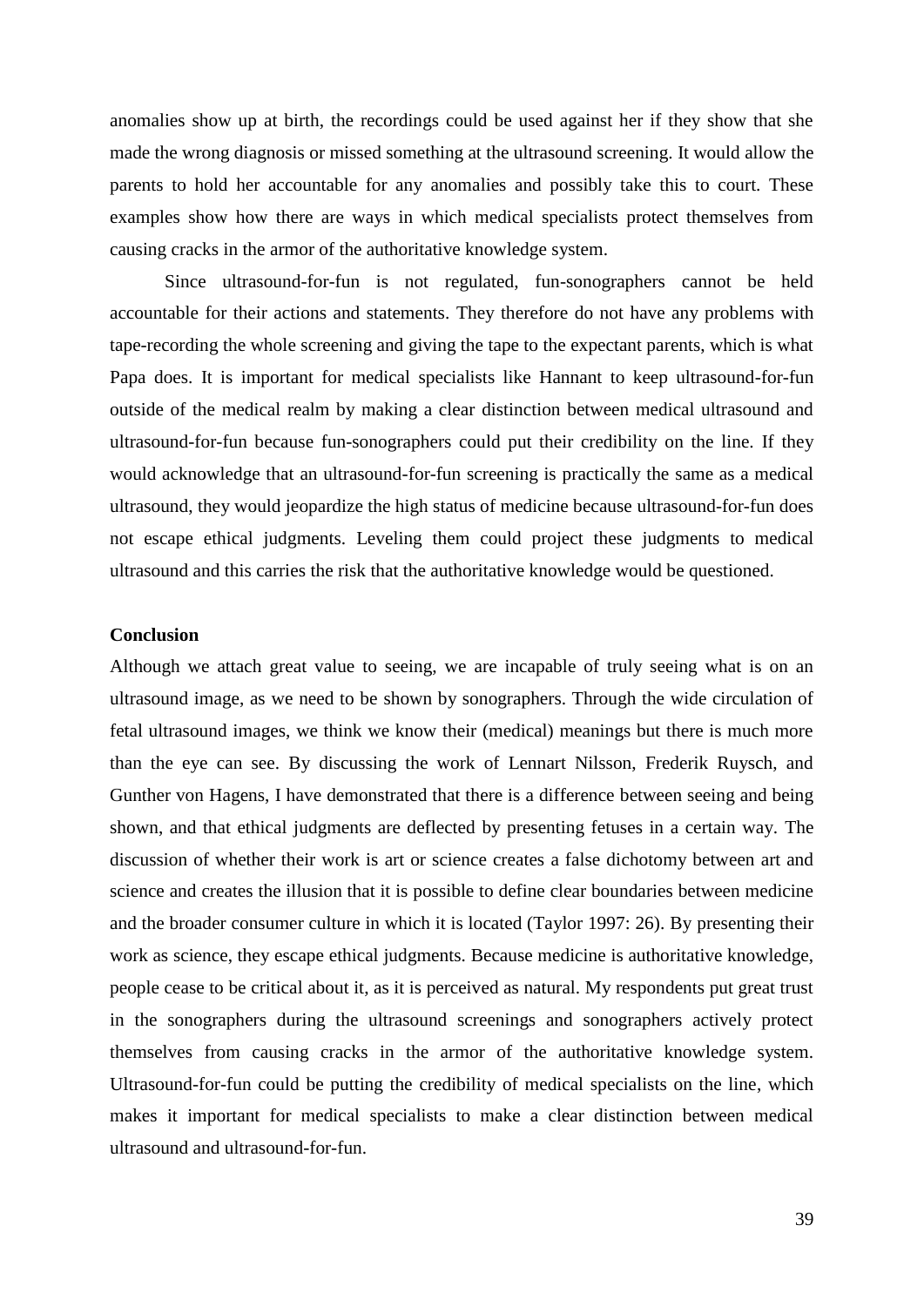anomalies show up at birth, the recordings could be used against her if they show that she made the wrong diagnosis or missed something at the ultrasound screening. It would allow the parents to hold her accountable for any anomalies and possibly take this to court. These examples show how there are ways in which medical specialists protect themselves from causing cracks in the armor of the authoritative knowledge system.

Since ultrasound-for-fun is not regulated, fun-sonographers cannot be held accountable for their actions and statements. They therefore do not have any problems with tape-recording the whole screening and giving the tape to the expectant parents, which is what Papa does. It is important for medical specialists like Hannant to keep ultrasound-for-fun outside of the medical realm by making a clear distinction between medical ultrasound and ultrasound-for-fun because fun-sonographers could put their credibility on the line. If they would acknowledge that an ultrasound-for-fun screening is practically the same as a medical ultrasound, they would jeopardize the high status of medicine because ultrasound-for-fun does not escape ethical judgments. Leveling them could project these judgments to medical ultrasound and this carries the risk that the authoritative knowledge would be questioned.

**Conclusion**

Although we attach great value to seeing, we are incapable of truly seeing what is on an ultrasound image, as we need to be shown by sonographers. Through the wide circulation of fetal ultrasound images, we think we know their (medical) meanings but there is much more than the eye can see. By discussing the work of Lennart Nilsson, Frederik Ruysch, and Gunther von Hagens, I have demonstrated that there is a difference between seeing and being shown, and that ethical judgments are deflected by presenting fetuses in a certain way. The discussion of whether their work is art or science creates a false dichotomy between art and science and creates the illusion that it is possible to define clear boundaries between medicine and the broader consumer culture in which it is located (Taylor 1997: 26). By presenting their work as science, they escape ethical judgments. Because medicine is authoritative knowledge, people cease to be critical about it, as it is perceived as natural. My respondents put great trust in the sonographers during the ultrasound screenings and sonographers actively protect themselves from causing cracks in the armor of the authoritative knowledge system. Ultrasound-for-fun could be putting the credibility of medical specialists on the line, which makes it important for medical specialists to make a clear distinction between medical ultrasound and ultrasound-for-fun.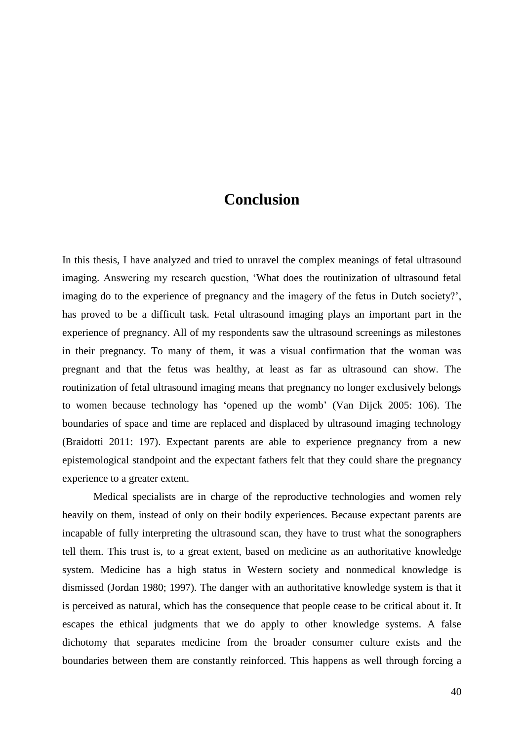# Conclusion

In this thesis, I have analyzed and tried to unravel the complex meanings of fetal ultrasound imaging. Answering my research question, 'What does the routinization of ultrasound fetal imaging do to the experience of pregnancy and the imagery of the fetus in Dutch society?', has proved to be a difficult task. Fetal ultrasound imaging plays an important part in the experience of pregnancy. All of my respondents saw the ultrasound screenings as milestones in their pregnancy. To many of them, it was a visual confirmation that the woman was pregnant and that the fetus was healthy, at least as far as ultrasound can show. The routinization of fetal ultrasound imaging means that pregnancy no longer exclusively belongs to women because technology has 'opened up the womb' (Van Dijck 2005: 106). The boundaries of space and time are replaced and displaced by ultrasound imaging technology (Braidotti 2011: 197). Expectant parents are able to experience pregnancy from a new epistemological standpoint and the expectant fathers felt that they could share the pregnancy experience to a greater extent.

Medical specialists are in charge of the reproductive technologies and women rely heavily on them, instead of only on their bodily experiences. Because expectant parents are incapable of fully interpreting the ultrasound scan, they have to trust what the sonographers tell them. This trust is, to a great extent, based on medicine as an authoritative knowledge system. Medicine has a high status in Western society and nonmedical knowledge is dismissed (Jordan 1980; 1997). The danger with an authoritative knowledge system is that it is perceived as natural, which has the consequence that people cease to be critical about it. It escapes the ethical judgments that we do apply to other knowledge systems. A false dichotomy that separates medicine from the broader consumer culture exists and the boundaries between them are constantly reinforced. This happens as well through forcing a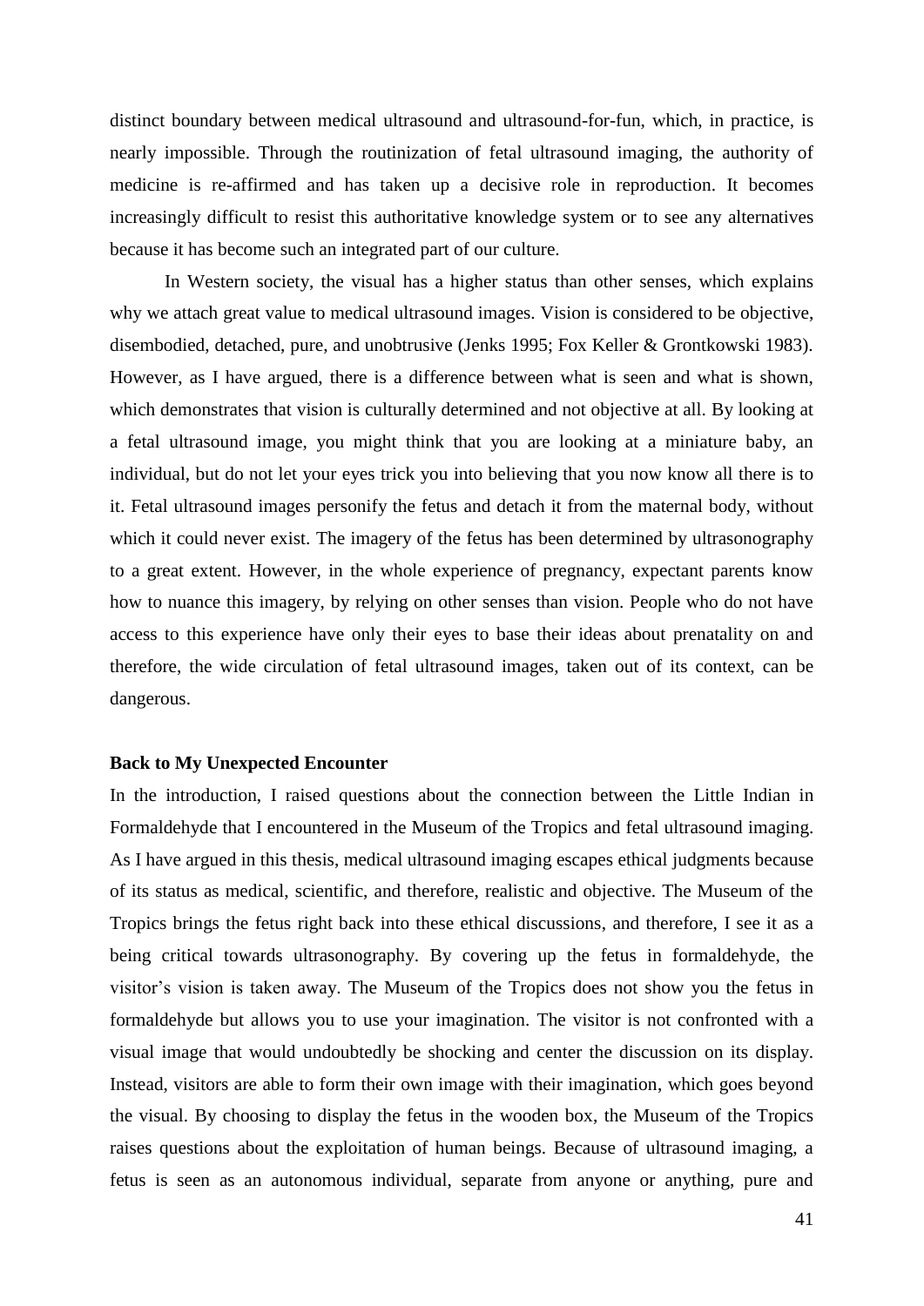distinct boundary between medical ultrasound and ultrasound-for-fun, which, in practice, is nearly impossible. Through the routinization of fetal ultrasound imaging, the authority of medicine is re-affirmed and has taken up a decisive role in reproduction. It becomes increasingly difficult to resist this authoritative knowledge system or to see any alternatives because it has become such an integrated part of our culture.

In Western society, the visual has a higher status than other senses, which explains why we attach great value to medical ultrasound images. Vision is considered to be objective, disembodied, detached, pure, and unobtrusive (Jenks 1995; Fox Keller & Grontkowski 1983). However, as I have argued, there is a difference between what is seen and what is shown, which demonstrates that vision is culturally determined and not objective at all. By looking at a fetal ultrasound image, you might think that you are looking at a miniature baby, an individual, but do not let your eyes trick you into believing that you now know all there is to it. Fetal ultrasound images personify the fetus and detach it from the maternal body, without which it could never exist. The imagery of the fetus has been determined by ultrasonography to a great extent. However, in the whole experience of pregnancy, expectant parents know how to nuance this imagery, by relying on other senses than vision. People who do not have access to this experience have only their eyes to base their ideas about prenatality on and therefore, the wide circulation of fetal ultrasound images, taken out of its context, can be dangerous.

**Back to My Unexpected Encounter**

In the introduction, I raised questions about the connection between the Little Indian in Formaldehyde that I encountered in the Museum of the Tropics and fetal ultrasound imaging. As I have argued in this thesis, medical ultrasound imaging escapes ethical judgments because of its status as medical, scientific, and therefore, realistic and objective. The Museum of the Tropics brings the fetus right back into these ethical discussions, and therefore, I see it as a being critical towards ultrasonography. By covering up the fetus in formaldehyde, the visitor's vision is taken away. The Museum of the Tropics does not show you the fetus in formaldehyde but allows you to use your imagination. The visitor is not confronted with a visual image that would undoubtedly be shocking and center the discussion on its display. Instead, visitors are able to form their own image with their imagination, which goes beyond the visual. By choosing to display the fetus in the wooden box, the Museum of the Tropics raises questions about the exploitation of human beings. Because of ultrasound imaging, a fetus is seen as an autonomous individual, separate from anyone or anything, pure and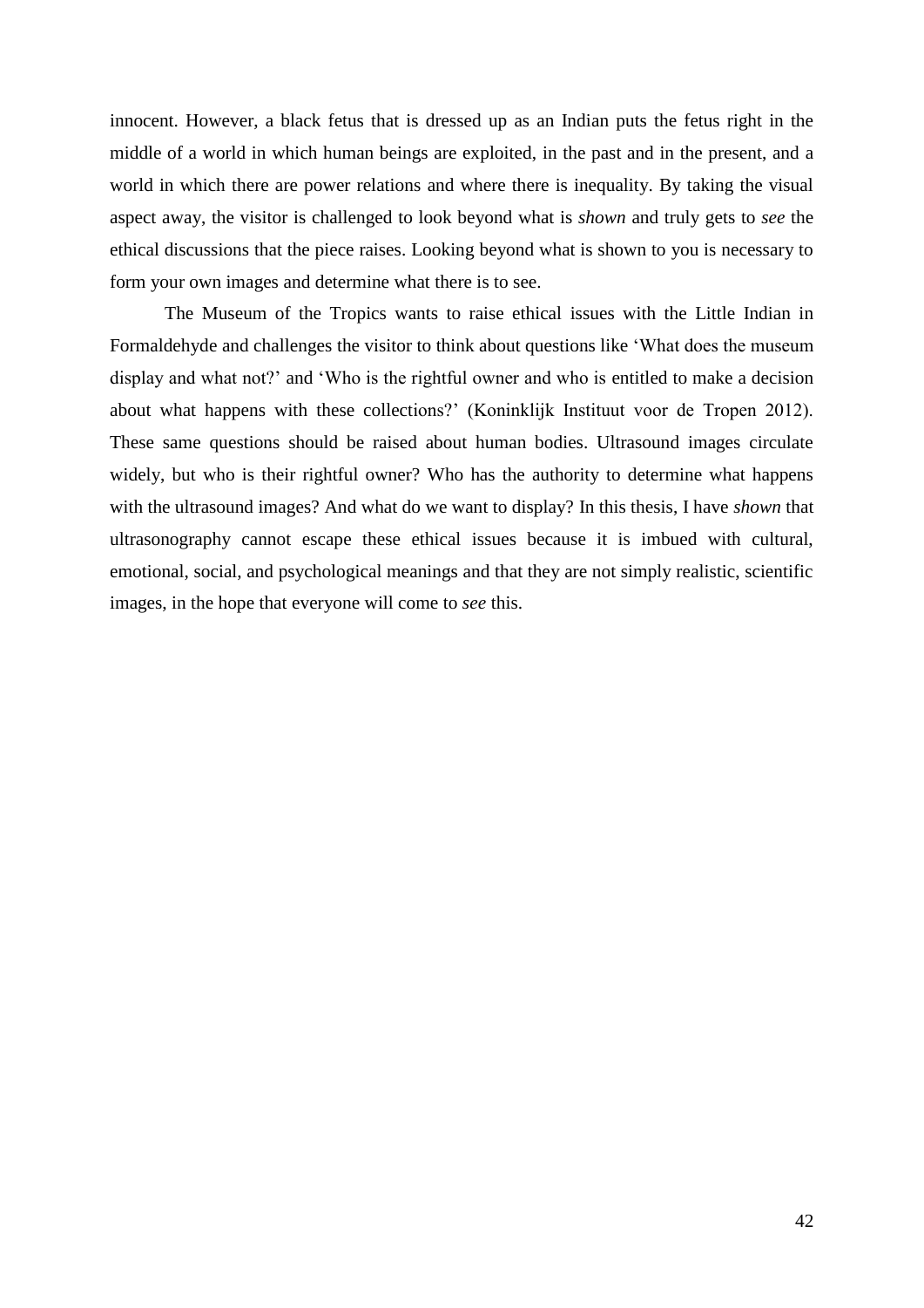innocent. However, a black fetus that is dressed up as an Indian puts the fetus right in the middle of a world in which human beings are exploited, in the past and in the present, and a world in which there are power relations and where there is inequality. By taking the visual aspect away, the visitor is challenged to look beyond what is *shown* and truly gets to *see* the ethical discussions that the piece raises. Looking beyond what is shown to you is necessary to form your own images and determine what there is to see.

The Museum of the Tropics wants to raise ethical issues with the Little Indian in Formaldehyde and challenges the visitor to think about questions like 'What does the museum display and what not?' and 'Who is the rightful owner and who is entitled to make a decision about what happens with these collections?' (Koninklijk Instituut voor de Tropen 2012). These same questions should be raised about human bodies. Ultrasound images circulate widely, but who is their rightful owner? Who has the authority to determine what happens with the ultrasound images? And what do we want to display? In this thesis, I have *shown* that ultrasonography cannot escape these ethical issues because it is imbued with cultural, emotional, social, and psychological meanings and that they are not simply realistic, scientific images, in the hope that everyone will come to *see* this.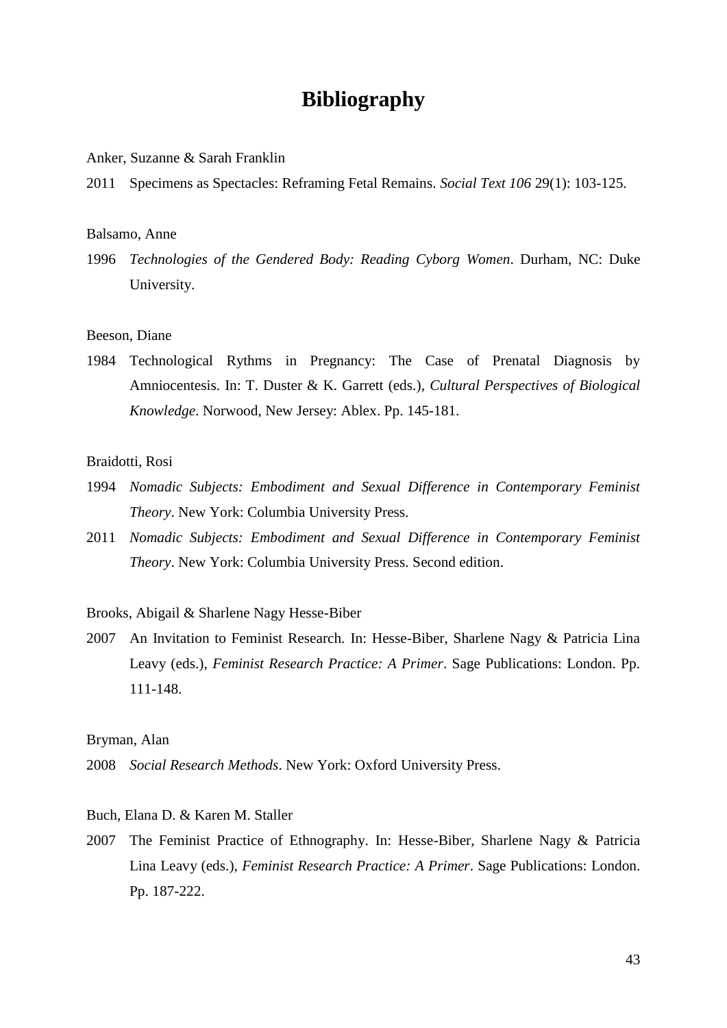# Bibliography

Anker, Suzanne & Sarah Franklin

2011 Specimens as Spectacles: Reframing Fetal Remains. *Social Text 106* 29(1): 103-125.

Balsamo, Anne

1996 *Technologies of the Gendered Body: Reading Cyborg Women*. Durham, NC: Duke University.

Beeson, Diane

1984 Technological Rythms in Pregnancy: The Case of Prenatal Diagnosis by Amniocentesis. In: T. Duster & K. Garrett (eds.), *Cultural Perspectives of Biological Knowledge*. Norwood, New Jersey: Ablex. Pp. 145-181.

Braidotti, Rosi

1994 *Nomadic Subjects: Embodiment and Sexual Difference in Contemporary Feminist Theory*. New York: Columbia University Press.

2011 *Nomadic Subjects: Embodiment and Sexual Difference in Contemporary Feminist Theory*. New York: Columbia University Press. Second edition.

Brooks, Abigail & Sharlene Nagy Hesse-Biber

2007 An Invitation to Feminist Research. In: Hesse-Biber, Sharlene Nagy & Patricia Lina Leavy (eds.), *Feminist Research Practice: A Primer*. Sage Publications: London. Pp. 111-148.

Bryman, Alan

2008 *Social Research Methods*. New York: Oxford University Press.

Buch, Elana D. & Karen M. Staller

2007 The Feminist Practice of Ethnography. In: Hesse-Biber, Sharlene Nagy & Patricia Lina Leavy (eds.), *Feminist Research Practice: A Primer*. Sage Publications: London. Pp. 187-222.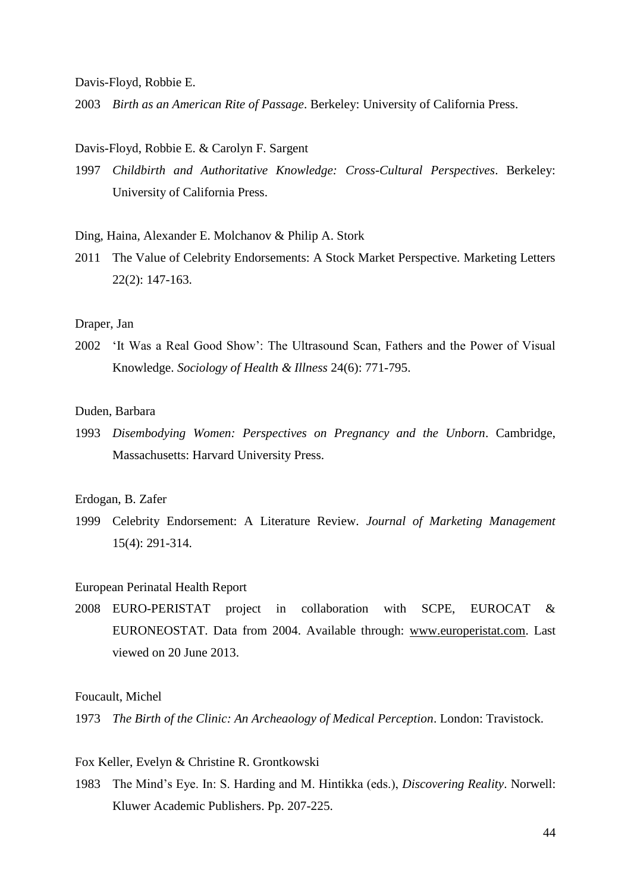Davis-Floyd, Robbie E.

2003 *Birth as an American Rite of Passage*. Berkeley: University of California Press.

Davis-Floyd, Robbie E. & Carolyn F. Sargent

1997 *Childbirth and Authoritative Knowledge: Cross-Cultural Perspectives*. Berkeley: University of California Press.

Ding, Haina, Alexander E. Molchanov & Philip A. Stork

2011 The Value of Celebrity Endorsements: A Stock Market Perspective. Marketing Letters 22(2): 147-163.

Draper, Jan

2002 'It Was a Real Good Show': The Ultrasound Scan, Fathers and the Power of Visual Knowledge. *Sociology of Health & Illness* 24(6): 771-795.

Duden, Barbara

1993 *Disembodying Women: Perspectives on Pregnancy and the Unborn*. Cambridge, Massachusetts: Harvard University Press.

Erdogan, B. Zafer

1999 Celebrity Endorsement: A Literature Review. *Journal of Marketing Management* 15(4): 291-314.

European Perinatal Health Report

2008 EURO-PERISTAT project in collaboration with SCPE, EUROCAT & EURONEOSTAT. Data from 2004. Available through: www.europeristat.com. Last viewed on 20 June 2013.

Foucault, Michel

1973 *The Birth of the Clinic: An Archeaology of Medical Perception*. London: Travistock.

Fox Keller, Evelyn & Christine R. Grontkowski

1983 The Mind's Eye. In: S. Harding and M. Hintikka (eds.), *Discovering Reality*. Norwell: Kluwer Academic Publishers. Pp. 207-225.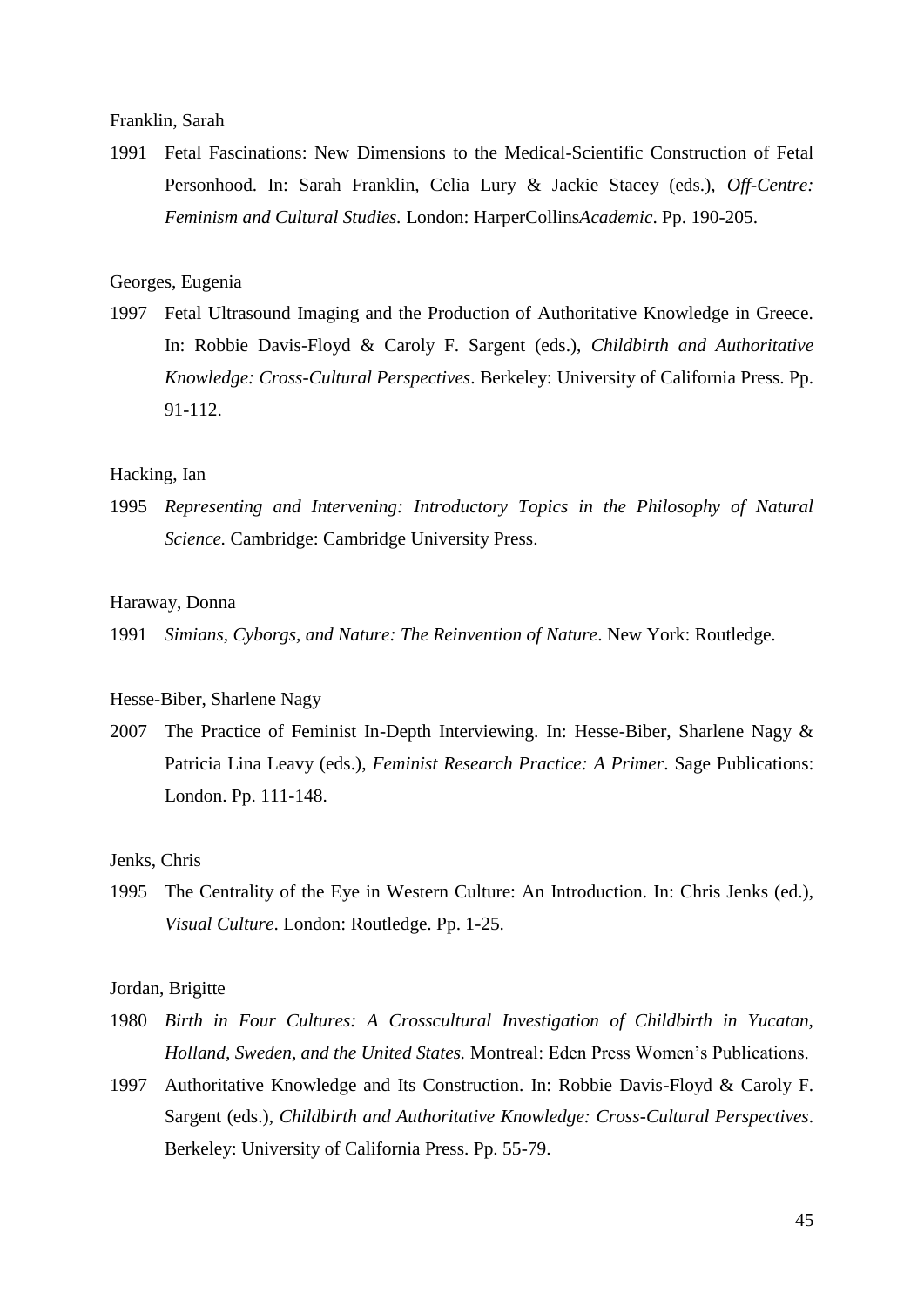Franklin, Sarah

1991 Fetal Fascinations: New Dimensions to the Medical-Scientific Construction of Fetal Personhood. In: Sarah Franklin, Celia Lury & Jackie Stacey (eds.), *Off-Centre: Feminism and Cultural Studies*. London: HarperCollins*Academic*. Pp. 190-205.

Georges, Eugenia

1997 Fetal Ultrasound Imaging and the Production of Authoritative Knowledge in Greece. In: Robbie Davis-Floyd & Caroly F. Sargent (eds.), *Childbirth and Authoritative Knowledge: Cross-Cultural Perspectives*. Berkeley: University of California Press. Pp. 91-112.

Hacking, Ian

1995 *Representing and Intervening: Introductory Topics in the Philosophy of Natural Science.* Cambridge: Cambridge University Press.

Haraway, Donna

1991 *Simians, Cyborgs, and Nature: The Reinvention of Nature*. New York: Routledge.

Hesse-Biber, Sharlene Nagy

2007 The Practice of Feminist In-Depth Interviewing. In: Hesse-Biber, Sharlene Nagy & Patricia Lina Leavy (eds.), *Feminist Research Practice: A Primer*. Sage Publications: London. Pp. 111-148.

Jenks, Chris

1995 The Centrality of the Eye in Western Culture: An Introduction. In: Chris Jenks (ed.), *Visual Culture*. London: Routledge. Pp. 1-25.

Jordan, Brigitte

1980 *Birth in Four Cultures: A Crosscultural Investigation of Childbirth in Yucatan, Holland, Sweden, and the United States.* Montreal: Eden Press Women's Publications.

1997 Authoritative Knowledge and Its Construction. In: Robbie Davis-Floyd & Caroly F. Sargent (eds.), *Childbirth and Authoritative Knowledge: Cross-Cultural Perspectives*. Berkeley: University of California Press. Pp. 55-79.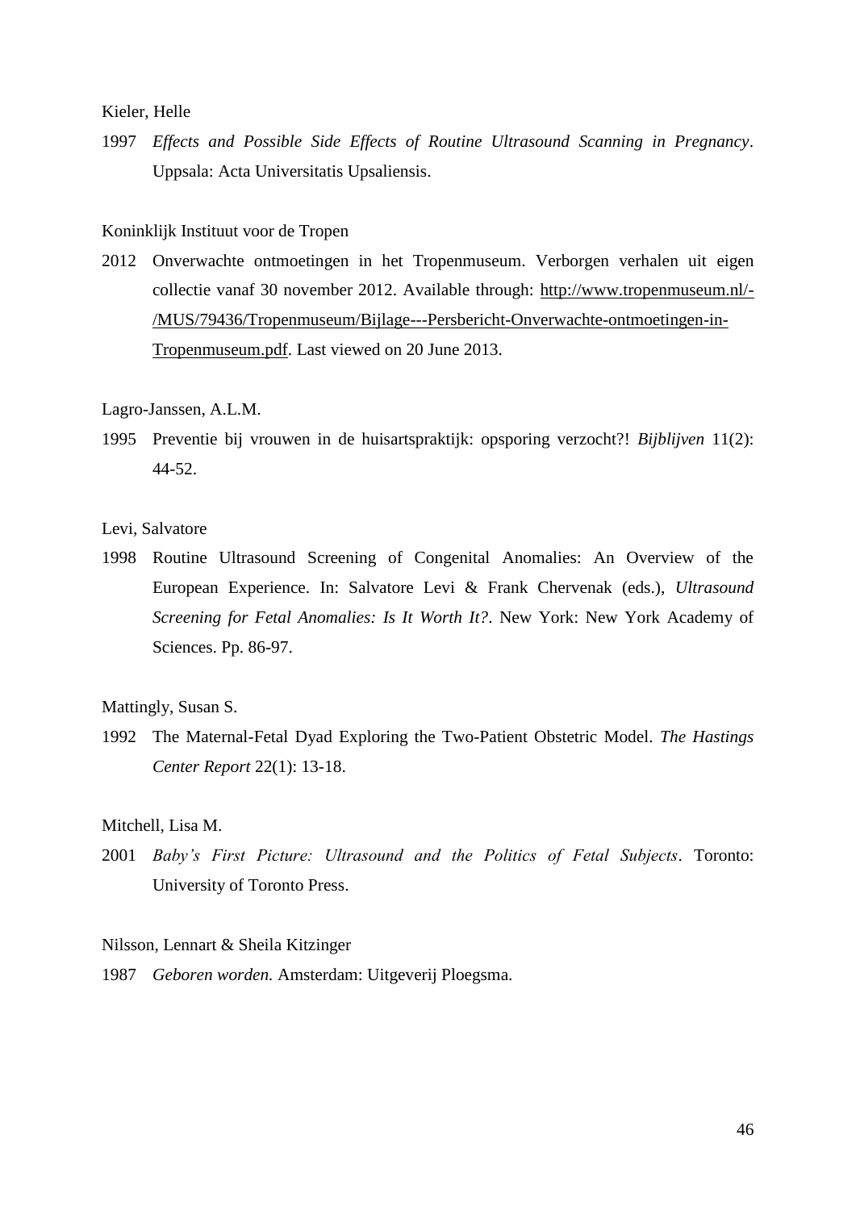Kieler, Helle

1997 *Effects and Possible Side Effects of Routine Ultrasound Scanning in Pregnancy*. Uppsala: Acta Universitatis Upsaliensis.

Koninklijk Instituut voor de Tropen

2012 Onverwachte ontmoetingen in het Tropenmuseum. Verborgen verhalen uit eigen collectie vanaf 30 november 2012. Available through: http://www.tropenmuseum.nl/-/MUS/79436/Tropenmuseum/Bijlage---Persbericht-Onverwachte-ontmoetingen-in-Tropenmuseum.pdf. Last viewed on 20 June 2013.

Lagro-Janssen, A.L.M.

1995 Preventie bij vrouwen in de huisartspraktijk: opsporing verzocht?! *Bijblijven* 11(2): 44-52.

Levi, Salvatore

1998 Routine Ultrasound Screening of Congenital Anomalies: An Overview of the European Experience. In: Salvatore Levi & Frank Chervenak (eds.), *Ultrasound Screening for Fetal Anomalies: Is It Worth It?*. New York: New York Academy of Sciences. Pp. 86-97.

Mattingly, Susan S.

1992 The Maternal-Fetal Dyad Exploring the Two-Patient Obstetric Model. *The Hastings Center Report* 22(1): 13-18.

Mitchell, Lisa M.

2001 *Baby's First Picture: Ultrasound and the Politics of Fetal Subjects*. Toronto: University of Toronto Press.

Nilsson, Lennart & Sheila Kitzinger

1987 *Geboren worden.* Amsterdam: Uitgeverij Ploegsma.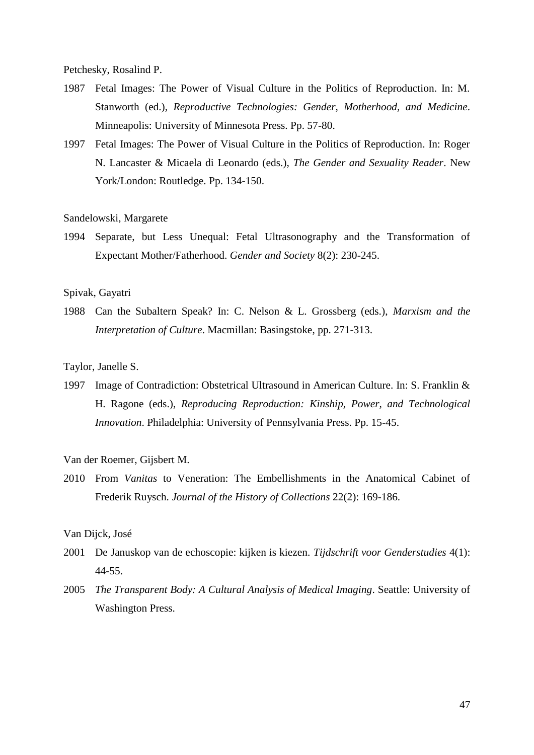Petchesky, Rosalind P.

1987 Fetal Images: The Power of Visual Culture in the Politics of Reproduction. In: M. Stanworth (ed.), *Reproductive Technologies: Gender, Motherhood, and Medicine*. Minneapolis: University of Minnesota Press. Pp. 57-80.

1997 Fetal Images: The Power of Visual Culture in the Politics of Reproduction. In: Roger N. Lancaster & Micaela di Leonardo (eds.), *The Gender and Sexuality Reader*. New York/London: Routledge. Pp. 134-150.

Sandelowski, Margarete

1994 Separate, but Less Unequal: Fetal Ultrasonography and the Transformation of Expectant Mother/Fatherhood. *Gender and Society* 8(2): 230-245.

Spivak, Gayatri

1988 Can the Subaltern Speak? In: C. Nelson & L. Grossberg (eds.), *Marxism and the Interpretation of Culture*. Macmillan: Basingstoke, pp. 271-313.

Taylor, Janelle S.

1997 Image of Contradiction: Obstetrical Ultrasound in American Culture. In: S. Franklin & H. Ragone (eds.), *Reproducing Reproduction: Kinship, Power, and Technological Innovation*. Philadelphia: University of Pennsylvania Press. Pp. 15-45.

Van der Roemer, Gijsbert M.

2010 From *Vanitas* to Veneration: The Embellishments in the Anatomical Cabinet of Frederik Ruysch. *Journal of the History of Collections* 22(2): 169-186.

Van Dijck, José

2001 De Januskop van de echoscopie: kijken is kiezen. *Tijdschrift voor Genderstudies* 4(1): 44-55.

2005 *The Transparent Body: A Cultural Analysis of Medical Imaging*. Seattle: University of Washington Press.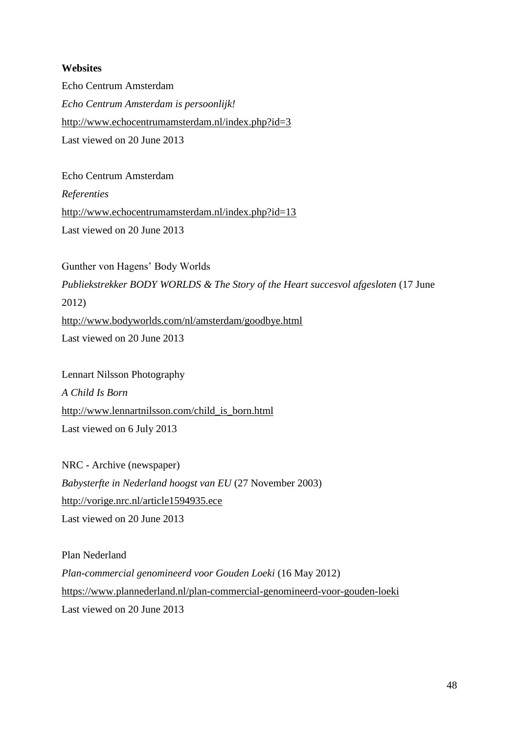**Websites**

Echo Centrum Amsterdam
*Echo Centrum Amsterdam is persoonlijk!*
http://www.echocentrumamsterdam.nl/index.php?id=3
Last viewed on 20 June 2013

Echo Centrum Amsterdam
*Referenties*
http://www.echocentrumamsterdam.nl/index.php?id=13
Last viewed on 20 June 2013

Gunther von Hagens' Body Worlds
*Publiekstrekker BODY WORLDS & The Story of the Heart succesvol afgesloten* (17 June 2012)
http://www.bodyworlds.com/nl/amsterdam/goodbye.html
Last viewed on 20 June 2013

Lennart Nilsson Photography
*A Child Is Born*
http://www.lennartnilsson.com/child_is_born.html
Last viewed on 6 July 2013

NRC - Archive (newspaper)
*Babysterfte in Nederland hoogst van EU* (27 November 2003)
http://vorige.nrc.nl/article1594935.ece
Last viewed on 20 June 2013

Plan Nederland
*Plan-commercial genomineerd voor Gouden Loeki* (16 May 2012)
https://www.plannederland.nl/plan-commercial-genomineerd-voor-gouden-loeki
Last viewed on 20 June 2013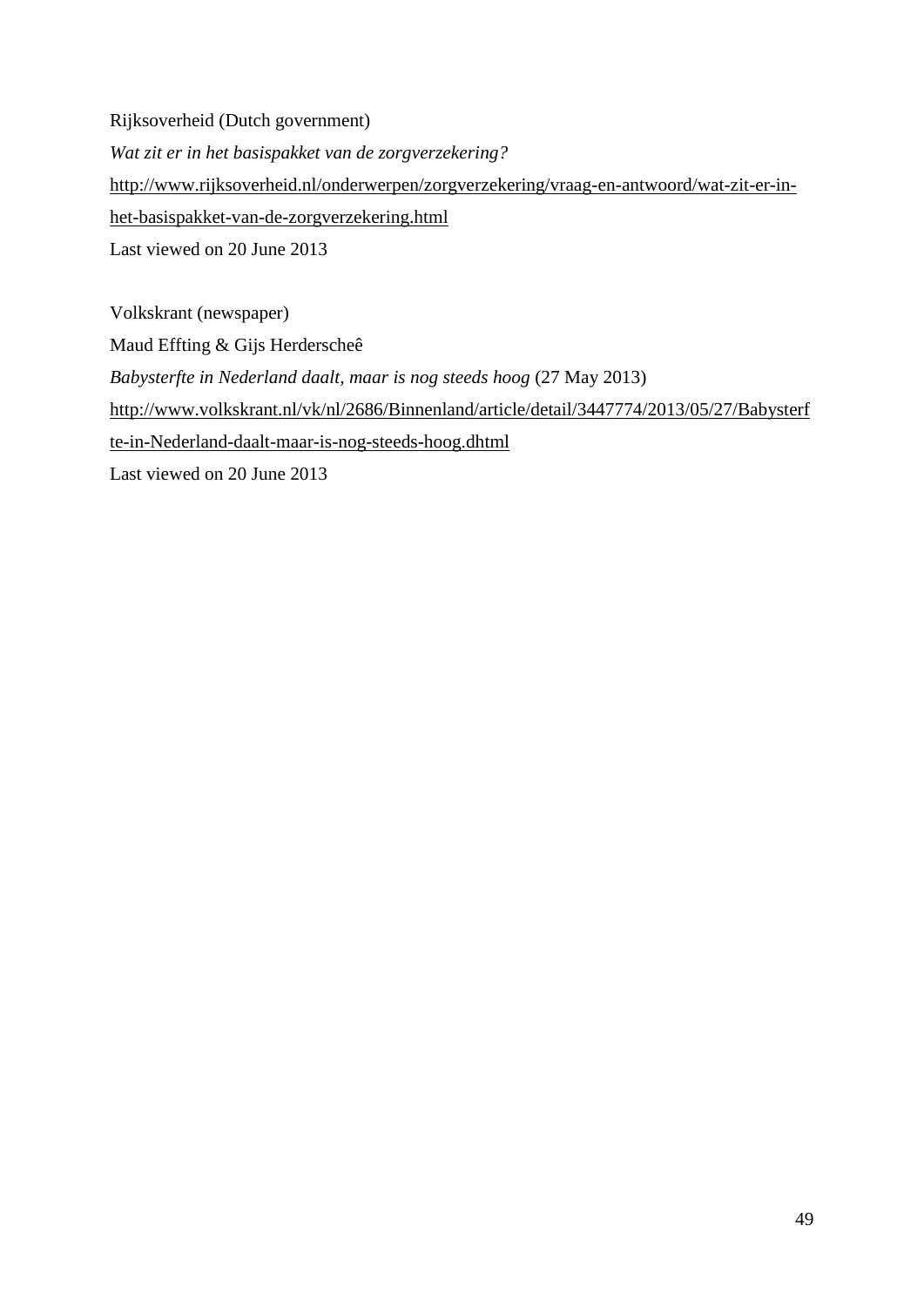Rijksoverheid (Dutch government)

*Wat zit er in het basispakket van de zorgverzekering?*

http://www.rijksoverheid.nl/onderwerpen/zorgverzekering/vraag-en-antwoord/wat-zit-er-in-het-basispakket-van-de-zorgverzekering.html

Last viewed on 20 June 2013

Volkskrant (newspaper)

Maud Effting & Gijs Herderscheê

*Babysterfte in Nederland daalt, maar is nog steeds hoog* (27 May 2013)

http://www.volkskrant.nl/vk/nl/2686/Binnenland/article/detail/3447774/2013/05/27/Babysterfte-in-Nederland-daalt-maar-is-nog-steeds-hoog.dhtml

Last viewed on 20 June 2013